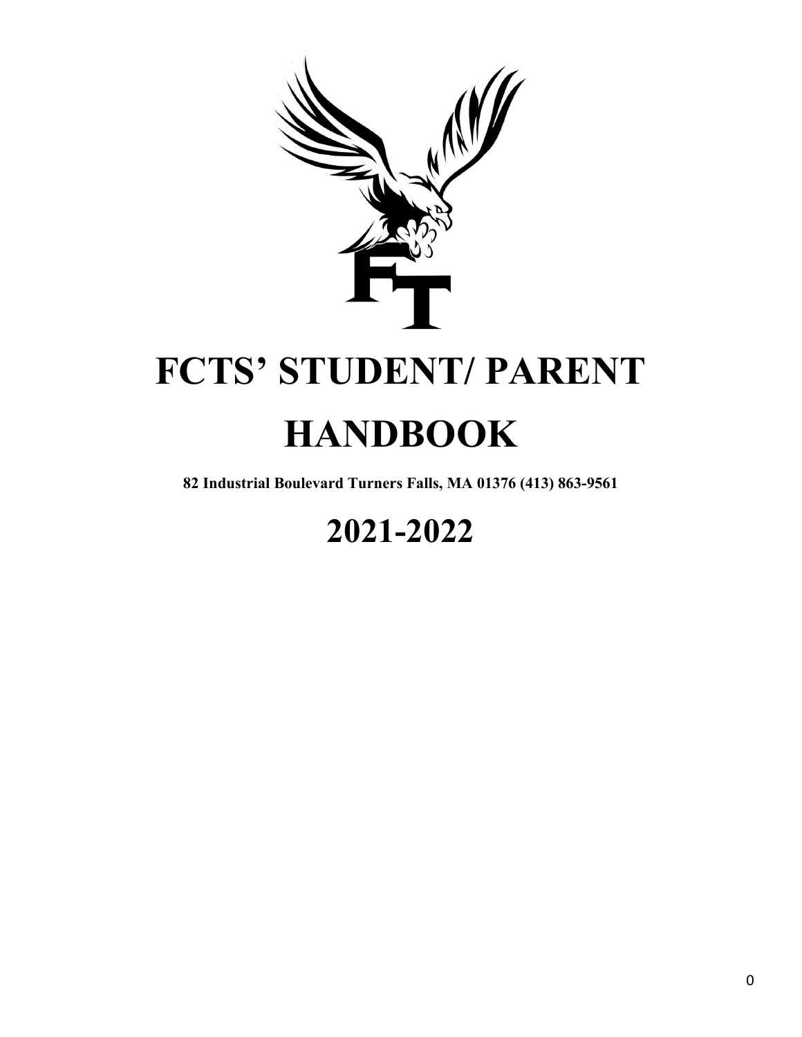# FCTS' STUDENT/ PARENT HANDBOOK

**82 Industrial Boulevard Turners Falls, MA 01376 (413) 863-9561**

# 2021-2022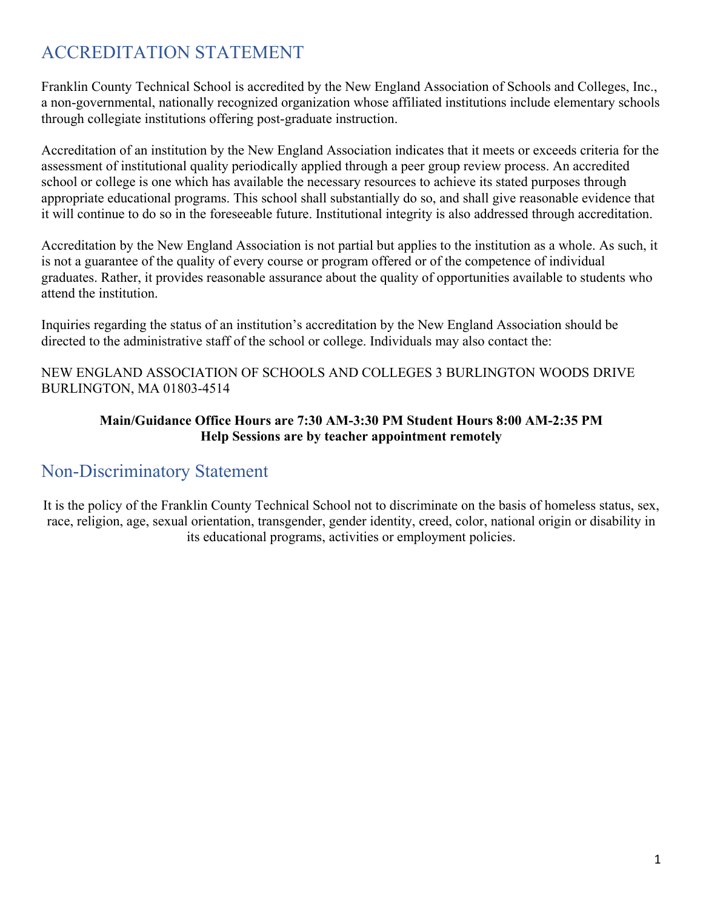# ACCREDITATION STATEMENT

Franklin County Technical School is accredited by the New England Association of Schools and Colleges, Inc., a non-governmental, nationally recognized organization whose affiliated institutions include elementary schools through collegiate institutions offering post-graduate instruction.

Accreditation of an institution by the New England Association indicates that it meets or exceeds criteria for the assessment of institutional quality periodically applied through a peer group review process. An accredited school or college is one which has available the necessary resources to achieve its stated purposes through appropriate educational programs. This school shall substantially do so, and shall give reasonable evidence that it will continue to do so in the foreseeable future. Institutional integrity is also addressed through accreditation.

Accreditation by the New England Association is not partial but applies to the institution as a whole. As such, it is not a guarantee of the quality of every course or program offered or of the competence of individual graduates. Rather, it provides reasonable assurance about the quality of opportunities available to students who attend the institution.

Inquiries regarding the status of an institution's accreditation by the New England Association should be directed to the administrative staff of the school or college. Individuals may also contact the:

NEW ENGLAND ASSOCIATION OF SCHOOLS AND COLLEGES 3 BURLINGTON WOODS DRIVE BURLINGTON, MA 01803-4514

**Main/Guidance Office Hours are 7:30 AM-3:30 PM Student Hours 8:00 AM-2:35 PM**
**Help Sessions are by teacher appointment remotely**

# Non-Discriminatory Statement

It is the policy of the Franklin County Technical School not to discriminate on the basis of homeless status, sex, race, religion, age, sexual orientation, transgender, gender identity, creed, color, national origin or disability in its educational programs, activities or employment policies.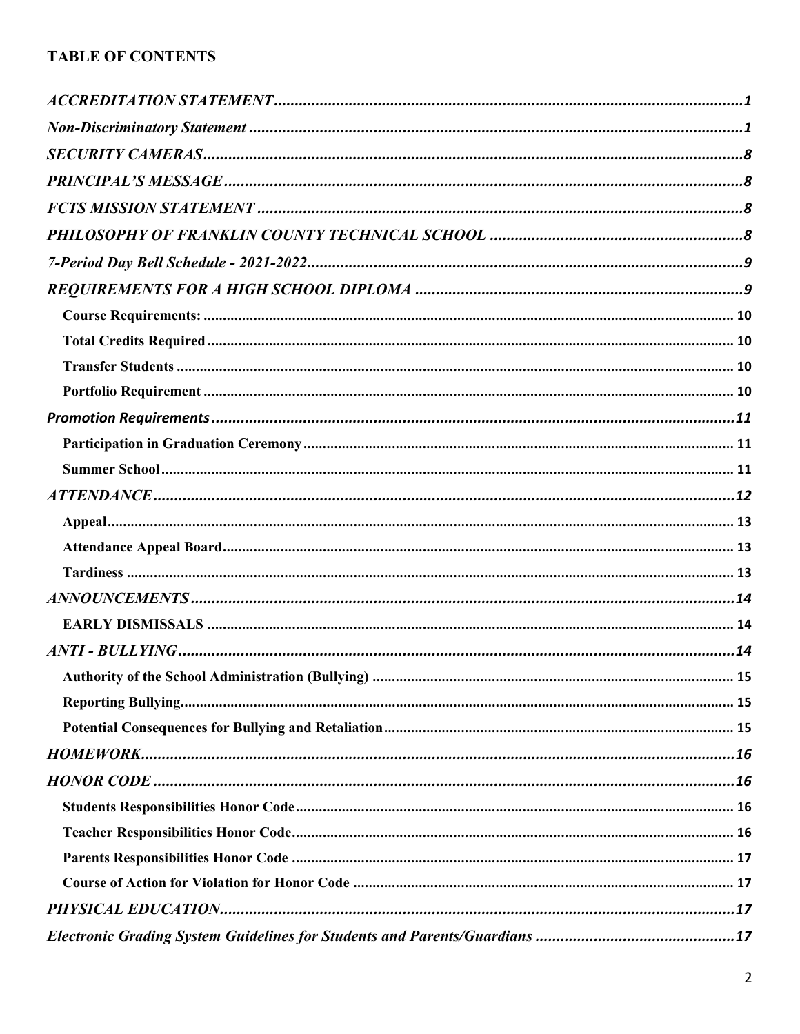**TABLE OF CONTENTS**

*ACCREDITATION STATEMENT* ........................................ 1
*Non-Discriminatory Statement* ........................................ 1
*SECURITY CAMERAS* ........................................ 8
*PRINCIPAL'S MESSAGE* ........................................ 8
*FCTS MISSION STATEMENT* ........................................ 8
*PHILOSOPHY OF FRANKLIN COUNTY TECHNICAL SCHOOL* ........................................ 8
*7-Period Day Bell Schedule - 2021-2022* ........................................ 9
*REQUIREMENTS FOR A HIGH SCHOOL DIPLOMA* ........................................ 9
- **Course Requirements:** ........................................ 10
- **Total Credits Required** ........................................ 10
- **Transfer Students** ........................................ 10
- **Portfolio Requirement** ........................................ 10

*Promotion Requirements* ........................................ 11
- **Participation in Graduation Ceremony** ........................................ 11
- **Summer School** ........................................ 11

*ATTENDANCE* ........................................ 12
- **Appeal** ........................................ 13
- **Attendance Appeal Board** ........................................ 13
- **Tardiness** ........................................ 13

*ANNOUNCEMENTS* ........................................ 14
- **EARLY DISMISSALS** ........................................ 14

*ANTI - BULLYING* ........................................ 14
- **Authority of the School Administration (Bullying)** ........................................ 15
- **Reporting Bullying** ........................................ 15
- **Potential Consequences for Bullying and Retaliation** ........................................ 15

*HOMEWORK* ........................................ 16
*HONOR CODE* ........................................ 16
- **Students Responsibilities Honor Code** ........................................ 16
- **Teacher Responsibilities Honor Code** ........................................ 16
- **Parents Responsibilities Honor Code** ........................................ 17
- **Course of Action for Violation for Honor Code** ........................................ 17

*PHYSICAL EDUCATION* ........................................ 17
*Electronic Grading System Guidelines for Students and Parents/Guardians* ........................................ 17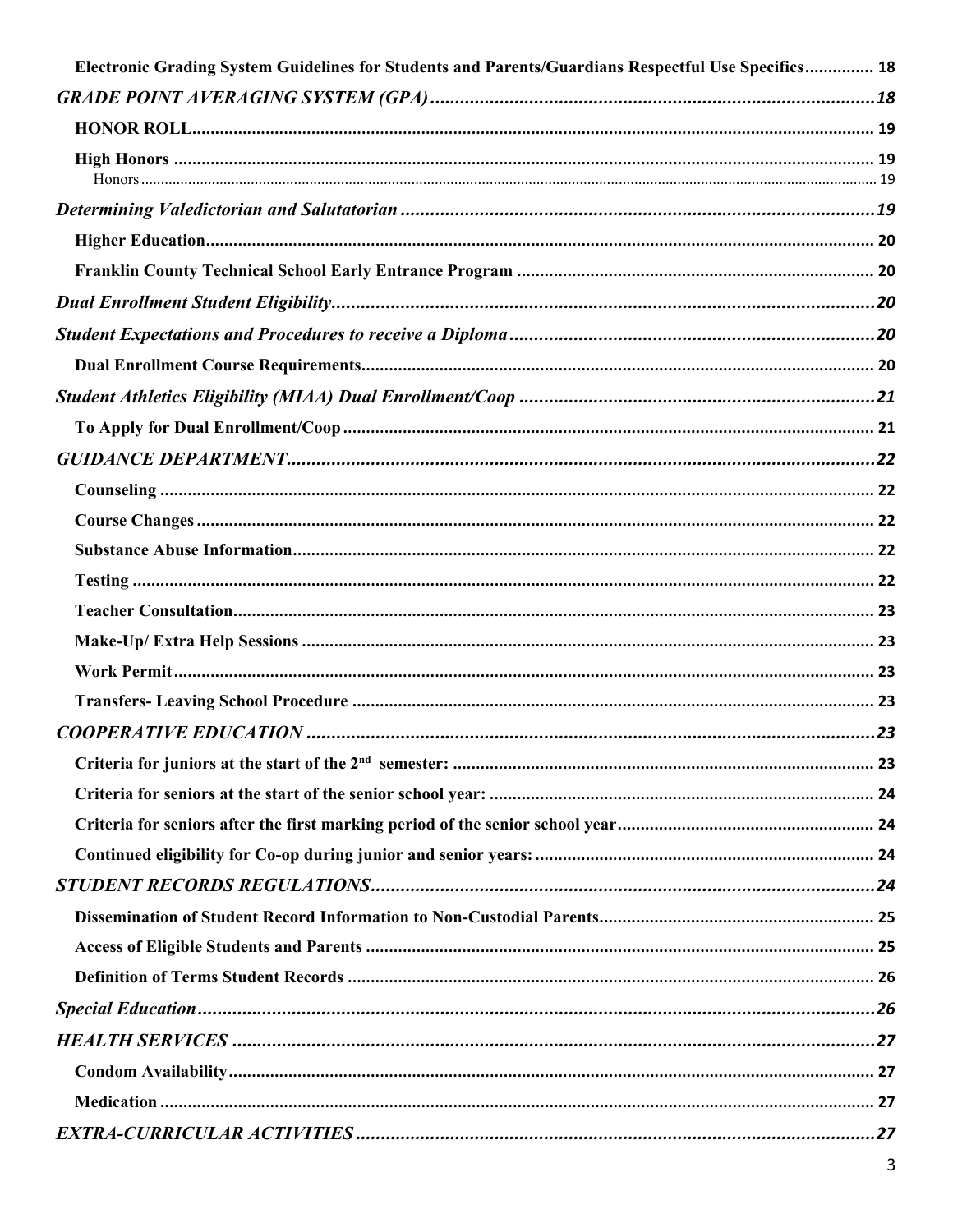Electronic Grading System Guidelines for Students and Parents/Guardians Respectful Use Specifics ............... 18

*GRADE POINT AVERAGING SYSTEM (GPA)* ............................................................................................ 18

HONOR ROLL ................................................................................................................................................ 19

High Honors ................................................................................................................................................... 19

Honors ............................................................................................................................................................ 19

*Determining Valedictorian and Salutatorian* ................................................................................................ 19

Higher Education ............................................................................................................................................ 20

Franklin County Technical School Early Entrance Program ........................................................................... 20

*Dual Enrollment Student Eligibility* ............................................................................................................... 20

*Student Expectations and Procedures to receive a Diploma* ....................................................................... 20

Dual Enrollment Course Requirements ........................................................................................................... 20

*Student Athletics Eligibility (MIAA) Dual Enrollment/Coop* ......................................................................... 21

To Apply for Dual Enrollment/Coop ................................................................................................................ 21

*GUIDANCE DEPARTMENT* ............................................................................................................................ 22

Counseling ...................................................................................................................................................... 22

Course Changes .............................................................................................................................................. 22

Substance Abuse Information ......................................................................................................................... 22

Testing ............................................................................................................................................................ 22

Teacher Consultation ...................................................................................................................................... 23

Make-Up/ Extra Help Sessions ........................................................................................................................ 23

Work Permit .................................................................................................................................................... 23

Transfers- Leaving School Procedure ............................................................................................................. 23

*COOPERATIVE EDUCATION* ........................................................................................................................ 23

Criteria for juniors at the start of the 2nd semester: ........................................................................................ 23

Criteria for seniors at the start of the senior school year: ............................................................................... 24

Criteria for seniors after the first marking period of the senior school year ..................................................... 24

Continued eligibility for Co-op during junior and senior years: ....................................................................... 24

*STUDENT RECORDS REGULATIONS* .......................................................................................................... 24

Dissemination of Student Record Information to Non-Custodial Parents ....................................................... 25

Access of Eligible Students and Parents ......................................................................................................... 25

Definition of Terms Student Records .............................................................................................................. 26

*Special Education* .......................................................................................................................................... 26

*HEALTH SERVICES* ...................................................................................................................................... 27

Condom Availability ........................................................................................................................................ 27

Medication ...................................................................................................................................................... 27

*EXTRA-CURRICULAR ACTIVITIES* ............................................................................................................... 27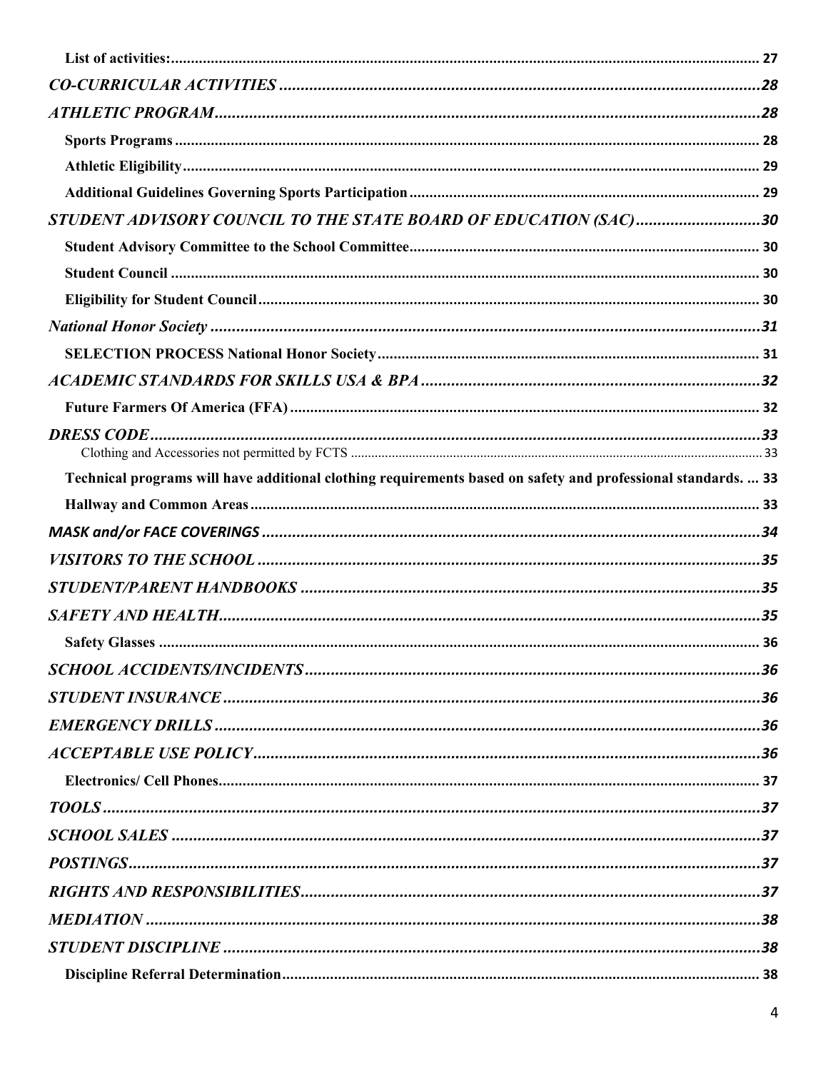List of activities: ................................................................................ 27

*CO-CURRICULAR ACTIVITIES* ................................................................................ 28

*ATHLETIC PROGRAM* ................................................................................ 28

Sports Programs ................................................................................ 28

Athletic Eligibility ................................................................................ 29

Additional Guidelines Governing Sports Participation ................................................................................ 29

*STUDENT ADVISORY COUNCIL TO THE STATE BOARD OF EDUCATION (SAC)* ................................................................................ 30

Student Advisory Committee to the School Committee ................................................................................ 30

Student Council ................................................................................ 30

Eligibility for Student Council ................................................................................ 30

*National Honor Society* ................................................................................ 31

SELECTION PROCESS National Honor Society ................................................................................ 31

*ACADEMIC STANDARDS FOR SKILLS USA & BPA* ................................................................................ 32

Future Farmers Of America (FFA) ................................................................................ 32

*DRESS CODE* ................................................................................ 33

Clothing and Accessories not permitted by FCTS ................................................................................ 33

Technical programs will have additional clothing requirements based on safety and professional standards. ... 33

Hallway and Common Areas ................................................................................ 33

*MASK and/or FACE COVERINGS* ................................................................................ 34

*VISITORS TO THE SCHOOL* ................................................................................ 35

*STUDENT/PARENT HANDBOOKS* ................................................................................ 35

*SAFETY AND HEALTH* ................................................................................ 35

Safety Glasses ................................................................................ 36

*SCHOOL ACCIDENTS/INCIDENTS* ................................................................................ 36

*STUDENT INSURANCE* ................................................................................ 36

*EMERGENCY DRILLS* ................................................................................ 36

*ACCEPTABLE USE POLICY* ................................................................................ 36

Electronics/ Cell Phones ................................................................................ 37

*TOOLS* ................................................................................ 37

*SCHOOL SALES* ................................................................................ 37

*POSTINGS* ................................................................................ 37

*RIGHTS AND RESPONSIBILITIES* ................................................................................ 37

*MEDIATION* ................................................................................ 38

*STUDENT DISCIPLINE* ................................................................................ 38

Discipline Referral Determination ................................................................................ 38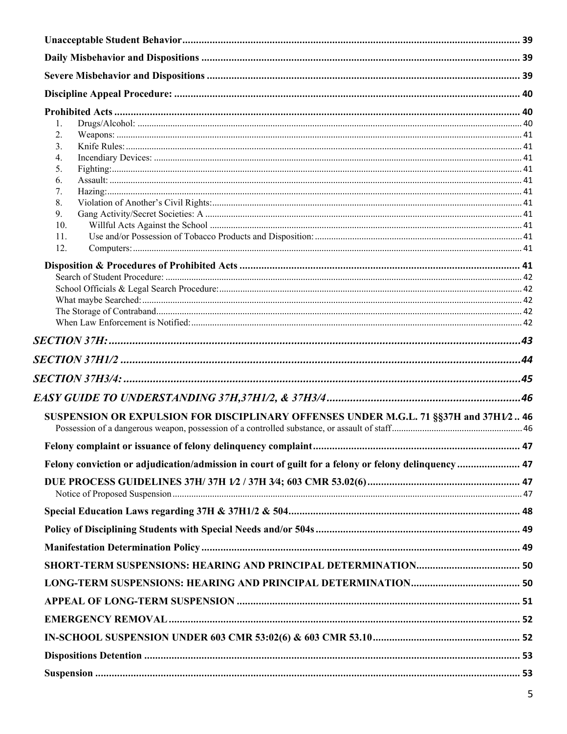**Unacceptable Student Behavior** .......... 39

**Daily Misbehavior and Dispositions** .......... 39

**Severe Misbehavior and Dispositions** .......... 39

**Discipline Appeal Procedure:** .......... 40

**Prohibited Acts** .......... 40

1. Drugs/Alcohol: .......... 40
2. Weapons: .......... 41
3. Knife Rules: .......... 41
4. Incendiary Devices: .......... 41
5. Fighting: .......... 41
6. Assault: .......... 41
7. Hazing: .......... 41
8. Violation of Another's Civil Rights: .......... 41
9. Gang Activity/Secret Societies: A .......... 41
10. Willful Acts Against the School .......... 41
11. Use and/or Possession of Tobacco Products and Disposition: .......... 41
12. Computers: .......... 41

**Disposition & Procedures of Prohibited Acts** .......... 41

Search of Student Procedure: .......... 42

School Officials & Legal Search Procedure: .......... 42

What maybe Searched: .......... 42

The Storage of Contraband .......... 42

When Law Enforcement is Notified: .......... 42

***SECTION 37H:*** .......... 43

***SECTION 37H1/2*** .......... 44

***SECTION 37H3/4:*** .......... 45

***EASY GUIDE TO UNDERSTANDING 37H,37H1/2, & 37H3/4*** .......... 46

**SUSPENSION OR EXPULSION FOR DISCIPLINARY OFFENSES UNDER M.G.L. 71 §§37H and 37H1⁄2** .. 46

Possession of a dangerous weapon, possession of a controlled substance, or assault of staff .......... 46

**Felony complaint or issuance of felony delinquency complaint** .......... 47

**Felony conviction or adjudication/admission in court of guilt for a felony or felony delinquency** .......... 47

**DUE PROCESS GUIDELINES 37H/ 37H 1⁄2 / 37H 3⁄4; 603 CMR 53.02(6)** .......... 47

Notice of Proposed Suspension .......... 47

**Special Education Laws regarding 37H & 37H1/2 & 504** .......... 48

**Policy of Disciplining Students with Special Needs and/or 504s** .......... 49

**Manifestation Determination Policy** .......... 49

**SHORT-TERM SUSPENSIONS: HEARING AND PRINCIPAL DETERMINATION** .......... 50

**LONG-TERM SUSPENSIONS: HEARING AND PRINCIPAL DETERMINATION** .......... 50

**APPEAL OF LONG-TERM SUSPENSION** .......... 51

**EMERGENCY REMOVAL** .......... 52

**IN-SCHOOL SUSPENSION UNDER 603 CMR 53:02(6) & 603 CMR 53.10** .......... 52

**Dispositions Detention** .......... 53

**Suspension** .......... 53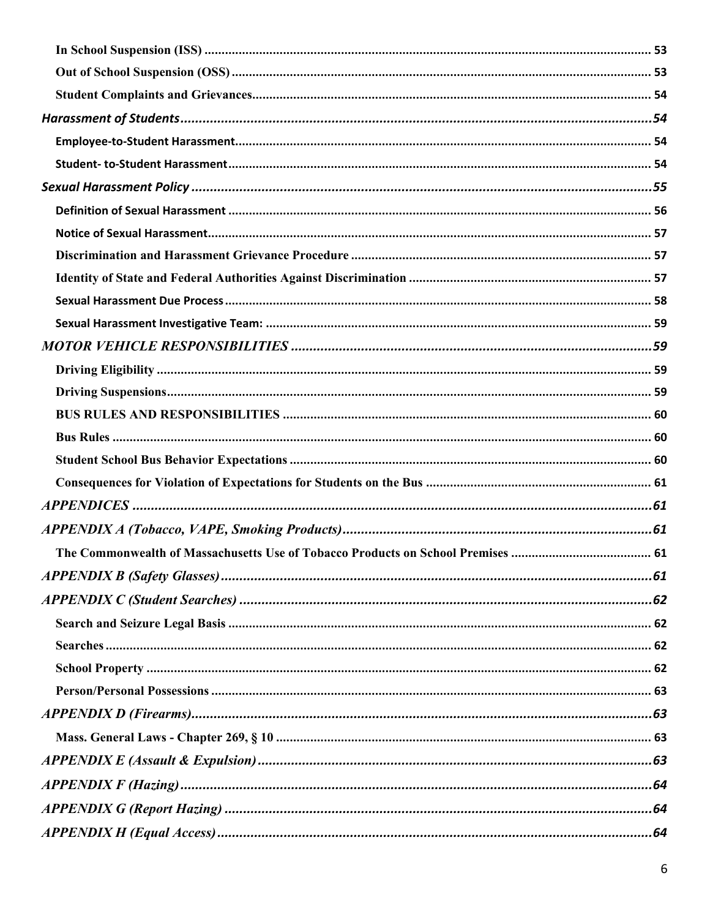In School Suspension (ISS) ........................................................................ 53

Out of School Suspension (OSS) ........................................................................ 53

Student Complaints and Grievances........................................................................ 54

*Harassment of Students*........................................................................ 54

Employee-to-Student Harassment........................................................................ 54

Student- to-Student Harassment........................................................................ 54

*Sexual Harassment Policy* ........................................................................ 55

Definition of Sexual Harassment ........................................................................ 56

Notice of Sexual Harassment........................................................................ 57

Discrimination and Harassment Grievance Procedure ........................................................................ 57

Identity of State and Federal Authorities Against Discrimination ........................................................................ 57

Sexual Harassment Due Process........................................................................ 58

Sexual Harassment Investigative Team: ........................................................................ 59

*MOTOR VEHICLE RESPONSIBILITIES* ........................................................................ 59

Driving Eligibility ........................................................................ 59

Driving Suspensions........................................................................ 59

BUS RULES AND RESPONSIBILITIES ........................................................................ 60

Bus Rules ........................................................................ 60

Student School Bus Behavior Expectations ........................................................................ 60

Consequences for Violation of Expectations for Students on the Bus ........................................................................ 61

*APPENDICES* ........................................................................ 61

*APPENDIX A (Tobacco, VAPE, Smoking Products)*........................................................................ 61

The Commonwealth of Massachusetts Use of Tobacco Products on School Premises ........................................................................ 61

*APPENDIX B (Safety Glasses)*........................................................................ 61

*APPENDIX C (Student Searches)* ........................................................................ 62

Search and Seizure Legal Basis ........................................................................ 62

Searches ........................................................................ 62

School Property ........................................................................ 62

Person/Personal Possessions ........................................................................ 63

*APPENDIX D (Firearms)*........................................................................ 63

Mass. General Laws - Chapter 269, § 10 ........................................................................ 63

*APPENDIX E (Assault & Expulsion)*........................................................................ 63

*APPENDIX F (Hazing)*........................................................................ 64

*APPENDIX G (Report Hazing)* ........................................................................ 64

*APPENDIX H (Equal Access)*........................................................................ 64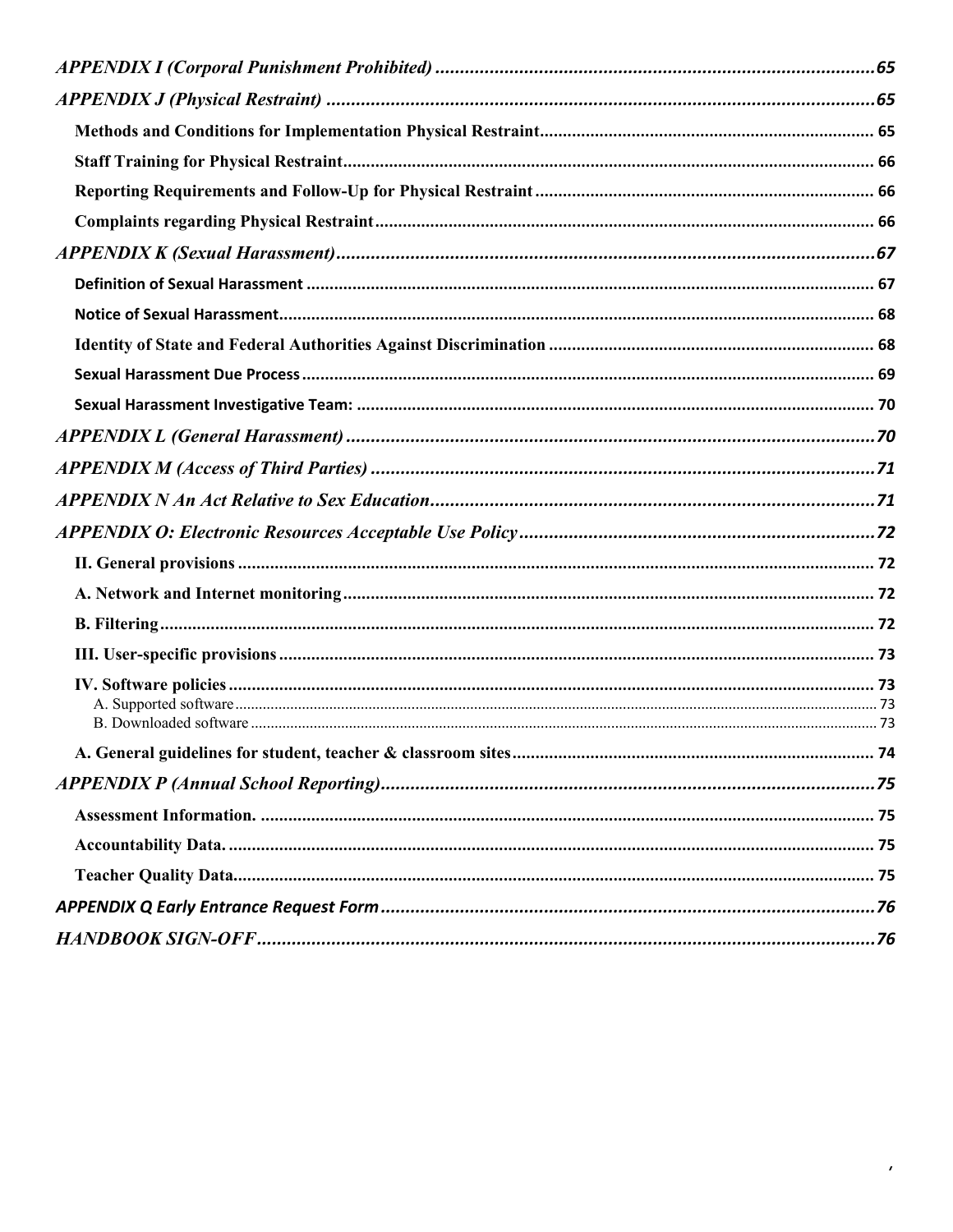*APPENDIX I (Corporal Punishment Prohibited)* ........................................................................................ *65*

*APPENDIX J (Physical Restraint)* ............................................................................................................. *65*

**Methods and Conditions for Implementation Physical Restraint** ....................................................................... 65

**Staff Training for Physical Restraint** ................................................................................................................ 66

**Reporting Requirements and Follow-Up for Physical Restraint** ......................................................................... 66

**Complaints regarding Physical Restraint** .......................................................................................................... 66

*APPENDIX K (Sexual Harassment)* ........................................................................................................... *67*

**Definition of Sexual Harassment** ........................................................................................................................ 67

**Notice of Sexual Harassment** .............................................................................................................................. 68

**Identity of State and Federal Authorities Against Discrimination** ...................................................................... 68

**Sexual Harassment Due Process** .......................................................................................................................... 69

**Sexual Harassment Investigative Team:** .............................................................................................................. 70

*APPENDIX L (General Harassment)* ......................................................................................................... *70*

*APPENDIX M (Access of Third Parties)* .................................................................................................... *71*

*APPENDIX N An Act Relative to Sex Education* ........................................................................................ *71*

*APPENDIX O: Electronic Resources Acceptable Use Policy* ...................................................................... *72*

**II. General provisions** ........................................................................................................................................ 72

**A. Network and Internet monitoring** ................................................................................................................. 72

**B. Filtering** ........................................................................................................................................................ 72

**III. User-specific provisions** .............................................................................................................................. 73

**IV. Software policies** ......................................................................................................................................... 73

A. Supported software ............................................................................................................................................ 73

B. Downloaded software ......................................................................................................................................... 73

**A. General guidelines for student, teacher & classroom sites** ............................................................................. 74

*APPENDIX P (Annual School Reporting)* .................................................................................................. *75*

**Assessment Information.** ................................................................................................................................... 75

**Accountability Data.** .......................................................................................................................................... 75

**Teacher Quality Data.** ........................................................................................................................................ 75

***APPENDIX Q Early Entrance Request Form*** ............................................................................................. *76*

*HANDBOOK SIGN-OFF* ............................................................................................................................ *76*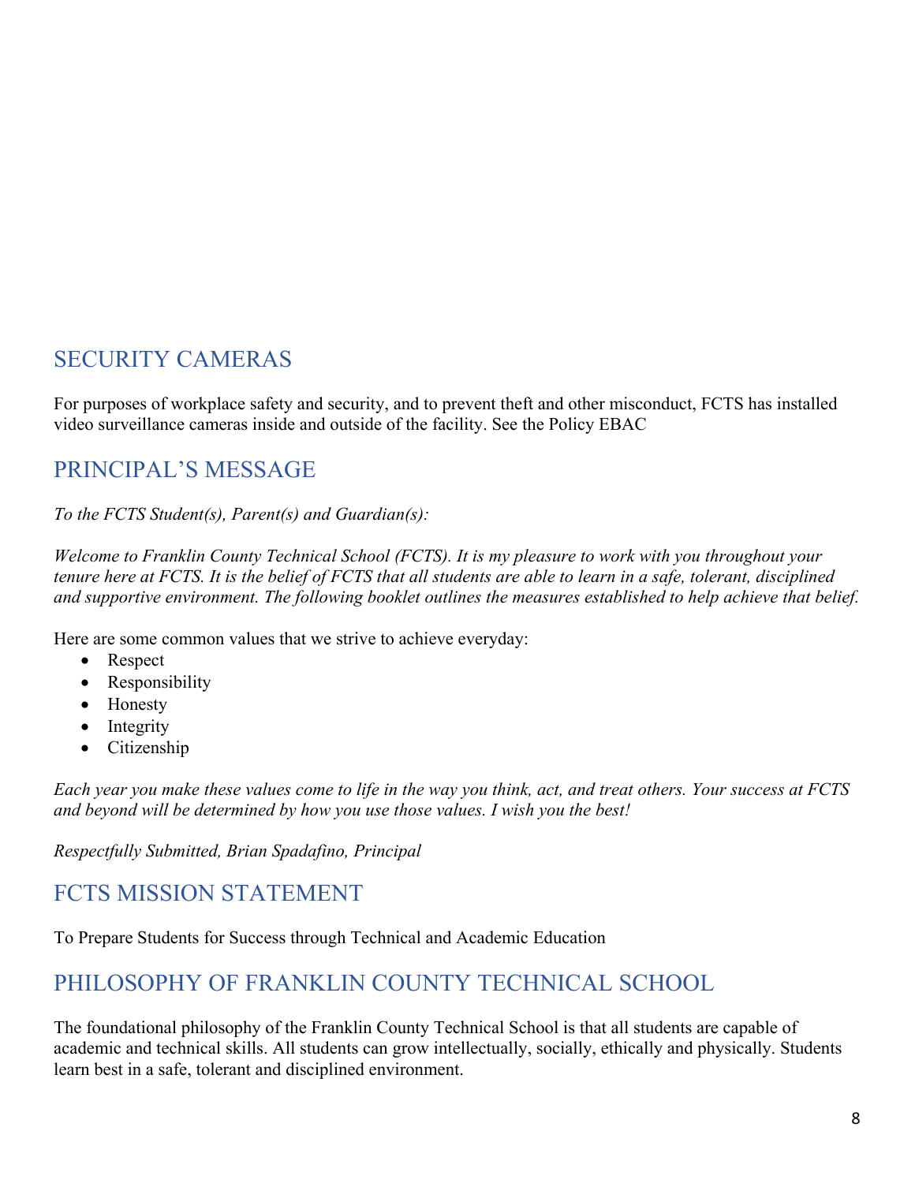## SECURITY CAMERAS

For purposes of workplace safety and security, and to prevent theft and other misconduct, FCTS has installed video surveillance cameras inside and outside of the facility. See the Policy EBAC

## PRINCIPAL'S MESSAGE

*To the FCTS Student(s), Parent(s) and Guardian(s):*

*Welcome to Franklin County Technical School (FCTS). It is my pleasure to work with you throughout your tenure here at FCTS. It is the belief of FCTS that all students are able to learn in a safe, tolerant, disciplined and supportive environment. The following booklet outlines the measures established to help achieve that belief.*

Here are some common values that we strive to achieve everyday:

- Respect
- Responsibility
- Honesty
- Integrity
- Citizenship

*Each year you make these values come to life in the way you think, act, and treat others. Your success at FCTS and beyond will be determined by how you use those values. I wish you the best!*

*Respectfully Submitted, Brian Spadafino, Principal*

## FCTS MISSION STATEMENT

To Prepare Students for Success through Technical and Academic Education

## PHILOSOPHY OF FRANKLIN COUNTY TECHNICAL SCHOOL

The foundational philosophy of the Franklin County Technical School is that all students are capable of academic and technical skills. All students can grow intellectually, socially, ethically and physically. Students learn best in a safe, tolerant and disciplined environment.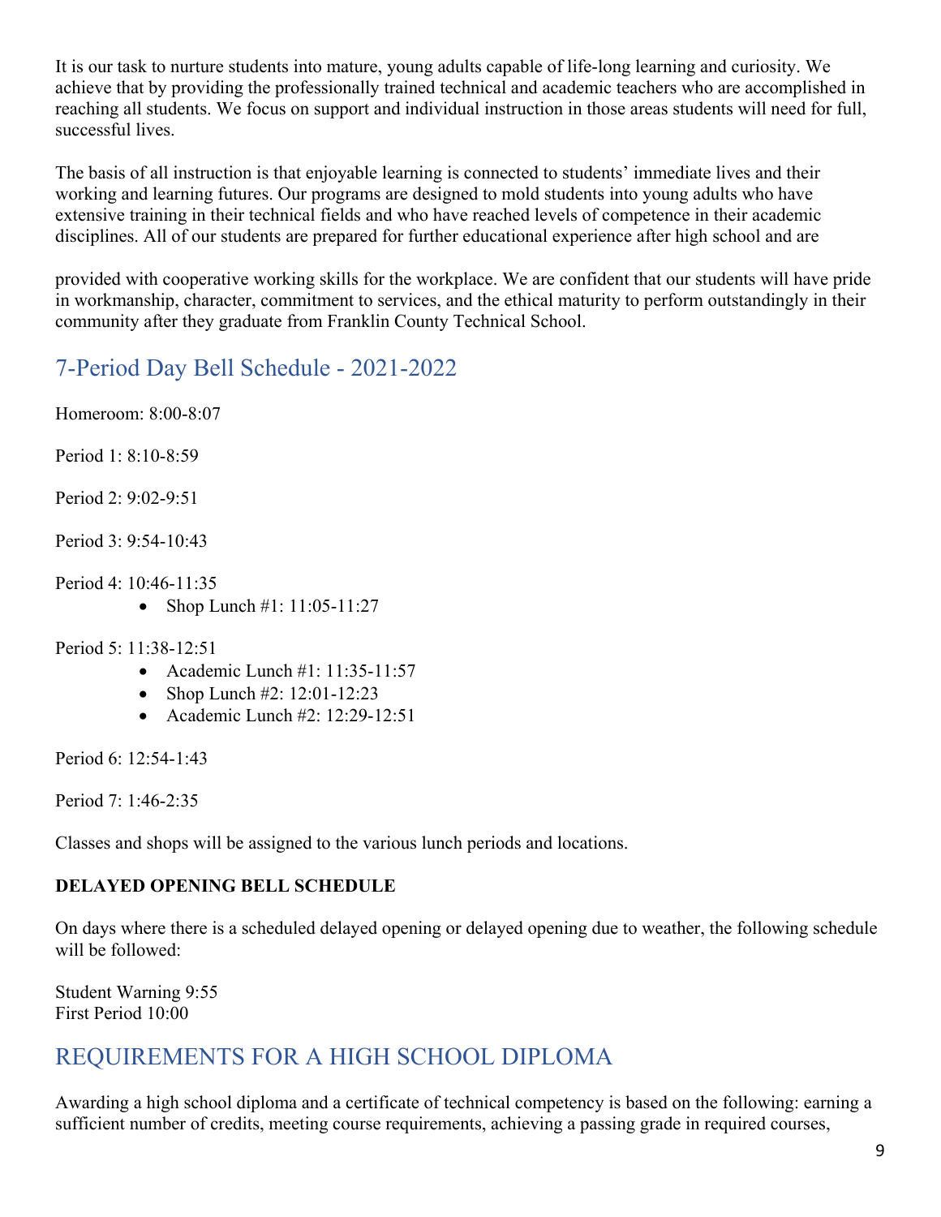It is our task to nurture students into mature, young adults capable of life-long learning and curiosity. We achieve that by providing the professionally trained technical and academic teachers who are accomplished in reaching all students. We focus on support and individual instruction in those areas students will need for full, successful lives.

The basis of all instruction is that enjoyable learning is connected to students' immediate lives and their working and learning futures. Our programs are designed to mold students into young adults who have extensive training in their technical fields and who have reached levels of competence in their academic disciplines. All of our students are prepared for further educational experience after high school and are provided with cooperative working skills for the workplace. We are confident that our students will have pride in workmanship, character, commitment to services, and the ethical maturity to perform outstandingly in their community after they graduate from Franklin County Technical School.

## 7-Period Day Bell Schedule - 2021-2022

Homeroom: 8:00-8:07

Period 1: 8:10-8:59

Period 2: 9:02-9:51

Period 3: 9:54-10:43

Period 4: 10:46-11:35

- Shop Lunch #1: 11:05-11:27

Period 5: 11:38-12:51

- Academic Lunch #1: 11:35-11:57
- Shop Lunch #2: 12:01-12:23
- Academic Lunch #2: 12:29-12:51

Period 6: 12:54-1:43

Period 7: 1:46-2:35

Classes and shops will be assigned to the various lunch periods and locations.

**DELAYED OPENING BELL SCHEDULE**

On days where there is a scheduled delayed opening or delayed opening due to weather, the following schedule will be followed:

Student Warning 9:55
First Period 10:00

## REQUIREMENTS FOR A HIGH SCHOOL DIPLOMA

Awarding a high school diploma and a certificate of technical competency is based on the following: earning a sufficient number of credits, meeting course requirements, achieving a passing grade in required courses,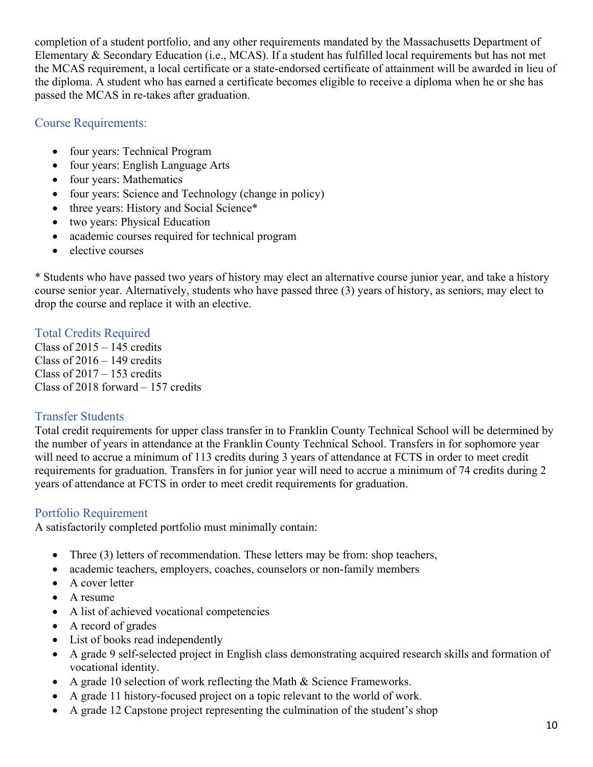completion of a student portfolio, and any other requirements mandated by the Massachusetts Department of Elementary & Secondary Education (i.e., MCAS). If a student has fulfilled local requirements but has not met the MCAS requirement, a local certificate or a state-endorsed certificate of attainment will be awarded in lieu of the diploma. A student who has earned a certificate becomes eligible to receive a diploma when he or she has passed the MCAS in re-takes after graduation.

### Course Requirements:

- four years: Technical Program
- four years: English Language Arts
- four years: Mathematics
- four years: Science and Technology (change in policy)
- three years: History and Social Science*
- two years: Physical Education
- academic courses required for technical program
- elective courses

* Students who have passed two years of history may elect an alternative course junior year, and take a history course senior year. Alternatively, students who have passed three (3) years of history, as seniors, may elect to drop the course and replace it with an elective.

### Total Credits Required

Class of 2015 – 145 credits
Class of 2016 – 149 credits
Class of 2017 – 153 credits
Class of 2018 forward – 157 credits

### Transfer Students

Total credit requirements for upper class transfer in to Franklin County Technical School will be determined by the number of years in attendance at the Franklin County Technical School. Transfers in for sophomore year will need to accrue a minimum of 113 credits during 3 years of attendance at FCTS in order to meet credit requirements for graduation. Transfers in for junior year will need to accrue a minimum of 74 credits during 2 years of attendance at FCTS in order to meet credit requirements for graduation.

### Portfolio Requirement

A satisfactorily completed portfolio must minimally contain:

- Three (3) letters of recommendation. These letters may be from: shop teachers,
- academic teachers, employers, coaches, counselors or non-family members
- A cover letter
- A resume
- A list of achieved vocational competencies
- A record of grades
- List of books read independently
- A grade 9 self-selected project in English class demonstrating acquired research skills and formation of vocational identity.
- A grade 10 selection of work reflecting the Math & Science Frameworks.
- A grade 11 history-focused project on a topic relevant to the world of work.
- A grade 12 Capstone project representing the culmination of the student's shop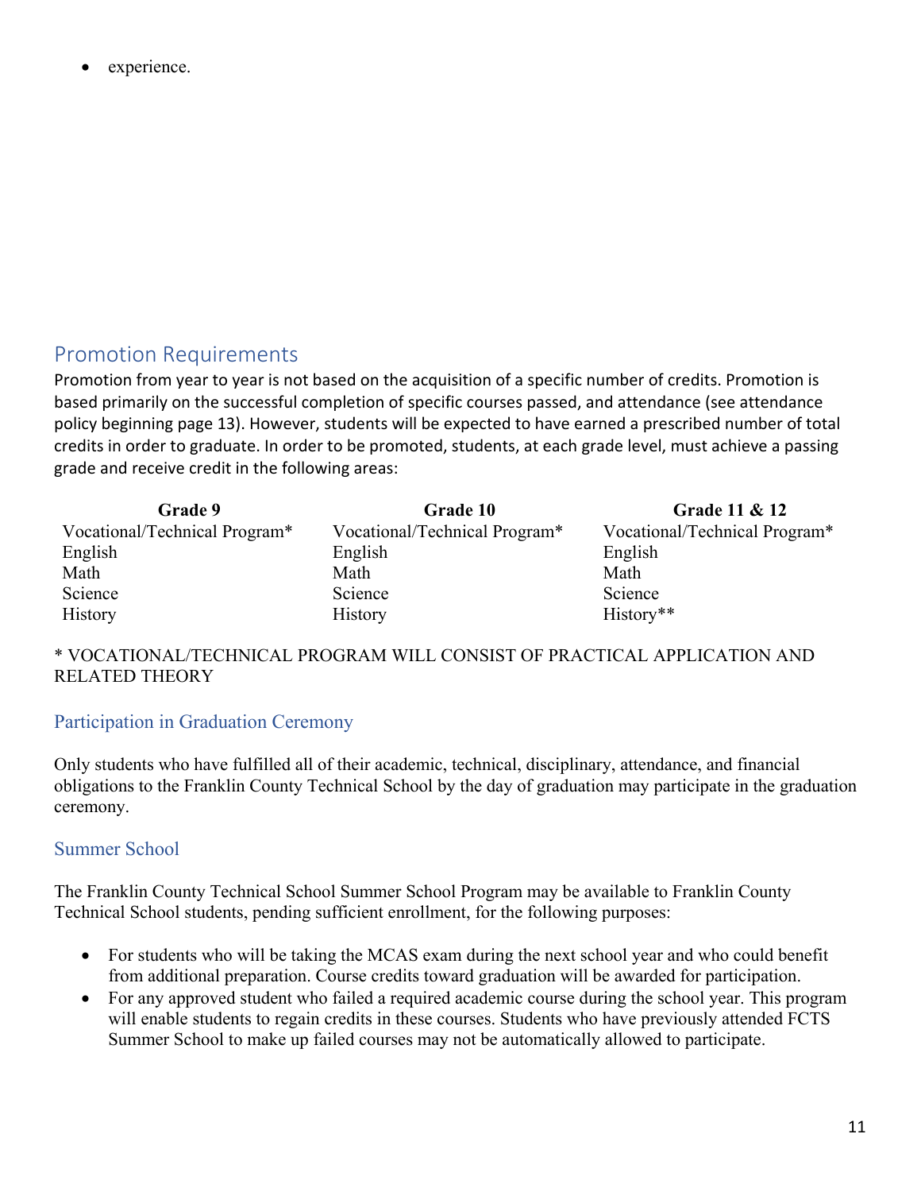- experience.

## Promotion Requirements

Promotion from year to year is not based on the acquisition of a specific number of credits. Promotion is based primarily on the successful completion of specific courses passed, and attendance (see attendance policy beginning page 13). However, students will be expected to have earned a prescribed number of total credits in order to graduate. In order to be promoted, students, at each grade level, must achieve a passing grade and receive credit in the following areas:

| Grade 9 | Grade 10 | Grade 11 & 12 |
|---|---|---|
| Vocational/Technical Program* | Vocational/Technical Program* | Vocational/Technical Program* |
| English | English | English |
| Math | Math | Math |
| Science | Science | Science |
| History | History | History** |

* VOCATIONAL/TECHNICAL PROGRAM WILL CONSIST OF PRACTICAL APPLICATION AND RELATED THEORY

### Participation in Graduation Ceremony

Only students who have fulfilled all of their academic, technical, disciplinary, attendance, and financial obligations to the Franklin County Technical School by the day of graduation may participate in the graduation ceremony.

### Summer School

The Franklin County Technical School Summer School Program may be available to Franklin County Technical School students, pending sufficient enrollment, for the following purposes:

- For students who will be taking the MCAS exam during the next school year and who could benefit from additional preparation. Course credits toward graduation will be awarded for participation.
- For any approved student who failed a required academic course during the school year. This program will enable students to regain credits in these courses. Students who have previously attended FCTS Summer School to make up failed courses may not be automatically allowed to participate.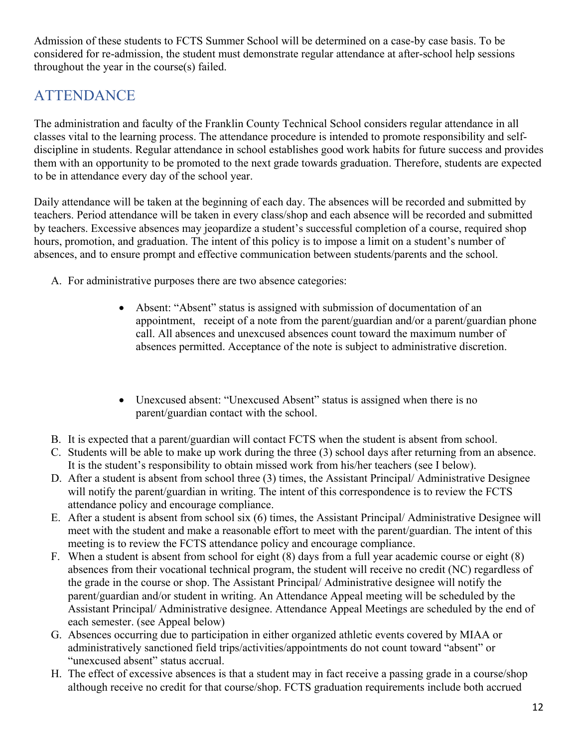Admission of these students to FCTS Summer School will be determined on a case-by case basis. To be considered for re-admission, the student must demonstrate regular attendance at after-school help sessions throughout the year in the course(s) failed.

## ATTENDANCE

The administration and faculty of the Franklin County Technical School considers regular attendance in all classes vital to the learning process. The attendance procedure is intended to promote responsibility and self-discipline in students. Regular attendance in school establishes good work habits for future success and provides them with an opportunity to be promoted to the next grade towards graduation. Therefore, students are expected to be in attendance every day of the school year.

Daily attendance will be taken at the beginning of each day. The absences will be recorded and submitted by teachers. Period attendance will be taken in every class/shop and each absence will be recorded and submitted by teachers. Excessive absences may jeopardize a student's successful completion of a course, required shop hours, promotion, and graduation. The intent of this policy is to impose a limit on a student's number of absences, and to ensure prompt and effective communication between students/parents and the school.

A. For administrative purposes there are two absence categories:

   - Absent: "Absent" status is assigned with submission of documentation of an appointment, receipt of a note from the parent/guardian and/or a parent/guardian phone call. All absences and unexcused absences count toward the maximum number of absences permitted. Acceptance of the note is subject to administrative discretion.

   - Unexcused absent: "Unexcused Absent" status is assigned when there is no parent/guardian contact with the school.

B. It is expected that a parent/guardian will contact FCTS when the student is absent from school.

C. Students will be able to make up work during the three (3) school days after returning from an absence. It is the student's responsibility to obtain missed work from his/her teachers (see I below).

D. After a student is absent from school three (3) times, the Assistant Principal/ Administrative Designee will notify the parent/guardian in writing. The intent of this correspondence is to review the FCTS attendance policy and encourage compliance.

E. After a student is absent from school six (6) times, the Assistant Principal/ Administrative Designee will meet with the student and make a reasonable effort to meet with the parent/guardian. The intent of this meeting is to review the FCTS attendance policy and encourage compliance.

F. When a student is absent from school for eight (8) days from a full year academic course or eight (8) absences from their vocational technical program, the student will receive no credit (NC) regardless of the grade in the course or shop. The Assistant Principal/ Administrative designee will notify the parent/guardian and/or student in writing. An Attendance Appeal meeting will be scheduled by the Assistant Principal/ Administrative designee. Attendance Appeal Meetings are scheduled by the end of each semester. (see Appeal below)

G. Absences occurring due to participation in either organized athletic events covered by MIAA or administratively sanctioned field trips/activities/appointments do not count toward "absent" or "unexcused absent" status accrual.

H. The effect of excessive absences is that a student may in fact receive a passing grade in a course/shop although receive no credit for that course/shop. FCTS graduation requirements include both accrued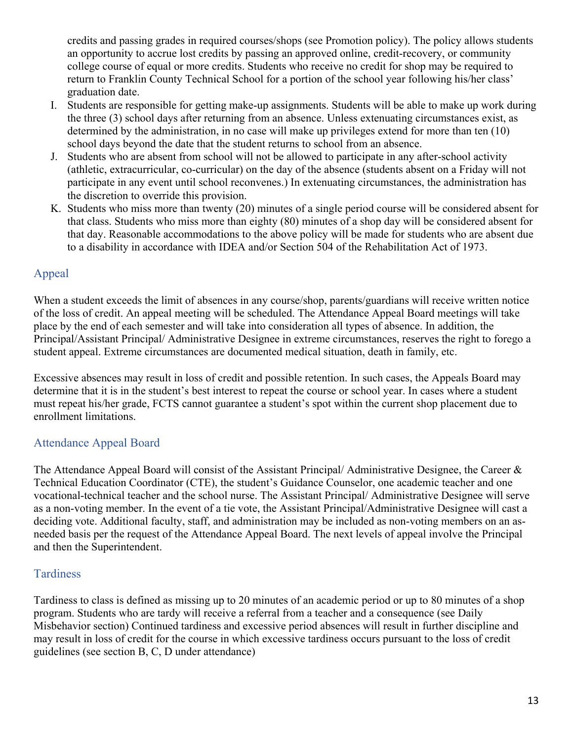credits and passing grades in required courses/shops (see Promotion policy). The policy allows students an opportunity to accrue lost credits by passing an approved online, credit-recovery, or community college course of equal or more credits. Students who receive no credit for shop may be required to return to Franklin County Technical School for a portion of the school year following his/her class' graduation date.

I. Students are responsible for getting make-up assignments. Students will be able to make up work during the three (3) school days after returning from an absence. Unless extenuating circumstances exist, as determined by the administration, in no case will make up privileges extend for more than ten (10) school days beyond the date that the student returns to school from an absence.
J. Students who are absent from school will not be allowed to participate in any after-school activity (athletic, extracurricular, co-curricular) on the day of the absence (students absent on a Friday will not participate in any event until school reconvenes.) In extenuating circumstances, the administration has the discretion to override this provision.
K. Students who miss more than twenty (20) minutes of a single period course will be considered absent for that class. Students who miss more than eighty (80) minutes of a shop day will be considered absent for that day. Reasonable accommodations to the above policy will be made for students who are absent due to a disability in accordance with IDEA and/or Section 504 of the Rehabilitation Act of 1973.

## Appeal

When a student exceeds the limit of absences in any course/shop, parents/guardians will receive written notice of the loss of credit. An appeal meeting will be scheduled. The Attendance Appeal Board meetings will take place by the end of each semester and will take into consideration all types of absence. In addition, the Principal/Assistant Principal/ Administrative Designee in extreme circumstances, reserves the right to forego a student appeal. Extreme circumstances are documented medical situation, death in family, etc.

Excessive absences may result in loss of credit and possible retention. In such cases, the Appeals Board may determine that it is in the student's best interest to repeat the course or school year. In cases where a student must repeat his/her grade, FCTS cannot guarantee a student's spot within the current shop placement due to enrollment limitations.

## Attendance Appeal Board

The Attendance Appeal Board will consist of the Assistant Principal/ Administrative Designee, the Career & Technical Education Coordinator (CTE), the student's Guidance Counselor, one academic teacher and one vocational-technical teacher and the school nurse. The Assistant Principal/ Administrative Designee will serve as a non-voting member. In the event of a tie vote, the Assistant Principal/Administrative Designee will cast a deciding vote. Additional faculty, staff, and administration may be included as non-voting members on an as-needed basis per the request of the Attendance Appeal Board. The next levels of appeal involve the Principal and then the Superintendent.

## Tardiness

Tardiness to class is defined as missing up to 20 minutes of an academic period or up to 80 minutes of a shop program. Students who are tardy will receive a referral from a teacher and a consequence (see Daily Misbehavior section) Continued tardiness and excessive period absences will result in further discipline and may result in loss of credit for the course in which excessive tardiness occurs pursuant to the loss of credit guidelines (see section B, C, D under attendance)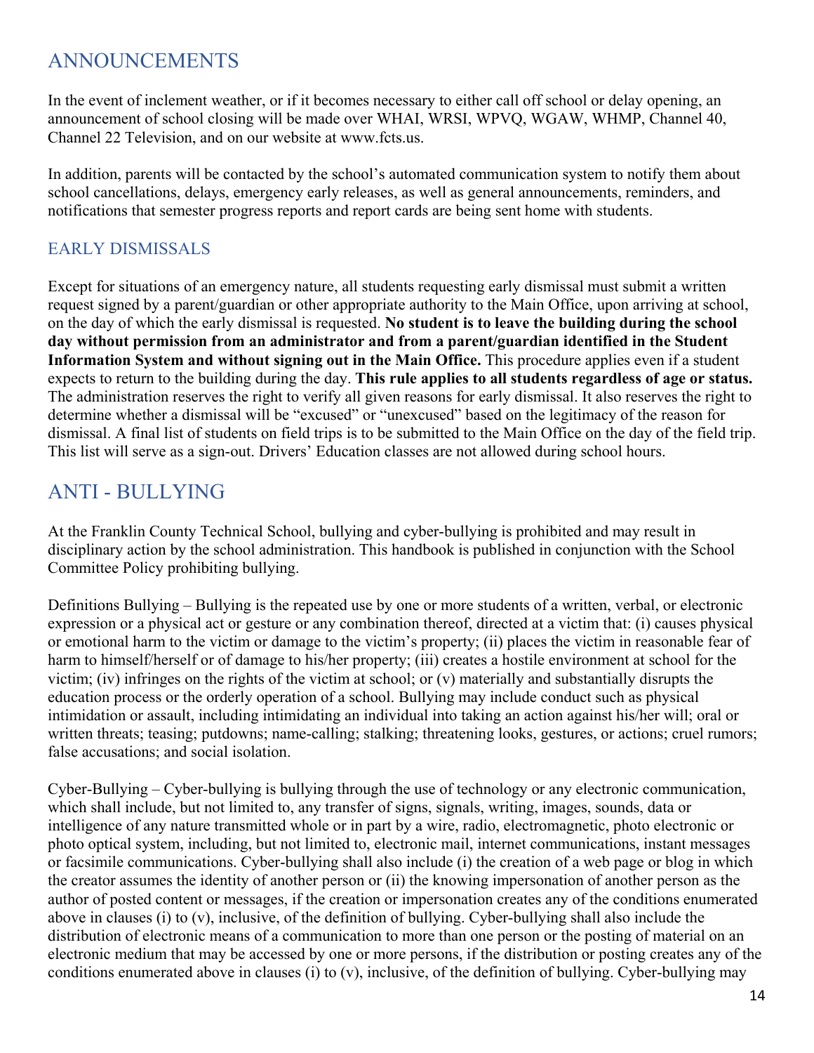## ANNOUNCEMENTS

In the event of inclement weather, or if it becomes necessary to either call off school or delay opening, an announcement of school closing will be made over WHAI, WRSI, WPVQ, WGAW, WHMP, Channel 40, Channel 22 Television, and on our website at www.fcts.us.

In addition, parents will be contacted by the school's automated communication system to notify them about school cancellations, delays, emergency early releases, as well as general announcements, reminders, and notifications that semester progress reports and report cards are being sent home with students.

### EARLY DISMISSALS

Except for situations of an emergency nature, all students requesting early dismissal must submit a written request signed by a parent/guardian or other appropriate authority to the Main Office, upon arriving at school, on the day of which the early dismissal is requested. **No student is to leave the building during the school day without permission from an administrator and from a parent/guardian identified in the Student Information System and without signing out in the Main Office.** This procedure applies even if a student expects to return to the building during the day. **This rule applies to all students regardless of age or status.** The administration reserves the right to verify all given reasons for early dismissal. It also reserves the right to determine whether a dismissal will be "excused" or "unexcused" based on the legitimacy of the reason for dismissal. A final list of students on field trips is to be submitted to the Main Office on the day of the field trip. This list will serve as a sign-out. Drivers' Education classes are not allowed during school hours.

## ANTI - BULLYING

At the Franklin County Technical School, bullying and cyber-bullying is prohibited and may result in disciplinary action by the school administration. This handbook is published in conjunction with the School Committee Policy prohibiting bullying.

Definitions Bullying – Bullying is the repeated use by one or more students of a written, verbal, or electronic expression or a physical act or gesture or any combination thereof, directed at a victim that: (i) causes physical or emotional harm to the victim or damage to the victim's property; (ii) places the victim in reasonable fear of harm to himself/herself or of damage to his/her property; (iii) creates a hostile environment at school for the victim; (iv) infringes on the rights of the victim at school; or (v) materially and substantially disrupts the education process or the orderly operation of a school. Bullying may include conduct such as physical intimidation or assault, including intimidating an individual into taking an action against his/her will; oral or written threats; teasing; putdowns; name-calling; stalking; threatening looks, gestures, or actions; cruel rumors; false accusations; and social isolation.

Cyber-Bullying – Cyber-bullying is bullying through the use of technology or any electronic communication, which shall include, but not limited to, any transfer of signs, signals, writing, images, sounds, data or intelligence of any nature transmitted whole or in part by a wire, radio, electromagnetic, photo electronic or photo optical system, including, but not limited to, electronic mail, internet communications, instant messages or facsimile communications. Cyber-bullying shall also include (i) the creation of a web page or blog in which the creator assumes the identity of another person or (ii) the knowing impersonation of another person as the author of posted content or messages, if the creation or impersonation creates any of the conditions enumerated above in clauses (i) to (v), inclusive, of the definition of bullying. Cyber-bullying shall also include the distribution of electronic means of a communication to more than one person or the posting of material on an electronic medium that may be accessed by one or more persons, if the distribution or posting creates any of the conditions enumerated above in clauses (i) to (v), inclusive, of the definition of bullying. Cyber-bullying may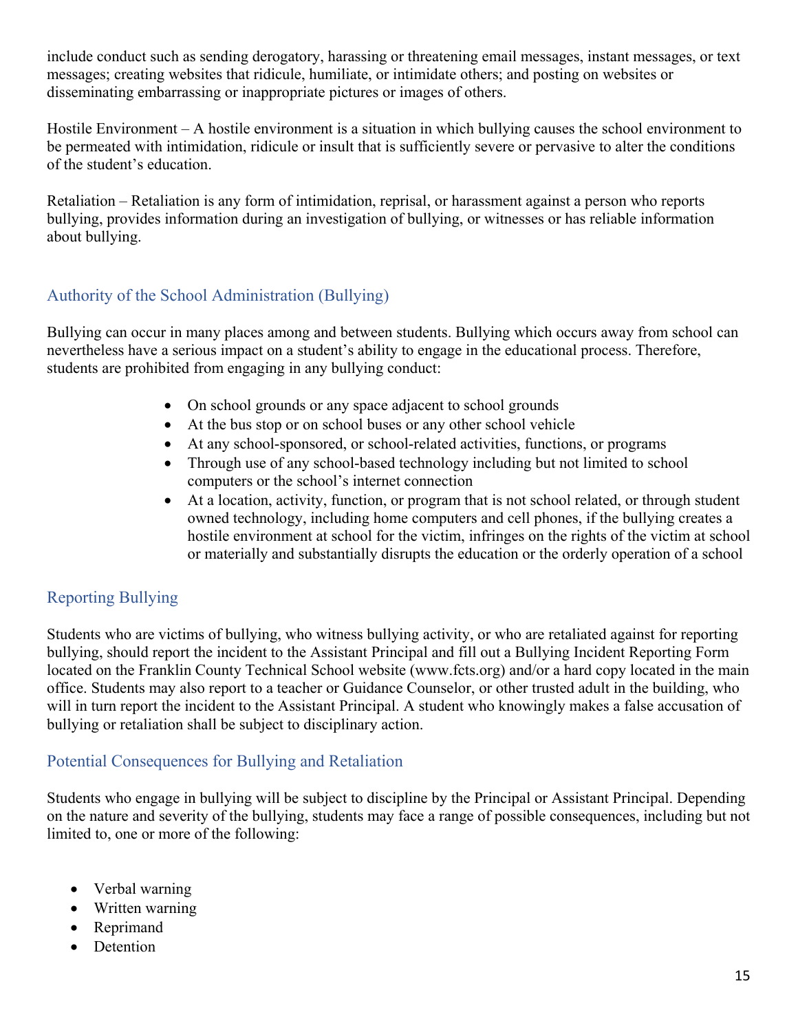include conduct such as sending derogatory, harassing or threatening email messages, instant messages, or text messages; creating websites that ridicule, humiliate, or intimidate others; and posting on websites or disseminating embarrassing or inappropriate pictures or images of others.

Hostile Environment – A hostile environment is a situation in which bullying causes the school environment to be permeated with intimidation, ridicule or insult that is sufficiently severe or pervasive to alter the conditions of the student's education.

Retaliation – Retaliation is any form of intimidation, reprisal, or harassment against a person who reports bullying, provides information during an investigation of bullying, or witnesses or has reliable information about bullying.

## Authority of the School Administration (Bullying)

Bullying can occur in many places among and between students. Bullying which occurs away from school can nevertheless have a serious impact on a student's ability to engage in the educational process. Therefore, students are prohibited from engaging in any bullying conduct:

- On school grounds or any space adjacent to school grounds
- At the bus stop or on school buses or any other school vehicle
- At any school-sponsored, or school-related activities, functions, or programs
- Through use of any school-based technology including but not limited to school computers or the school's internet connection
- At a location, activity, function, or program that is not school related, or through student owned technology, including home computers and cell phones, if the bullying creates a hostile environment at school for the victim, infringes on the rights of the victim at school or materially and substantially disrupts the education or the orderly operation of a school

## Reporting Bullying

Students who are victims of bullying, who witness bullying activity, or who are retaliated against for reporting bullying, should report the incident to the Assistant Principal and fill out a Bullying Incident Reporting Form located on the Franklin County Technical School website (www.fcts.org) and/or a hard copy located in the main office. Students may also report to a teacher or Guidance Counselor, or other trusted adult in the building, who will in turn report the incident to the Assistant Principal. A student who knowingly makes a false accusation of bullying or retaliation shall be subject to disciplinary action.

## Potential Consequences for Bullying and Retaliation

Students who engage in bullying will be subject to discipline by the Principal or Assistant Principal. Depending on the nature and severity of the bullying, students may face a range of possible consequences, including but not limited to, one or more of the following:

- Verbal warning
- Written warning
- Reprimand
- Detention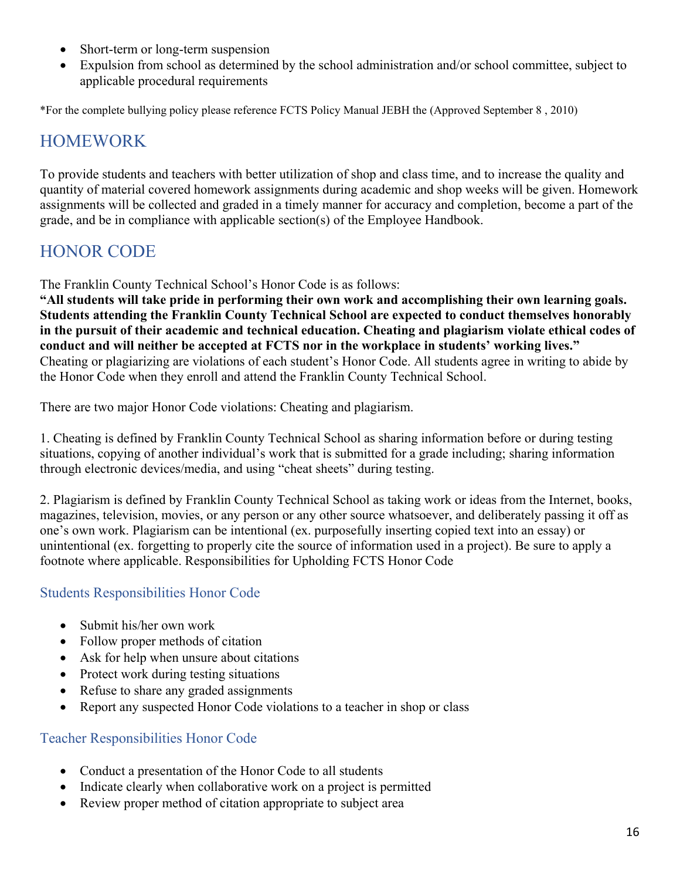- Short-term or long-term suspension
- Expulsion from school as determined by the school administration and/or school committee, subject to applicable procedural requirements

*For the complete bullying policy please reference FCTS Policy Manual JEBH the (Approved September 8 , 2010)

## HOMEWORK

To provide students and teachers with better utilization of shop and class time, and to increase the quality and quantity of material covered homework assignments during academic and shop weeks will be given. Homework assignments will be collected and graded in a timely manner for accuracy and completion, become a part of the grade, and be in compliance with applicable section(s) of the Employee Handbook.

## HONOR CODE

The Franklin County Technical School's Honor Code is as follows:
**"All students will take pride in performing their own work and accomplishing their own learning goals. Students attending the Franklin County Technical School are expected to conduct themselves honorably in the pursuit of their academic and technical education. Cheating and plagiarism violate ethical codes of conduct and will neither be accepted at FCTS nor in the workplace in students' working lives."**
Cheating or plagiarizing are violations of each student's Honor Code. All students agree in writing to abide by the Honor Code when they enroll and attend the Franklin County Technical School.

There are two major Honor Code violations: Cheating and plagiarism.

1. Cheating is defined by Franklin County Technical School as sharing information before or during testing situations, copying of another individual's work that is submitted for a grade including; sharing information through electronic devices/media, and using "cheat sheets" during testing.

2. Plagiarism is defined by Franklin County Technical School as taking work or ideas from the Internet, books, magazines, television, movies, or any person or any other source whatsoever, and deliberately passing it off as one's own work. Plagiarism can be intentional (ex. purposefully inserting copied text into an essay) or unintentional (ex. forgetting to properly cite the source of information used in a project). Be sure to apply a footnote where applicable. Responsibilities for Upholding FCTS Honor Code

### Students Responsibilities Honor Code

- Submit his/her own work
- Follow proper methods of citation
- Ask for help when unsure about citations
- Protect work during testing situations
- Refuse to share any graded assignments
- Report any suspected Honor Code violations to a teacher in shop or class

### Teacher Responsibilities Honor Code

- Conduct a presentation of the Honor Code to all students
- Indicate clearly when collaborative work on a project is permitted
- Review proper method of citation appropriate to subject area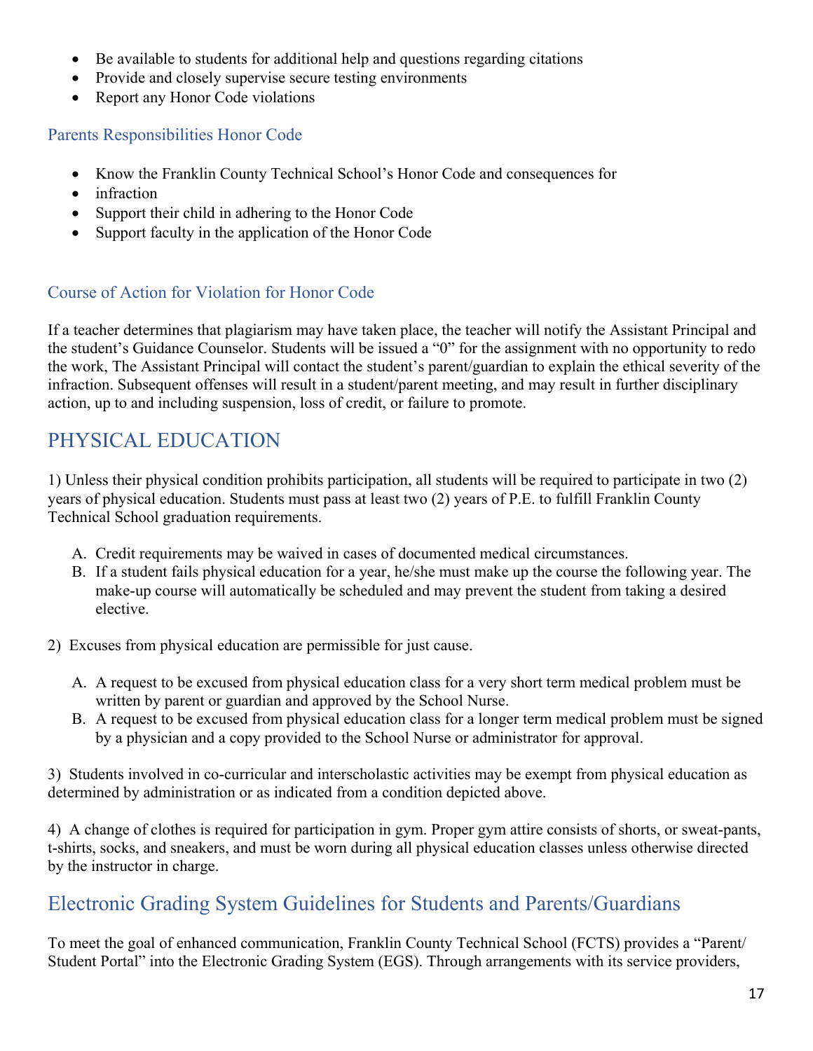- Be available to students for additional help and questions regarding citations
- Provide and closely supervise secure testing environments
- Report any Honor Code violations

### Parents Responsibilities Honor Code

- Know the Franklin County Technical School's Honor Code and consequences for
- infraction
- Support their child in adhering to the Honor Code
- Support faculty in the application of the Honor Code

### Course of Action for Violation for Honor Code

If a teacher determines that plagiarism may have taken place, the teacher will notify the Assistant Principal and the student's Guidance Counselor. Students will be issued a "0" for the assignment with no opportunity to redo the work, The Assistant Principal will contact the student's parent/guardian to explain the ethical severity of the infraction. Subsequent offenses will result in a student/parent meeting, and may result in further disciplinary action, up to and including suspension, loss of credit, or failure to promote.

## PHYSICAL EDUCATION

1) Unless their physical condition prohibits participation, all students will be required to participate in two (2) years of physical education. Students must pass at least two (2) years of P.E. to fulfill Franklin County Technical School graduation requirements.

   A. Credit requirements may be waived in cases of documented medical circumstances.
   B. If a student fails physical education for a year, he/she must make up the course the following year. The make-up course will automatically be scheduled and may prevent the student from taking a desired elective.

2) Excuses from physical education are permissible for just cause.

   A. A request to be excused from physical education class for a very short term medical problem must be written by parent or guardian and approved by the School Nurse.
   B. A request to be excused from physical education class for a longer term medical problem must be signed by a physician and a copy provided to the School Nurse or administrator for approval.

3) Students involved in co-curricular and interscholastic activities may be exempt from physical education as determined by administration or as indicated from a condition depicted above.

4) A change of clothes is required for participation in gym. Proper gym attire consists of shorts, or sweat-pants, t-shirts, socks, and sneakers, and must be worn during all physical education classes unless otherwise directed by the instructor in charge.

## Electronic Grading System Guidelines for Students and Parents/Guardians

To meet the goal of enhanced communication, Franklin County Technical School (FCTS) provides a "Parent/ Student Portal" into the Electronic Grading System (EGS). Through arrangements with its service providers,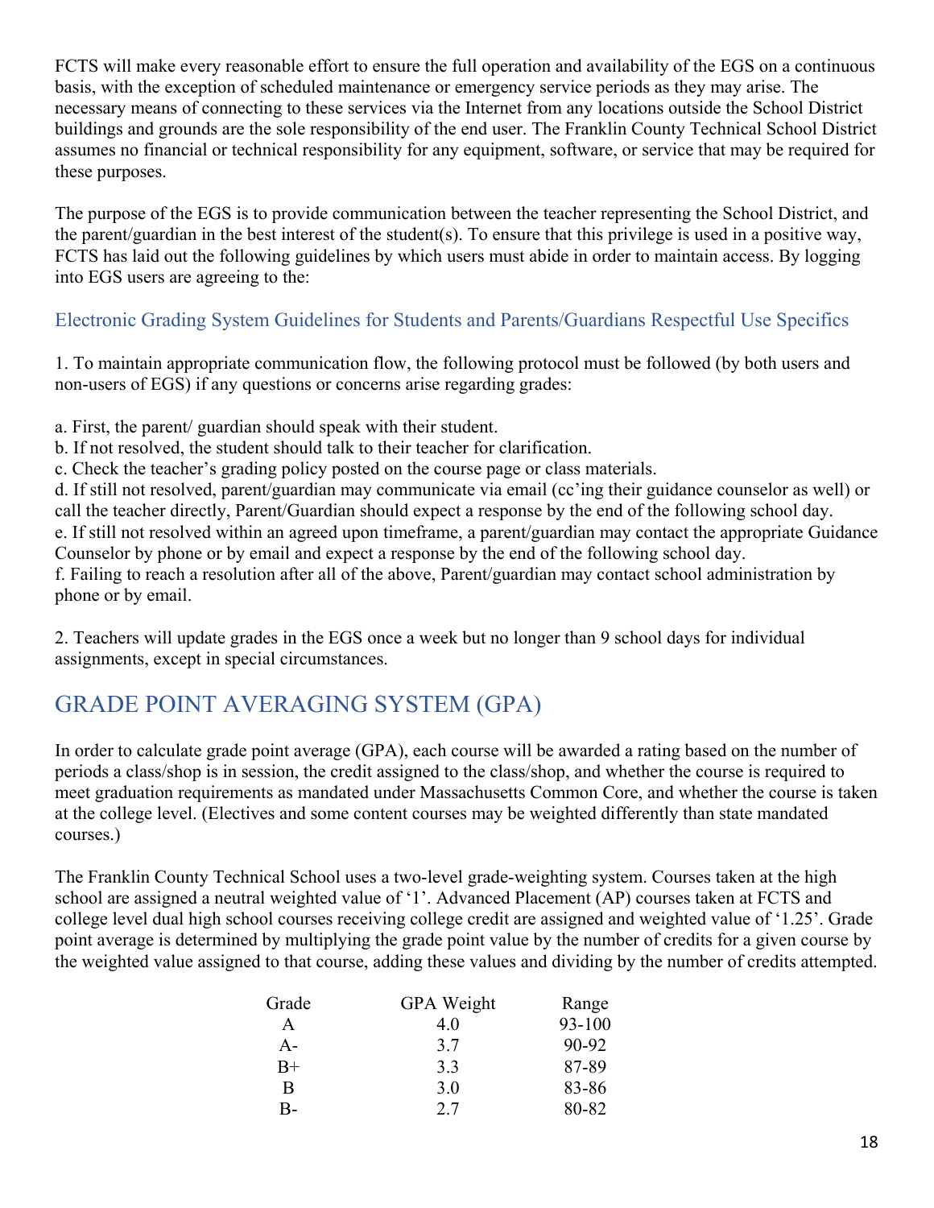FCTS will make every reasonable effort to ensure the full operation and availability of the EGS on a continuous basis, with the exception of scheduled maintenance or emergency service periods as they may arise. The necessary means of connecting to these services via the Internet from any locations outside the School District buildings and grounds are the sole responsibility of the end user. The Franklin County Technical School District assumes no financial or technical responsibility for any equipment, software, or service that may be required for these purposes.

The purpose of the EGS is to provide communication between the teacher representing the School District, and the parent/guardian in the best interest of the student(s). To ensure that this privilege is used in a positive way, FCTS has laid out the following guidelines by which users must abide in order to maintain access. By logging into EGS users are agreeing to the:

### Electronic Grading System Guidelines for Students and Parents/Guardians Respectful Use Specifics

1. To maintain appropriate communication flow, the following protocol must be followed (by both users and non-users of EGS) if any questions or concerns arise regarding grades:

a. First, the parent/ guardian should speak with their student.
b. If not resolved, the student should talk to their teacher for clarification.
c. Check the teacher's grading policy posted on the course page or class materials.
d. If still not resolved, parent/guardian may communicate via email (cc'ing their guidance counselor as well) or call the teacher directly, Parent/Guardian should expect a response by the end of the following school day.
e. If still not resolved within an agreed upon timeframe, a parent/guardian may contact the appropriate Guidance Counselor by phone or by email and expect a response by the end of the following school day.
f. Failing to reach a resolution after all of the above, Parent/guardian may contact school administration by phone or by email.

2. Teachers will update grades in the EGS once a week but no longer than 9 school days for individual assignments, except in special circumstances.

## GRADE POINT AVERAGING SYSTEM (GPA)

In order to calculate grade point average (GPA), each course will be awarded a rating based on the number of periods a class/shop is in session, the credit assigned to the class/shop, and whether the course is required to meet graduation requirements as mandated under Massachusetts Common Core, and whether the course is taken at the college level. (Electives and some content courses may be weighted differently than state mandated courses.)

The Franklin County Technical School uses a two-level grade-weighting system. Courses taken at the high school are assigned a neutral weighted value of '1'. Advanced Placement (AP) courses taken at FCTS and college level dual high school courses receiving college credit are assigned and weighted value of '1.25'. Grade point average is determined by multiplying the grade point value by the number of credits for a given course by the weighted value assigned to that course, adding these values and dividing by the number of credits attempted.

| Grade | GPA Weight | Range |
|---|---|---|
| A | 4.0 | 93-100 |
| A- | 3.7 | 90-92 |
| B+ | 3.3 | 87-89 |
| B | 3.0 | 83-86 |
| B- | 2.7 | 80-82 |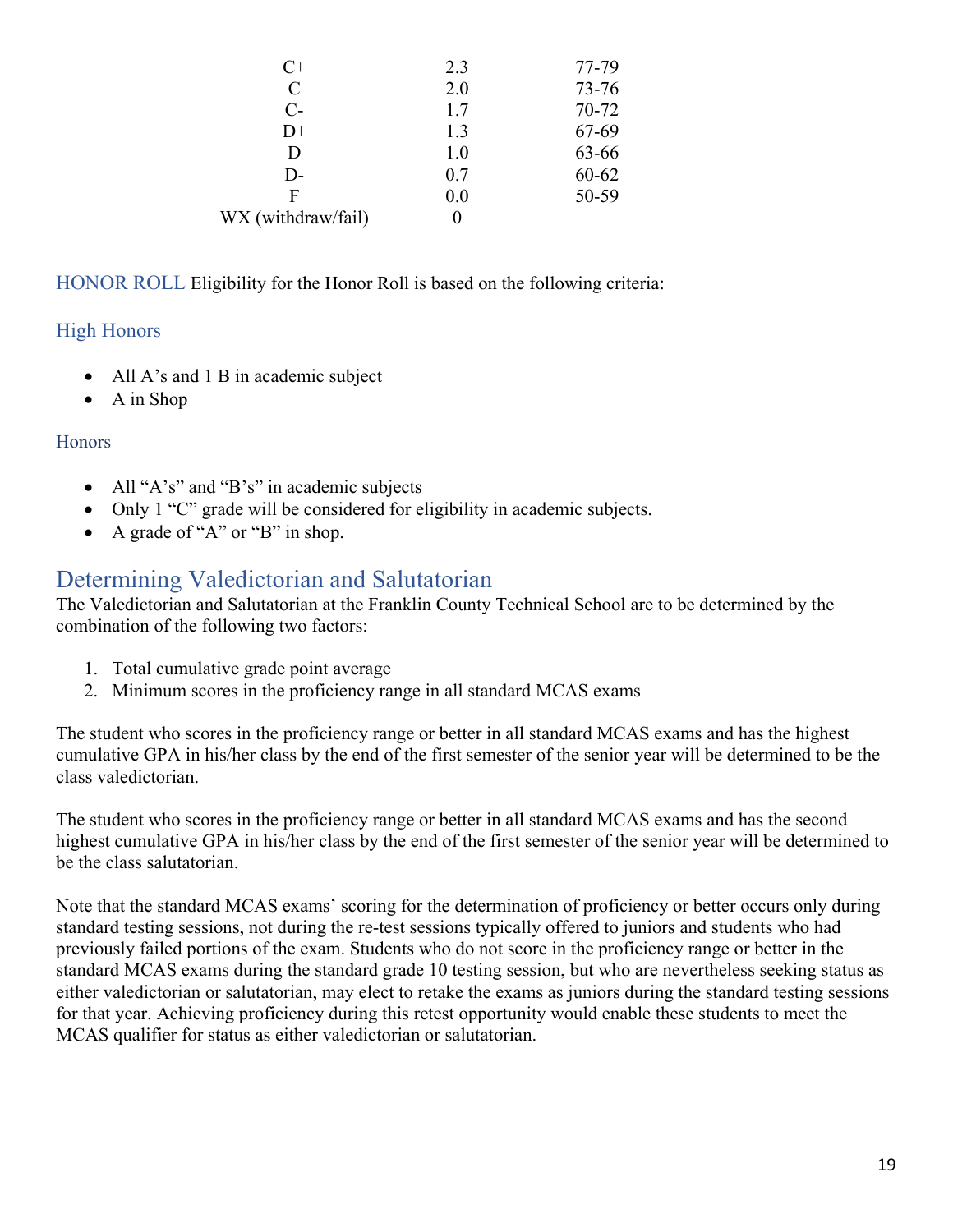| | | |
|---|---|---|
| C+ | 2.3 | 77-79 |
| C | 2.0 | 73-76 |
| C- | 1.7 | 70-72 |
| D+ | 1.3 | 67-69 |
| D | 1.0 | 63-66 |
| D- | 0.7 | 60-62 |
| F | 0.0 | 50-59 |
| WX (withdraw/fail) | 0 | |

HONOR ROLL Eligibility for the Honor Roll is based on the following criteria:

### High Honors

- All A's and 1 B in academic subject
- A in Shop

### Honors

- All "A's" and "B's" in academic subjects
- Only 1 "C" grade will be considered for eligibility in academic subjects.
- A grade of "A" or "B" in shop.

## Determining Valedictorian and Salutatorian

The Valedictorian and Salutatorian at the Franklin County Technical School are to be determined by the combination of the following two factors:

1. Total cumulative grade point average
2. Minimum scores in the proficiency range in all standard MCAS exams

The student who scores in the proficiency range or better in all standard MCAS exams and has the highest cumulative GPA in his/her class by the end of the first semester of the senior year will be determined to be the class valedictorian.

The student who scores in the proficiency range or better in all standard MCAS exams and has the second highest cumulative GPA in his/her class by the end of the first semester of the senior year will be determined to be the class salutatorian.

Note that the standard MCAS exams' scoring for the determination of proficiency or better occurs only during standard testing sessions, not during the re-test sessions typically offered to juniors and students who had previously failed portions of the exam. Students who do not score in the proficiency range or better in the standard MCAS exams during the standard grade 10 testing session, but who are nevertheless seeking status as either valedictorian or salutatorian, may elect to retake the exams as juniors during the standard testing sessions for that year. Achieving proficiency during this retest opportunity would enable these students to meet the MCAS qualifier for status as either valedictorian or salutatorian.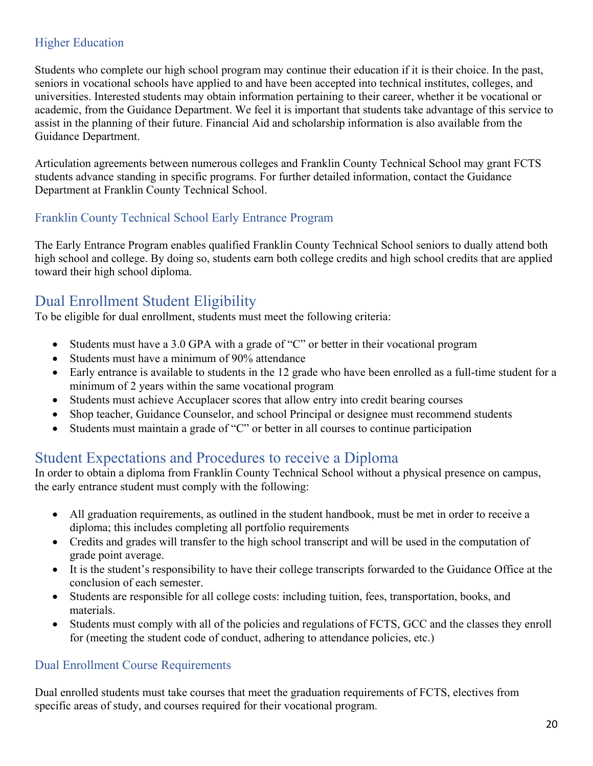### Higher Education

Students who complete our high school program may continue their education if it is their choice. In the past, seniors in vocational schools have applied to and have been accepted into technical institutes, colleges, and universities. Interested students may obtain information pertaining to their career, whether it be vocational or academic, from the Guidance Department. We feel it is important that students take advantage of this service to assist in the planning of their future. Financial Aid and scholarship information is also available from the Guidance Department.

Articulation agreements between numerous colleges and Franklin County Technical School may grant FCTS students advance standing in specific programs. For further detailed information, contact the Guidance Department at Franklin County Technical School.

### Franklin County Technical School Early Entrance Program

The Early Entrance Program enables qualified Franklin County Technical School seniors to dually attend both high school and college. By doing so, students earn both college credits and high school credits that are applied toward their high school diploma.

## Dual Enrollment Student Eligibility

To be eligible for dual enrollment, students must meet the following criteria:

- Students must have a 3.0 GPA with a grade of "C" or better in their vocational program
- Students must have a minimum of 90% attendance
- Early entrance is available to students in the 12 grade who have been enrolled as a full-time student for a minimum of 2 years within the same vocational program
- Students must achieve Accuplacer scores that allow entry into credit bearing courses
- Shop teacher, Guidance Counselor, and school Principal or designee must recommend students
- Students must maintain a grade of "C" or better in all courses to continue participation

## Student Expectations and Procedures to receive a Diploma

In order to obtain a diploma from Franklin County Technical School without a physical presence on campus, the early entrance student must comply with the following:

- All graduation requirements, as outlined in the student handbook, must be met in order to receive a diploma; this includes completing all portfolio requirements
- Credits and grades will transfer to the high school transcript and will be used in the computation of grade point average.
- It is the student's responsibility to have their college transcripts forwarded to the Guidance Office at the conclusion of each semester.
- Students are responsible for all college costs: including tuition, fees, transportation, books, and materials.
- Students must comply with all of the policies and regulations of FCTS, GCC and the classes they enroll for (meeting the student code of conduct, adhering to attendance policies, etc.)

### Dual Enrollment Course Requirements

Dual enrolled students must take courses that meet the graduation requirements of FCTS, electives from specific areas of study, and courses required for their vocational program.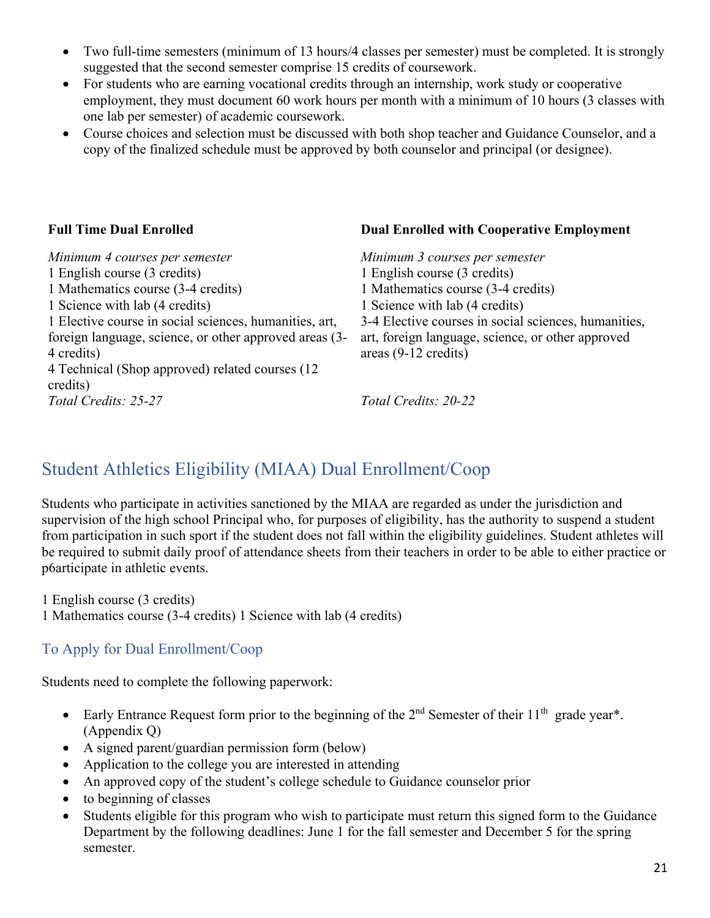- Two full-time semesters (minimum of 13 hours/4 classes per semester) must be completed. It is strongly suggested that the second semester comprise 15 credits of coursework.
- For students who are earning vocational credits through an internship, work study or cooperative employment, they must document 60 work hours per month with a minimum of 10 hours (3 classes with one lab per semester) of academic coursework.
- Course choices and selection must be discussed with both shop teacher and Guidance Counselor, and a copy of the finalized schedule must be approved by both counselor and principal (or designee).

**Full Time Dual Enrolled**

*Minimum 4 courses per semester*
1 English course (3 credits)
1 Mathematics course (3-4 credits)
1 Science with lab (4 credits)
1 Elective course in social sciences, humanities, art, foreign language, science, or other approved areas (3-4 credits)
4 Technical (Shop approved) related courses (12 credits)
*Total Credits: 25-27*

**Dual Enrolled with Cooperative Employment**

*Minimum 3 courses per semester*
1 English course (3 credits)
1 Mathematics course (3-4 credits)
1 Science with lab (4 credits)
3-4 Elective courses in social sciences, humanities, art, foreign language, science, or other approved areas (9-12 credits)
*Total Credits: 20-22*

## Student Athletics Eligibility (MIAA) Dual Enrollment/Coop

Students who participate in activities sanctioned by the MIAA are regarded as under the jurisdiction and supervision of the high school Principal who, for purposes of eligibility, has the authority to suspend a student from participation in such sport if the student does not fall within the eligibility guidelines. Student athletes will be required to submit daily proof of attendance sheets from their teachers in order to be able to either practice or p6articipate in athletic events.

1 English course (3 credits)
1 Mathematics course (3-4 credits) 1 Science with lab (4 credits)

### To Apply for Dual Enrollment/Coop

Students need to complete the following paperwork:

- Early Entrance Request form prior to the beginning of the 2nd Semester of their 11th grade year*. (Appendix Q)
- A signed parent/guardian permission form (below)
- Application to the college you are interested in attending
- An approved copy of the student's college schedule to Guidance counselor prior
- to beginning of classes
- Students eligible for this program who wish to participate must return this signed form to the Guidance Department by the following deadlines: June 1 for the fall semester and December 5 for the spring semester.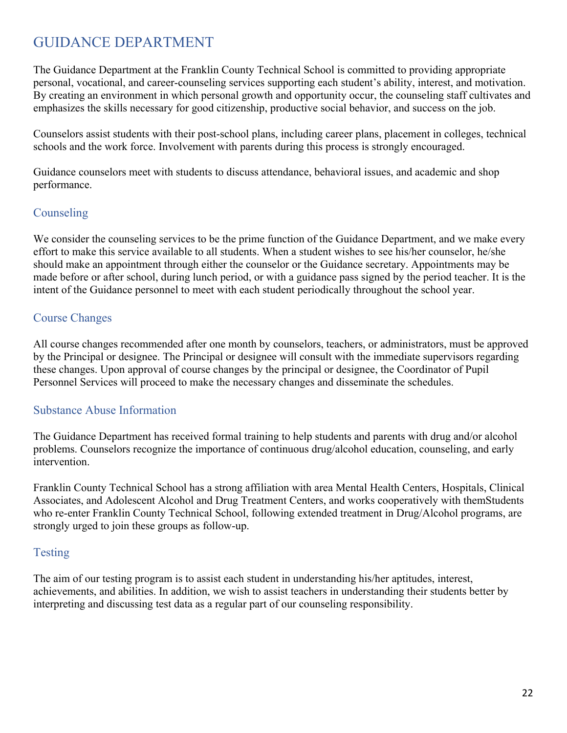# GUIDANCE DEPARTMENT

The Guidance Department at the Franklin County Technical School is committed to providing appropriate personal, vocational, and career-counseling services supporting each student's ability, interest, and motivation. By creating an environment in which personal growth and opportunity occur, the counseling staff cultivates and emphasizes the skills necessary for good citizenship, productive social behavior, and success on the job.

Counselors assist students with their post-school plans, including career plans, placement in colleges, technical schools and the work force. Involvement with parents during this process is strongly encouraged.

Guidance counselors meet with students to discuss attendance, behavioral issues, and academic and shop performance.

## Counseling

We consider the counseling services to be the prime function of the Guidance Department, and we make every effort to make this service available to all students. When a student wishes to see his/her counselor, he/she should make an appointment through either the counselor or the Guidance secretary. Appointments may be made before or after school, during lunch period, or with a guidance pass signed by the period teacher. It is the intent of the Guidance personnel to meet with each student periodically throughout the school year.

## Course Changes

All course changes recommended after one month by counselors, teachers, or administrators, must be approved by the Principal or designee. The Principal or designee will consult with the immediate supervisors regarding these changes. Upon approval of course changes by the principal or designee, the Coordinator of Pupil Personnel Services will proceed to make the necessary changes and disseminate the schedules.

## Substance Abuse Information

The Guidance Department has received formal training to help students and parents with drug and/or alcohol problems. Counselors recognize the importance of continuous drug/alcohol education, counseling, and early intervention.

Franklin County Technical School has a strong affiliation with area Mental Health Centers, Hospitals, Clinical Associates, and Adolescent Alcohol and Drug Treatment Centers, and works cooperatively with themStudents who re-enter Franklin County Technical School, following extended treatment in Drug/Alcohol programs, are strongly urged to join these groups as follow-up.

## Testing

The aim of our testing program is to assist each student in understanding his/her aptitudes, interest, achievements, and abilities. In addition, we wish to assist teachers in understanding their students better by interpreting and discussing test data as a regular part of our counseling responsibility.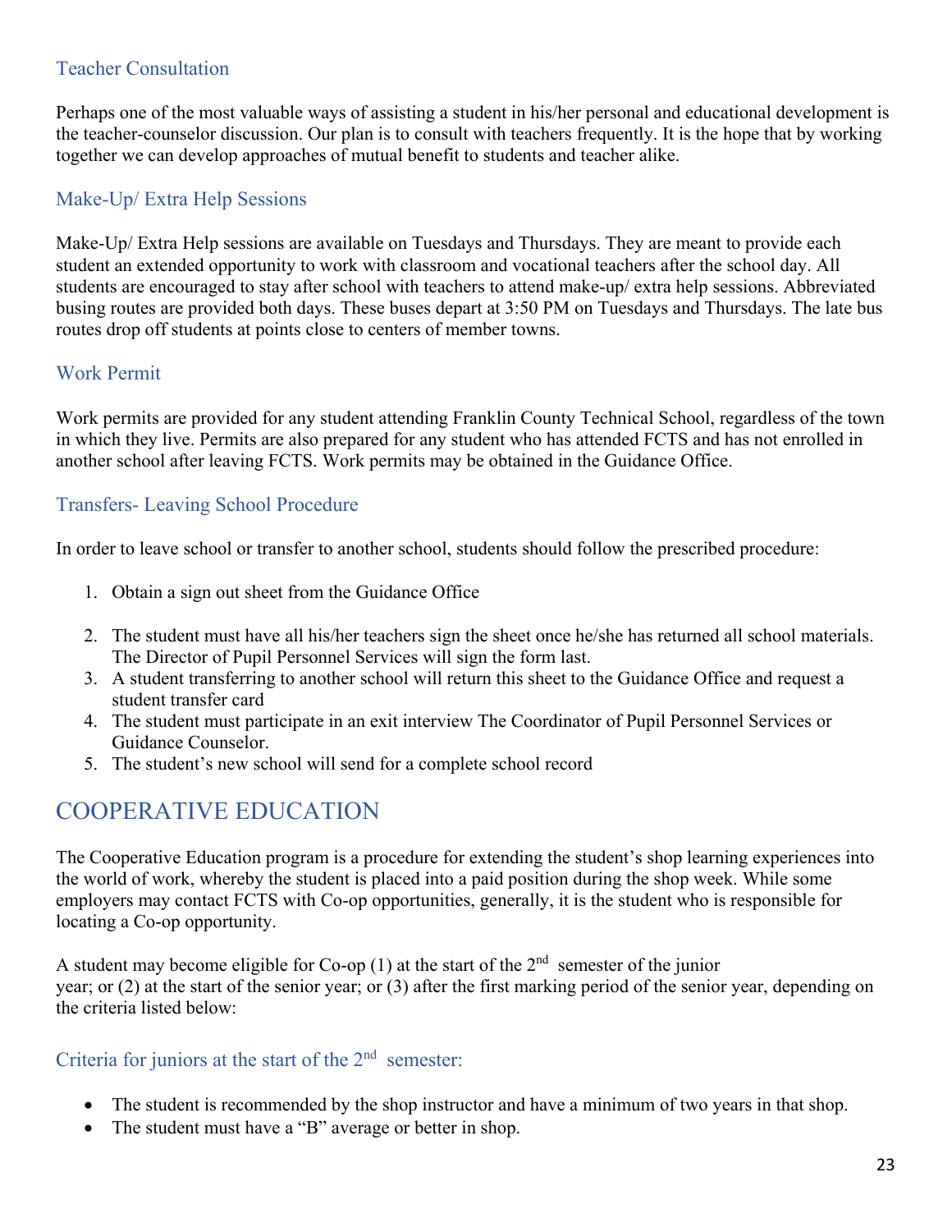### Teacher Consultation

Perhaps one of the most valuable ways of assisting a student in his/her personal and educational development is the teacher-counselor discussion. Our plan is to consult with teachers frequently. It is the hope that by working together we can develop approaches of mutual benefit to students and teacher alike.

### Make-Up/ Extra Help Sessions

Make-Up/ Extra Help sessions are available on Tuesdays and Thursdays. They are meant to provide each student an extended opportunity to work with classroom and vocational teachers after the school day. All students are encouraged to stay after school with teachers to attend make-up/ extra help sessions. Abbreviated busing routes are provided both days. These buses depart at 3:50 PM on Tuesdays and Thursdays. The late bus routes drop off students at points close to centers of member towns.

### Work Permit

Work permits are provided for any student attending Franklin County Technical School, regardless of the town in which they live. Permits are also prepared for any student who has attended FCTS and has not enrolled in another school after leaving FCTS. Work permits may be obtained in the Guidance Office.

### Transfers- Leaving School Procedure

In order to leave school or transfer to another school, students should follow the prescribed procedure:

1. Obtain a sign out sheet from the Guidance Office
2. The student must have all his/her teachers sign the sheet once he/she has returned all school materials. The Director of Pupil Personnel Services will sign the form last.
3. A student transferring to another school will return this sheet to the Guidance Office and request a student transfer card
4. The student must participate in an exit interview The Coordinator of Pupil Personnel Services or Guidance Counselor.
5. The student's new school will send for a complete school record

## COOPERATIVE EDUCATION

The Cooperative Education program is a procedure for extending the student's shop learning experiences into the world of work, whereby the student is placed into a paid position during the shop week. While some employers may contact FCTS with Co-op opportunities, generally, it is the student who is responsible for locating a Co-op opportunity.

A student may become eligible for Co-op (1) at the start of the 2nd semester of the junior year; or (2) at the start of the senior year; or (3) after the first marking period of the senior year, depending on the criteria listed below:

### Criteria for juniors at the start of the 2nd semester:

- The student is recommended by the shop instructor and have a minimum of two years in that shop.
- The student must have a "B" average or better in shop.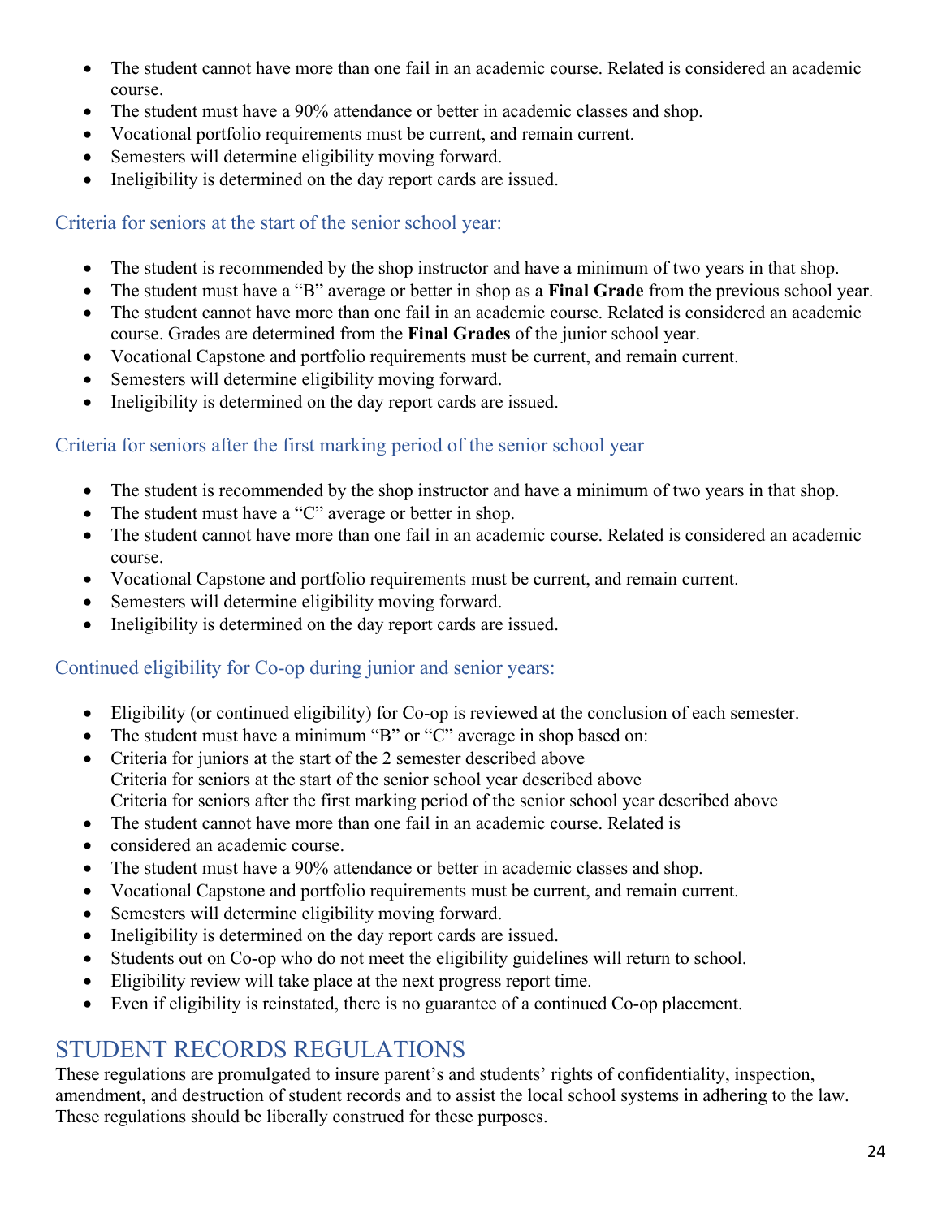- The student cannot have more than one fail in an academic course. Related is considered an academic course.
- The student must have a 90% attendance or better in academic classes and shop.
- Vocational portfolio requirements must be current, and remain current.
- Semesters will determine eligibility moving forward.
- Ineligibility is determined on the day report cards are issued.

### Criteria for seniors at the start of the senior school year:

- The student is recommended by the shop instructor and have a minimum of two years in that shop.
- The student must have a "B" average or better in shop as a **Final Grade** from the previous school year.
- The student cannot have more than one fail in an academic course. Related is considered an academic course. Grades are determined from the **Final Grades** of the junior school year.
- Vocational Capstone and portfolio requirements must be current, and remain current.
- Semesters will determine eligibility moving forward.
- Ineligibility is determined on the day report cards are issued.

### Criteria for seniors after the first marking period of the senior school year

- The student is recommended by the shop instructor and have a minimum of two years in that shop.
- The student must have a "C" average or better in shop.
- The student cannot have more than one fail in an academic course. Related is considered an academic course.
- Vocational Capstone and portfolio requirements must be current, and remain current.
- Semesters will determine eligibility moving forward.
- Ineligibility is determined on the day report cards are issued.

### Continued eligibility for Co-op during junior and senior years:

- Eligibility (or continued eligibility) for Co-op is reviewed at the conclusion of each semester.
- The student must have a minimum "B" or "C" average in shop based on:
- Criteria for juniors at the start of the 2 semester described above
  Criteria for seniors at the start of the senior school year described above
  Criteria for seniors after the first marking period of the senior school year described above
- The student cannot have more than one fail in an academic course. Related is
- considered an academic course.
- The student must have a 90% attendance or better in academic classes and shop.
- Vocational Capstone and portfolio requirements must be current, and remain current.
- Semesters will determine eligibility moving forward.
- Ineligibility is determined on the day report cards are issued.
- Students out on Co-op who do not meet the eligibility guidelines will return to school.
- Eligibility review will take place at the next progress report time.
- Even if eligibility is reinstated, there is no guarantee of a continued Co-op placement.

## STUDENT RECORDS REGULATIONS

These regulations are promulgated to insure parent's and students' rights of confidentiality, inspection, amendment, and destruction of student records and to assist the local school systems in adhering to the law. These regulations should be liberally construed for these purposes.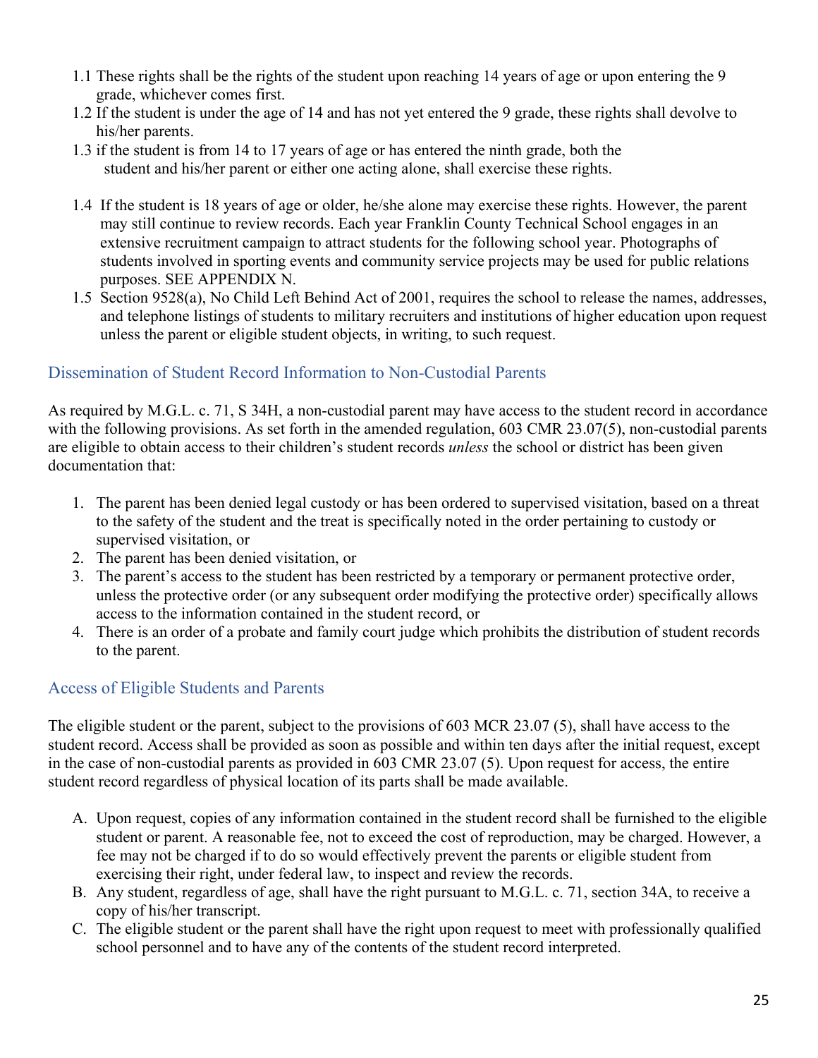1.1 These rights shall be the rights of the student upon reaching 14 years of age or upon entering the 9 grade, whichever comes first.

1.2 If the student is under the age of 14 and has not yet entered the 9 grade, these rights shall devolve to his/her parents.

1.3 if the student is from 14 to 17 years of age or has entered the ninth grade, both the student and his/her parent or either one acting alone, shall exercise these rights.

1.4 If the student is 18 years of age or older, he/she alone may exercise these rights. However, the parent may still continue to review records. Each year Franklin County Technical School engages in an extensive recruitment campaign to attract students for the following school year. Photographs of students involved in sporting events and community service projects may be used for public relations purposes. SEE APPENDIX N.

1.5 Section 9528(a), No Child Left Behind Act of 2001, requires the school to release the names, addresses, and telephone listings of students to military recruiters and institutions of higher education upon request unless the parent or eligible student objects, in writing, to such request.

## Dissemination of Student Record Information to Non-Custodial Parents

As required by M.G.L. c. 71, S 34H, a non-custodial parent may have access to the student record in accordance with the following provisions. As set forth in the amended regulation, 603 CMR 23.07(5), non-custodial parents are eligible to obtain access to their children's student records *unless* the school or district has been given documentation that:

1. The parent has been denied legal custody or has been ordered to supervised visitation, based on a threat to the safety of the student and the treat is specifically noted in the order pertaining to custody or supervised visitation, or
2. The parent has been denied visitation, or
3. The parent's access to the student has been restricted by a temporary or permanent protective order, unless the protective order (or any subsequent order modifying the protective order) specifically allows access to the information contained in the student record, or
4. There is an order of a probate and family court judge which prohibits the distribution of student records to the parent.

## Access of Eligible Students and Parents

The eligible student or the parent, subject to the provisions of 603 MCR 23.07 (5), shall have access to the student record. Access shall be provided as soon as possible and within ten days after the initial request, except in the case of non-custodial parents as provided in 603 CMR 23.07 (5). Upon request for access, the entire student record regardless of physical location of its parts shall be made available.

A. Upon request, copies of any information contained in the student record shall be furnished to the eligible student or parent. A reasonable fee, not to exceed the cost of reproduction, may be charged. However, a fee may not be charged if to do so would effectively prevent the parents or eligible student from exercising their right, under federal law, to inspect and review the records.

B. Any student, regardless of age, shall have the right pursuant to M.G.L. c. 71, section 34A, to receive a copy of his/her transcript.

C. The eligible student or the parent shall have the right upon request to meet with professionally qualified school personnel and to have any of the contents of the student record interpreted.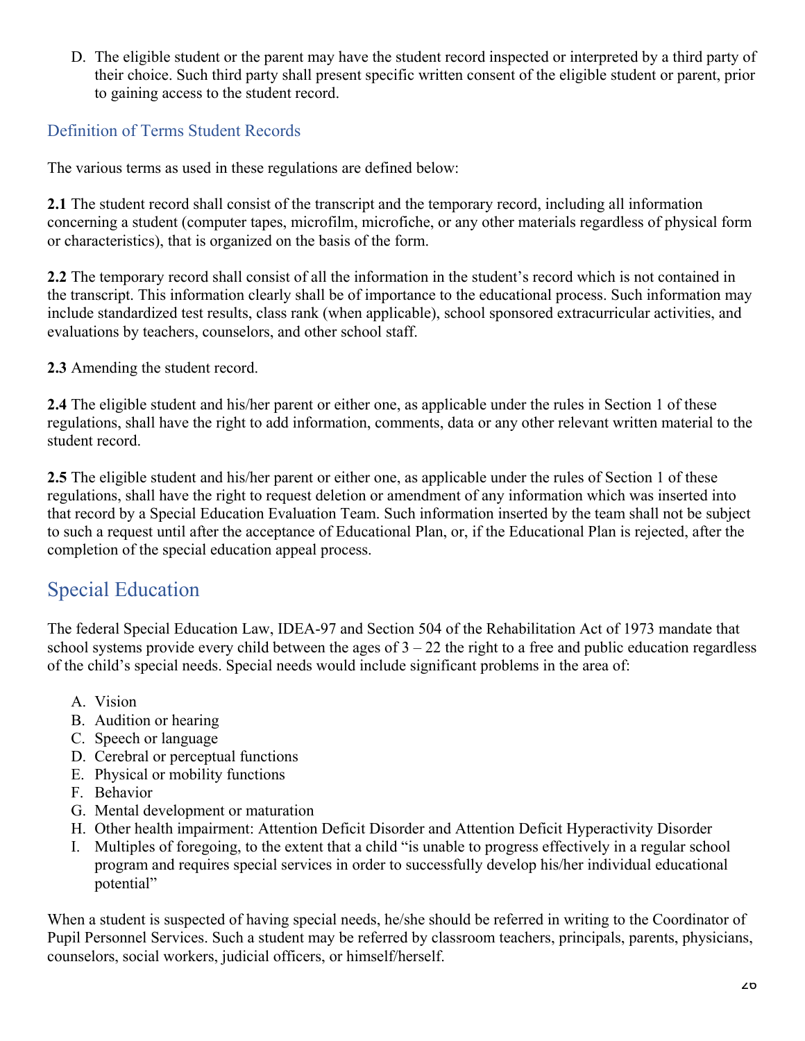D. The eligible student or the parent may have the student record inspected or interpreted by a third party of their choice. Such third party shall present specific written consent of the eligible student or parent, prior to gaining access to the student record.

### Definition of Terms Student Records

The various terms as used in these regulations are defined below:

**2.1** The student record shall consist of the transcript and the temporary record, including all information concerning a student (computer tapes, microfilm, microfiche, or any other materials regardless of physical form or characteristics), that is organized on the basis of the form.

**2.2** The temporary record shall consist of all the information in the student's record which is not contained in the transcript. This information clearly shall be of importance to the educational process. Such information may include standardized test results, class rank (when applicable), school sponsored extracurricular activities, and evaluations by teachers, counselors, and other school staff.

**2.3** Amending the student record.

**2.4** The eligible student and his/her parent or either one, as applicable under the rules in Section 1 of these regulations, shall have the right to add information, comments, data or any other relevant written material to the student record.

**2.5** The eligible student and his/her parent or either one, as applicable under the rules of Section 1 of these regulations, shall have the right to request deletion or amendment of any information which was inserted into that record by a Special Education Evaluation Team. Such information inserted by the team shall not be subject to such a request until after the acceptance of Educational Plan, or, if the Educational Plan is rejected, after the completion of the special education appeal process.

## Special Education

The federal Special Education Law, IDEA-97 and Section 504 of the Rehabilitation Act of 1973 mandate that school systems provide every child between the ages of 3 – 22 the right to a free and public education regardless of the child's special needs. Special needs would include significant problems in the area of:

A. Vision
B. Audition or hearing
C. Speech or language
D. Cerebral or perceptual functions
E. Physical or mobility functions
F. Behavior
G. Mental development or maturation
H. Other health impairment: Attention Deficit Disorder and Attention Deficit Hyperactivity Disorder
I. Multiples of foregoing, to the extent that a child "is unable to progress effectively in a regular school program and requires special services in order to successfully develop his/her individual educational potential"

When a student is suspected of having special needs, he/she should be referred in writing to the Coordinator of Pupil Personnel Services. Such a student may be referred by classroom teachers, principals, parents, physicians, counselors, social workers, judicial officers, or himself/herself.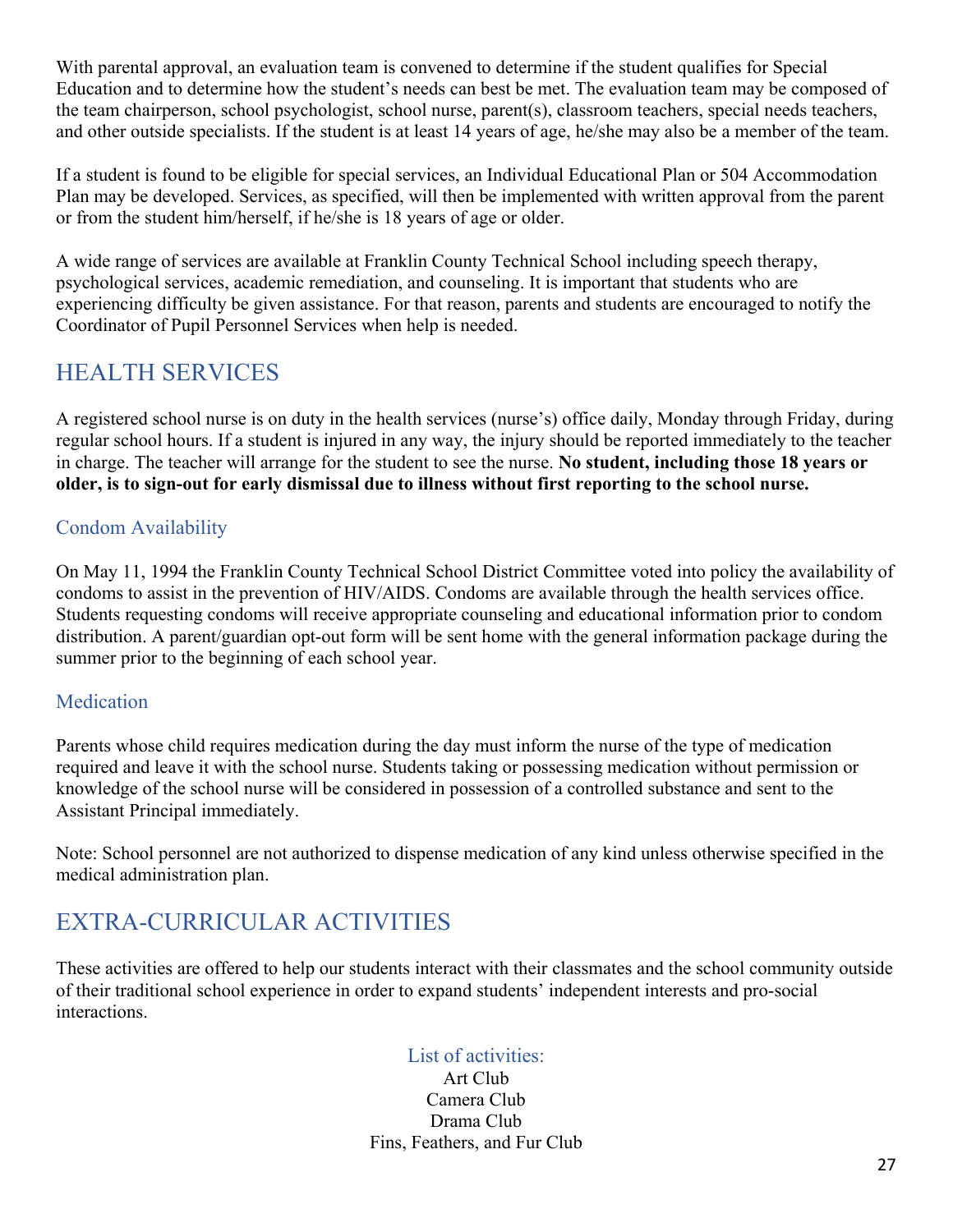With parental approval, an evaluation team is convened to determine if the student qualifies for Special Education and to determine how the student's needs can best be met. The evaluation team may be composed of the team chairperson, school psychologist, school nurse, parent(s), classroom teachers, special needs teachers, and other outside specialists. If the student is at least 14 years of age, he/she may also be a member of the team.

If a student is found to be eligible for special services, an Individual Educational Plan or 504 Accommodation Plan may be developed. Services, as specified, will then be implemented with written approval from the parent or from the student him/herself, if he/she is 18 years of age or older.

A wide range of services are available at Franklin County Technical School including speech therapy, psychological services, academic remediation, and counseling. It is important that students who are experiencing difficulty be given assistance. For that reason, parents and students are encouraged to notify the Coordinator of Pupil Personnel Services when help is needed.

## HEALTH SERVICES

A registered school nurse is on duty in the health services (nurse's) office daily, Monday through Friday, during regular school hours. If a student is injured in any way, the injury should be reported immediately to the teacher in charge. The teacher will arrange for the student to see the nurse. **No student, including those 18 years or older, is to sign-out for early dismissal due to illness without first reporting to the school nurse.**

### Condom Availability

On May 11, 1994 the Franklin County Technical School District Committee voted into policy the availability of condoms to assist in the prevention of HIV/AIDS. Condoms are available through the health services office. Students requesting condoms will receive appropriate counseling and educational information prior to condom distribution. A parent/guardian opt-out form will be sent home with the general information package during the summer prior to the beginning of each school year.

### Medication

Parents whose child requires medication during the day must inform the nurse of the type of medication required and leave it with the school nurse. Students taking or possessing medication without permission or knowledge of the school nurse will be considered in possession of a controlled substance and sent to the Assistant Principal immediately.

Note: School personnel are not authorized to dispense medication of any kind unless otherwise specified in the medical administration plan.

## EXTRA-CURRICULAR ACTIVITIES

These activities are offered to help our students interact with their classmates and the school community outside of their traditional school experience in order to expand students' independent interests and pro-social interactions.

### List of activities:

Art Club
Camera Club
Drama Club
Fins, Feathers, and Fur Club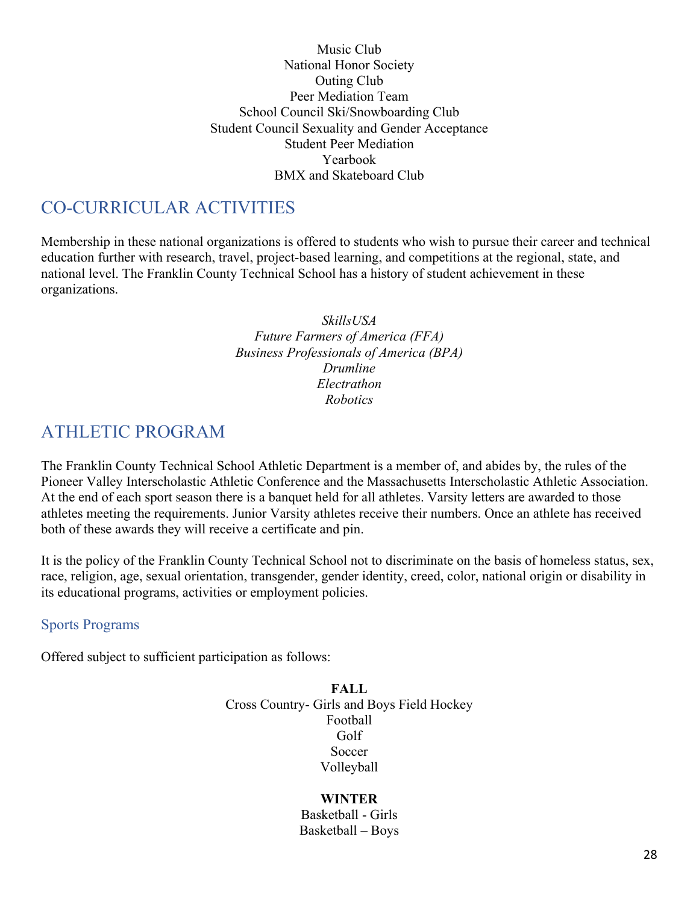Music Club
National Honor Society
Outing Club
Peer Mediation Team
School Council Ski/Snowboarding Club
Student Council Sexuality and Gender Acceptance
Student Peer Mediation
Yearbook
BMX and Skateboard Club

## CO-CURRICULAR ACTIVITIES

Membership in these national organizations is offered to students who wish to pursue their career and technical education further with research, travel, project-based learning, and competitions at the regional, state, and national level. The Franklin County Technical School has a history of student achievement in these organizations.

*SkillsUSA*
*Future Farmers of America (FFA)*
*Business Professionals of America (BPA)*
*Drumline*
*Electrathon*
*Robotics*

## ATHLETIC PROGRAM

The Franklin County Technical School Athletic Department is a member of, and abides by, the rules of the Pioneer Valley Interscholastic Athletic Conference and the Massachusetts Interscholastic Athletic Association. At the end of each sport season there is a banquet held for all athletes. Varsity letters are awarded to those athletes meeting the requirements. Junior Varsity athletes receive their numbers. Once an athlete has received both of these awards they will receive a certificate and pin.

It is the policy of the Franklin County Technical School not to discriminate on the basis of homeless status, sex, race, religion, age, sexual orientation, transgender, gender identity, creed, color, national origin or disability in its educational programs, activities or employment policies.

### Sports Programs

Offered subject to sufficient participation as follows:

**FALL**
Cross Country- Girls and Boys Field Hockey
Football
Golf
Soccer
Volleyball

**WINTER**
Basketball - Girls
Basketball – Boys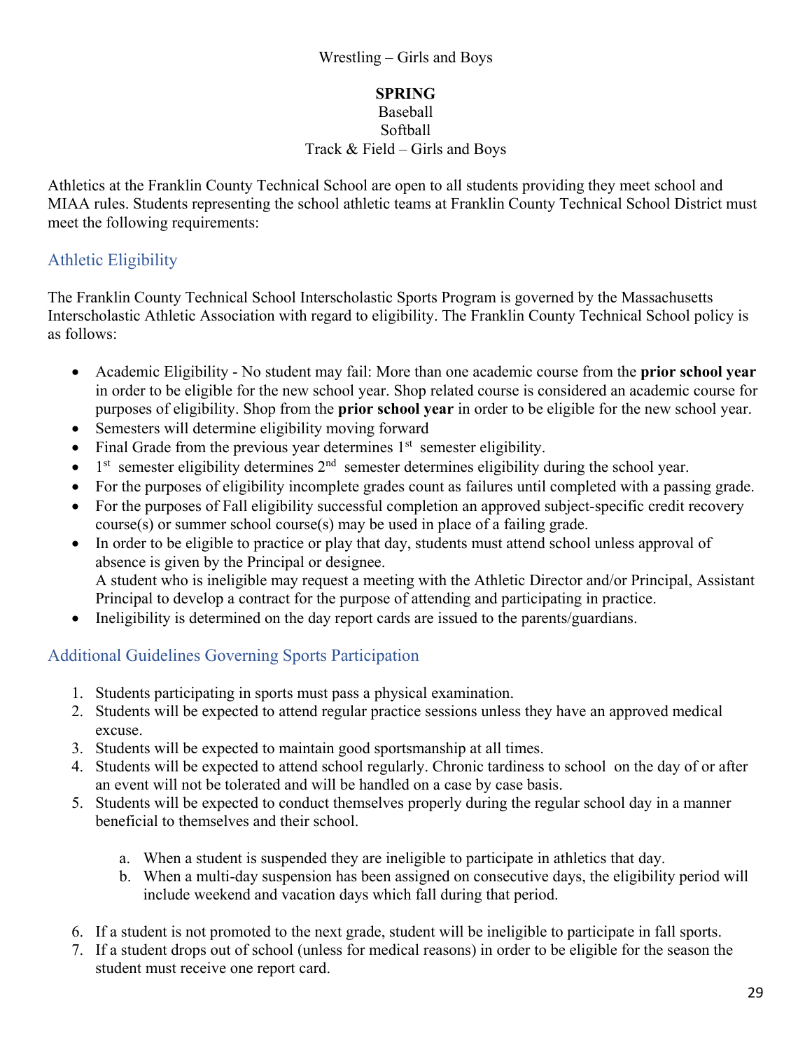Wrestling – Girls and Boys

**SPRING**

Baseball

Softball

Track & Field – Girls and Boys

Athletics at the Franklin County Technical School are open to all students providing they meet school and MIAA rules. Students representing the school athletic teams at Franklin County Technical School District must meet the following requirements:

## Athletic Eligibility

The Franklin County Technical School Interscholastic Sports Program is governed by the Massachusetts Interscholastic Athletic Association with regard to eligibility. The Franklin County Technical School policy is as follows:

- Academic Eligibility - No student may fail: More than one academic course from the **prior school year** in order to be eligible for the new school year. Shop related course is considered an academic course for purposes of eligibility. Shop from the **prior school year** in order to be eligible for the new school year.
- Semesters will determine eligibility moving forward
- Final Grade from the previous year determines 1st semester eligibility.
- 1st semester eligibility determines 2nd semester determines eligibility during the school year.
- For the purposes of eligibility incomplete grades count as failures until completed with a passing grade.
- For the purposes of Fall eligibility successful completion an approved subject-specific credit recovery course(s) or summer school course(s) may be used in place of a failing grade.
- In order to be eligible to practice or play that day, students must attend school unless approval of absence is given by the Principal or designee.
  A student who is ineligible may request a meeting with the Athletic Director and/or Principal, Assistant Principal to develop a contract for the purpose of attending and participating in practice.
- Ineligibility is determined on the day report cards are issued to the parents/guardians.

## Additional Guidelines Governing Sports Participation

1. Students participating in sports must pass a physical examination.
2. Students will be expected to attend regular practice sessions unless they have an approved medical excuse.
3. Students will be expected to maintain good sportsmanship at all times.
4. Students will be expected to attend school regularly. Chronic tardiness to school on the day of or after an event will not be tolerated and will be handled on a case by case basis.
5. Students will be expected to conduct themselves properly during the regular school day in a manner beneficial to themselves and their school.
   a. When a student is suspended they are ineligible to participate in athletics that day.
   b. When a multi-day suspension has been assigned on consecutive days, the eligibility period will include weekend and vacation days which fall during that period.
6. If a student is not promoted to the next grade, student will be ineligible to participate in fall sports.
7. If a student drops out of school (unless for medical reasons) in order to be eligible for the season the student must receive one report card.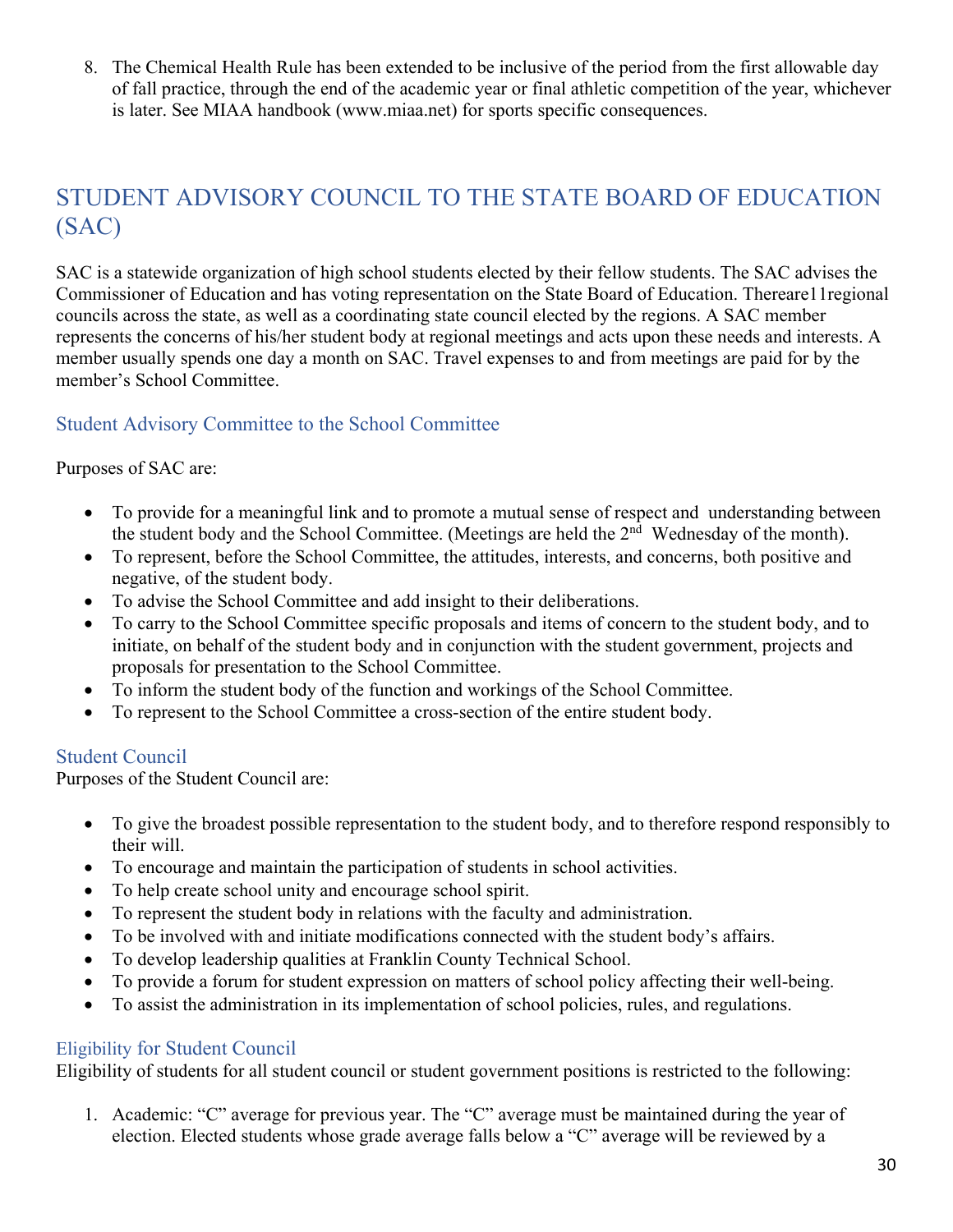8. The Chemical Health Rule has been extended to be inclusive of the period from the first allowable day of fall practice, through the end of the academic year or final athletic competition of the year, whichever is later. See MIAA handbook (www.miaa.net) for sports specific consequences.

# STUDENT ADVISORY COUNCIL TO THE STATE BOARD OF EDUCATION (SAC)

SAC is a statewide organization of high school students elected by their fellow students. The SAC advises the Commissioner of Education and has voting representation on the State Board of Education. Thereare11regional councils across the state, as well as a coordinating state council elected by the regions. A SAC member represents the concerns of his/her student body at regional meetings and acts upon these needs and interests. A member usually spends one day a month on SAC. Travel expenses to and from meetings are paid for by the member's School Committee.

## Student Advisory Committee to the School Committee

Purposes of SAC are:

- To provide for a meaningful link and to promote a mutual sense of respect and understanding between the student body and the School Committee. (Meetings are held the 2nd Wednesday of the month).
- To represent, before the School Committee, the attitudes, interests, and concerns, both positive and negative, of the student body.
- To advise the School Committee and add insight to their deliberations.
- To carry to the School Committee specific proposals and items of concern to the student body, and to initiate, on behalf of the student body and in conjunction with the student government, projects and proposals for presentation to the School Committee.
- To inform the student body of the function and workings of the School Committee.
- To represent to the School Committee a cross-section of the entire student body.

## Student Council

Purposes of the Student Council are:

- To give the broadest possible representation to the student body, and to therefore respond responsibly to their will.
- To encourage and maintain the participation of students in school activities.
- To help create school unity and encourage school spirit.
- To represent the student body in relations with the faculty and administration.
- To be involved with and initiate modifications connected with the student body's affairs.
- To develop leadership qualities at Franklin County Technical School.
- To provide a forum for student expression on matters of school policy affecting their well-being.
- To assist the administration in its implementation of school policies, rules, and regulations.

## Eligibility for Student Council

Eligibility of students for all student council or student government positions is restricted to the following:

1. Academic: "C" average for previous year. The "C" average must be maintained during the year of election. Elected students whose grade average falls below a "C" average will be reviewed by a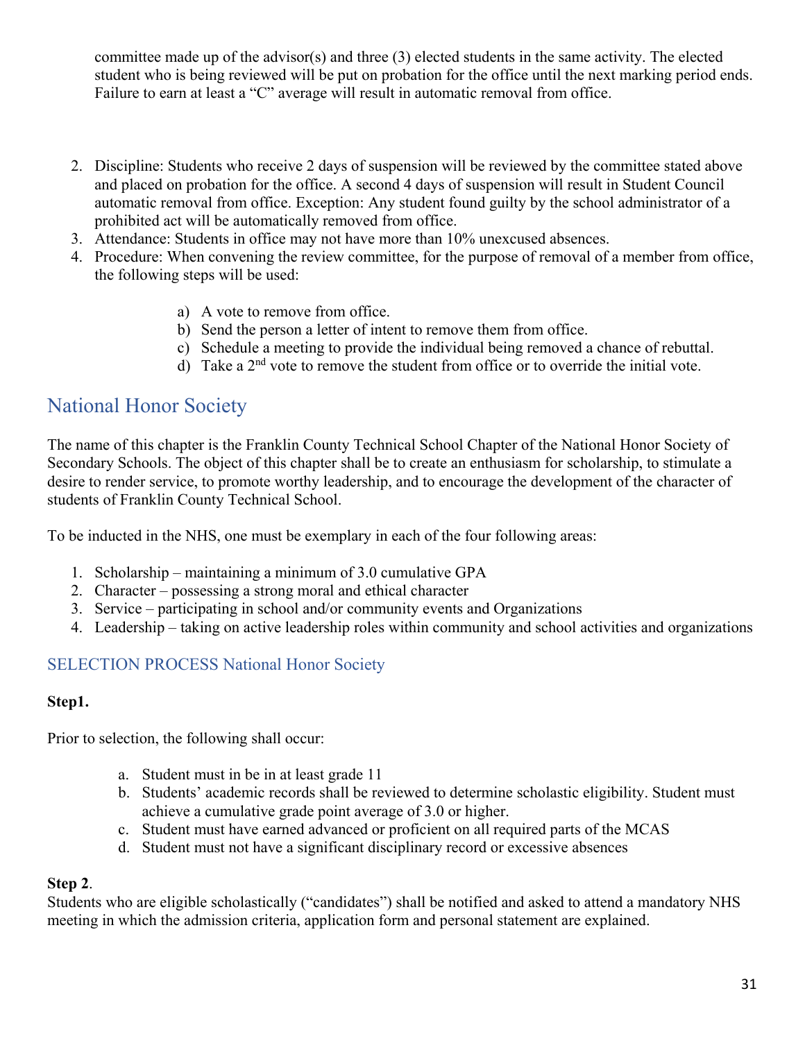committee made up of the advisor(s) and three (3) elected students in the same activity. The elected student who is being reviewed will be put on probation for the office until the next marking period ends. Failure to earn at least a "C" average will result in automatic removal from office.

2. Discipline: Students who receive 2 days of suspension will be reviewed by the committee stated above and placed on probation for the office. A second 4 days of suspension will result in Student Council automatic removal from office. Exception: Any student found guilty by the school administrator of a prohibited act will be automatically removed from office.
3. Attendance: Students in office may not have more than 10% unexcused absences.
4. Procedure: When convening the review committee, for the purpose of removal of a member from office, the following steps will be used:

    a) A vote to remove from office.
    b) Send the person a letter of intent to remove them from office.
    c) Schedule a meeting to provide the individual being removed a chance of rebuttal.
    d) Take a 2nd vote to remove the student from office or to override the initial vote.

## National Honor Society

The name of this chapter is the Franklin County Technical School Chapter of the National Honor Society of Secondary Schools. The object of this chapter shall be to create an enthusiasm for scholarship, to stimulate a desire to render service, to promote worthy leadership, and to encourage the development of the character of students of Franklin County Technical School.

To be inducted in the NHS, one must be exemplary in each of the four following areas:

1. Scholarship – maintaining a minimum of 3.0 cumulative GPA
2. Character – possessing a strong moral and ethical character
3. Service – participating in school and/or community events and Organizations
4. Leadership – taking on active leadership roles within community and school activities and organizations

### SELECTION PROCESS National Honor Society

**Step1.**

Prior to selection, the following shall occur:

a. Student must in be in at least grade 11
b. Students' academic records shall be reviewed to determine scholastic eligibility. Student must achieve a cumulative grade point average of 3.0 or higher.
c. Student must have earned advanced or proficient on all required parts of the MCAS
d. Student must not have a significant disciplinary record or excessive absences

**Step 2**.
Students who are eligible scholastically ("candidates") shall be notified and asked to attend a mandatory NHS meeting in which the admission criteria, application form and personal statement are explained.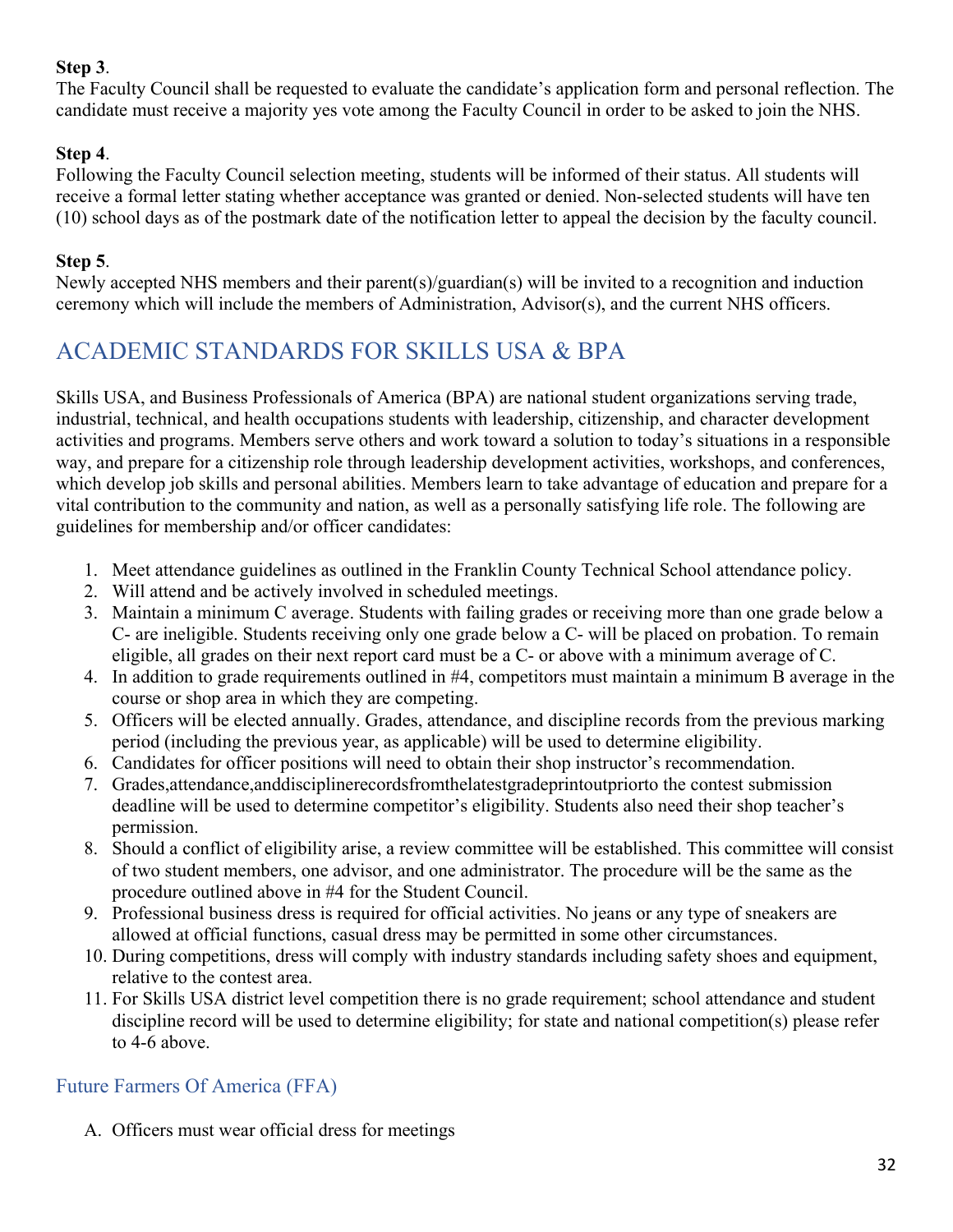**Step 3**.
The Faculty Council shall be requested to evaluate the candidate's application form and personal reflection. The candidate must receive a majority yes vote among the Faculty Council in order to be asked to join the NHS.

**Step 4**.
Following the Faculty Council selection meeting, students will be informed of their status. All students will receive a formal letter stating whether acceptance was granted or denied. Non-selected students will have ten (10) school days as of the postmark date of the notification letter to appeal the decision by the faculty council.

**Step 5**.
Newly accepted NHS members and their parent(s)/guardian(s) will be invited to a recognition and induction ceremony which will include the members of Administration, Advisor(s), and the current NHS officers.

## ACADEMIC STANDARDS FOR SKILLS USA & BPA

Skills USA, and Business Professionals of America (BPA) are national student organizations serving trade, industrial, technical, and health occupations students with leadership, citizenship, and character development activities and programs. Members serve others and work toward a solution to today's situations in a responsible way, and prepare for a citizenship role through leadership development activities, workshops, and conferences, which develop job skills and personal abilities. Members learn to take advantage of education and prepare for a vital contribution to the community and nation, as well as a personally satisfying life role. The following are guidelines for membership and/or officer candidates:

1. Meet attendance guidelines as outlined in the Franklin County Technical School attendance policy.
2. Will attend and be actively involved in scheduled meetings.
3. Maintain a minimum C average. Students with failing grades or receiving more than one grade below a C- are ineligible. Students receiving only one grade below a C- will be placed on probation. To remain eligible, all grades on their next report card must be a C- or above with a minimum average of C.
4. In addition to grade requirements outlined in #4, competitors must maintain a minimum B average in the course or shop area in which they are competing.
5. Officers will be elected annually. Grades, attendance, and discipline records from the previous marking period (including the previous year, as applicable) will be used to determine eligibility.
6. Candidates for officer positions will need to obtain their shop instructor's recommendation.
7. Grades,attendance,anddisciplinerecordsfromthelatestgradeprintoutpriorto the contest submission deadline will be used to determine competitor's eligibility. Students also need their shop teacher's permission.
8. Should a conflict of eligibility arise, a review committee will be established. This committee will consist of two student members, one advisor, and one administrator. The procedure will be the same as the procedure outlined above in #4 for the Student Council.
9. Professional business dress is required for official activities. No jeans or any type of sneakers are allowed at official functions, casual dress may be permitted in some other circumstances.
10. During competitions, dress will comply with industry standards including safety shoes and equipment, relative to the contest area.
11. For Skills USA district level competition there is no grade requirement; school attendance and student discipline record will be used to determine eligibility; for state and national competition(s) please refer to 4-6 above.

### Future Farmers Of America (FFA)

A. Officers must wear official dress for meetings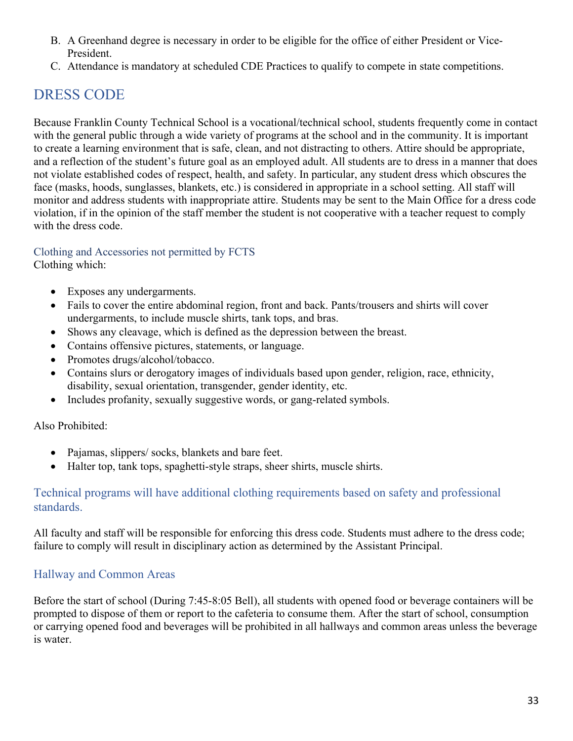B. A Greenhand degree is necessary in order to be eligible for the office of either President or Vice-President.
C. Attendance is mandatory at scheduled CDE Practices to qualify to compete in state competitions.

# DRESS CODE

Because Franklin County Technical School is a vocational/technical school, students frequently come in contact with the general public through a wide variety of programs at the school and in the community. It is important to create a learning environment that is safe, clean, and not distracting to others. Attire should be appropriate, and a reflection of the student's future goal as an employed adult. All students are to dress in a manner that does not violate established codes of respect, health, and safety. In particular, any student dress which obscures the face (masks, hoods, sunglasses, blankets, etc.) is considered in appropriate in a school setting. All staff will monitor and address students with inappropriate attire. Students may be sent to the Main Office for a dress code violation, if in the opinion of the staff member the student is not cooperative with a teacher request to comply with the dress code.

### Clothing and Accessories not permitted by FCTS

Clothing which:

- Exposes any undergarments.
- Fails to cover the entire abdominal region, front and back. Pants/trousers and shirts will cover undergarments, to include muscle shirts, tank tops, and bras.
- Shows any cleavage, which is defined as the depression between the breast.
- Contains offensive pictures, statements, or language.
- Promotes drugs/alcohol/tobacco.
- Contains slurs or derogatory images of individuals based upon gender, religion, race, ethnicity, disability, sexual orientation, transgender, gender identity, etc.
- Includes profanity, sexually suggestive words, or gang-related symbols.

Also Prohibited:

- Pajamas, slippers/ socks, blankets and bare feet.
- Halter top, tank tops, spaghetti-style straps, sheer shirts, muscle shirts.

## Technical programs will have additional clothing requirements based on safety and professional standards.

All faculty and staff will be responsible for enforcing this dress code. Students must adhere to the dress code; failure to comply will result in disciplinary action as determined by the Assistant Principal.

## Hallway and Common Areas

Before the start of school (During 7:45-8:05 Bell), all students with opened food or beverage containers will be prompted to dispose of them or report to the cafeteria to consume them. After the start of school, consumption or carrying opened food and beverages will be prohibited in all hallways and common areas unless the beverage is water.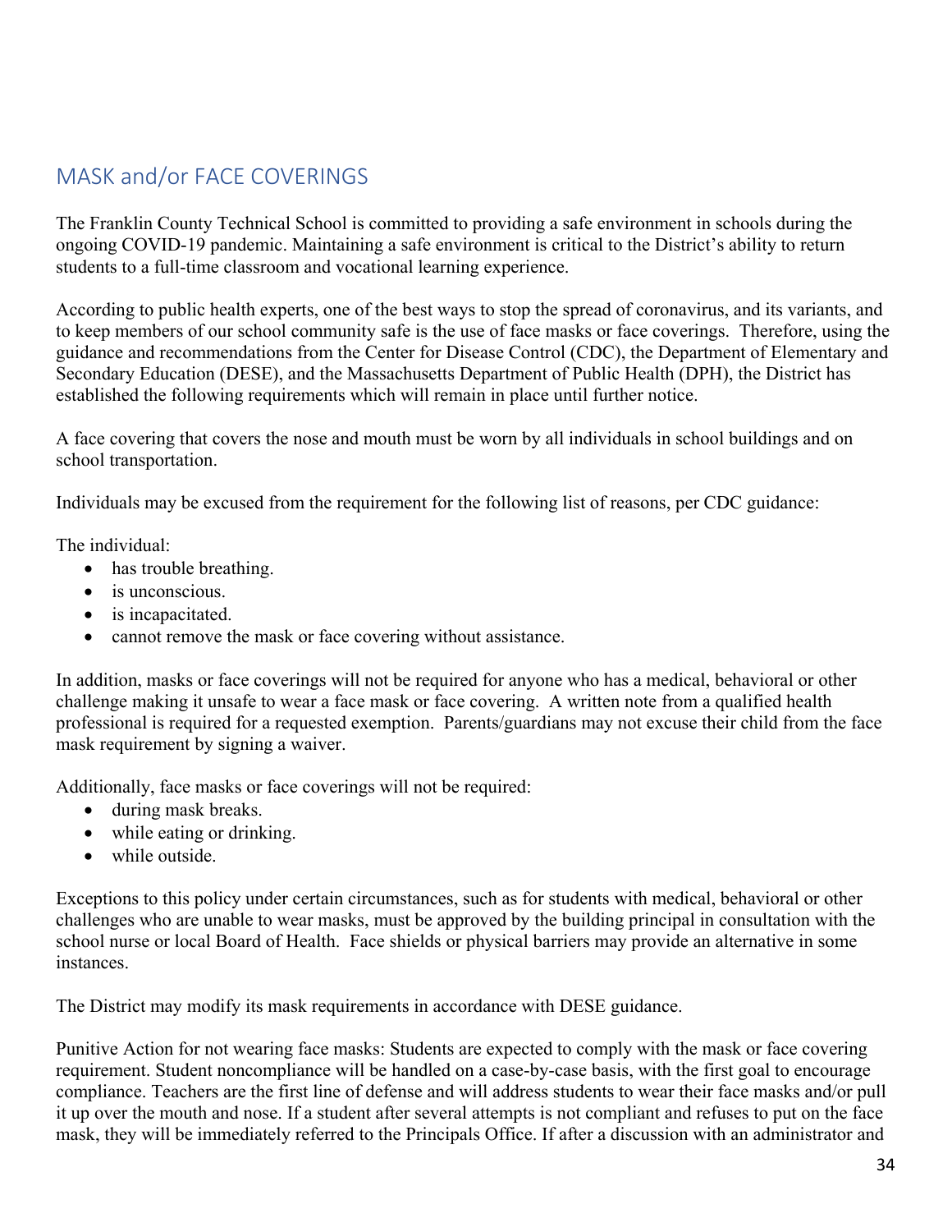## MASK and/or FACE COVERINGS

The Franklin County Technical School is committed to providing a safe environment in schools during the ongoing COVID-19 pandemic. Maintaining a safe environment is critical to the District's ability to return students to a full-time classroom and vocational learning experience.

According to public health experts, one of the best ways to stop the spread of coronavirus, and its variants, and to keep members of our school community safe is the use of face masks or face coverings. Therefore, using the guidance and recommendations from the Center for Disease Control (CDC), the Department of Elementary and Secondary Education (DESE), and the Massachusetts Department of Public Health (DPH), the District has established the following requirements which will remain in place until further notice.

A face covering that covers the nose and mouth must be worn by all individuals in school buildings and on school transportation.

Individuals may be excused from the requirement for the following list of reasons, per CDC guidance:

The individual:

- has trouble breathing.
- is unconscious.
- is incapacitated.
- cannot remove the mask or face covering without assistance.

In addition, masks or face coverings will not be required for anyone who has a medical, behavioral or other challenge making it unsafe to wear a face mask or face covering. A written note from a qualified health professional is required for a requested exemption. Parents/guardians may not excuse their child from the face mask requirement by signing a waiver.

Additionally, face masks or face coverings will not be required:

- during mask breaks.
- while eating or drinking.
- while outside.

Exceptions to this policy under certain circumstances, such as for students with medical, behavioral or other challenges who are unable to wear masks, must be approved by the building principal in consultation with the school nurse or local Board of Health. Face shields or physical barriers may provide an alternative in some instances.

The District may modify its mask requirements in accordance with DESE guidance.

Punitive Action for not wearing face masks: Students are expected to comply with the mask or face covering requirement. Student noncompliance will be handled on a case-by-case basis, with the first goal to encourage compliance. Teachers are the first line of defense and will address students to wear their face masks and/or pull it up over the mouth and nose. If a student after several attempts is not compliant and refuses to put on the face mask, they will be immediately referred to the Principals Office. If after a discussion with an administrator and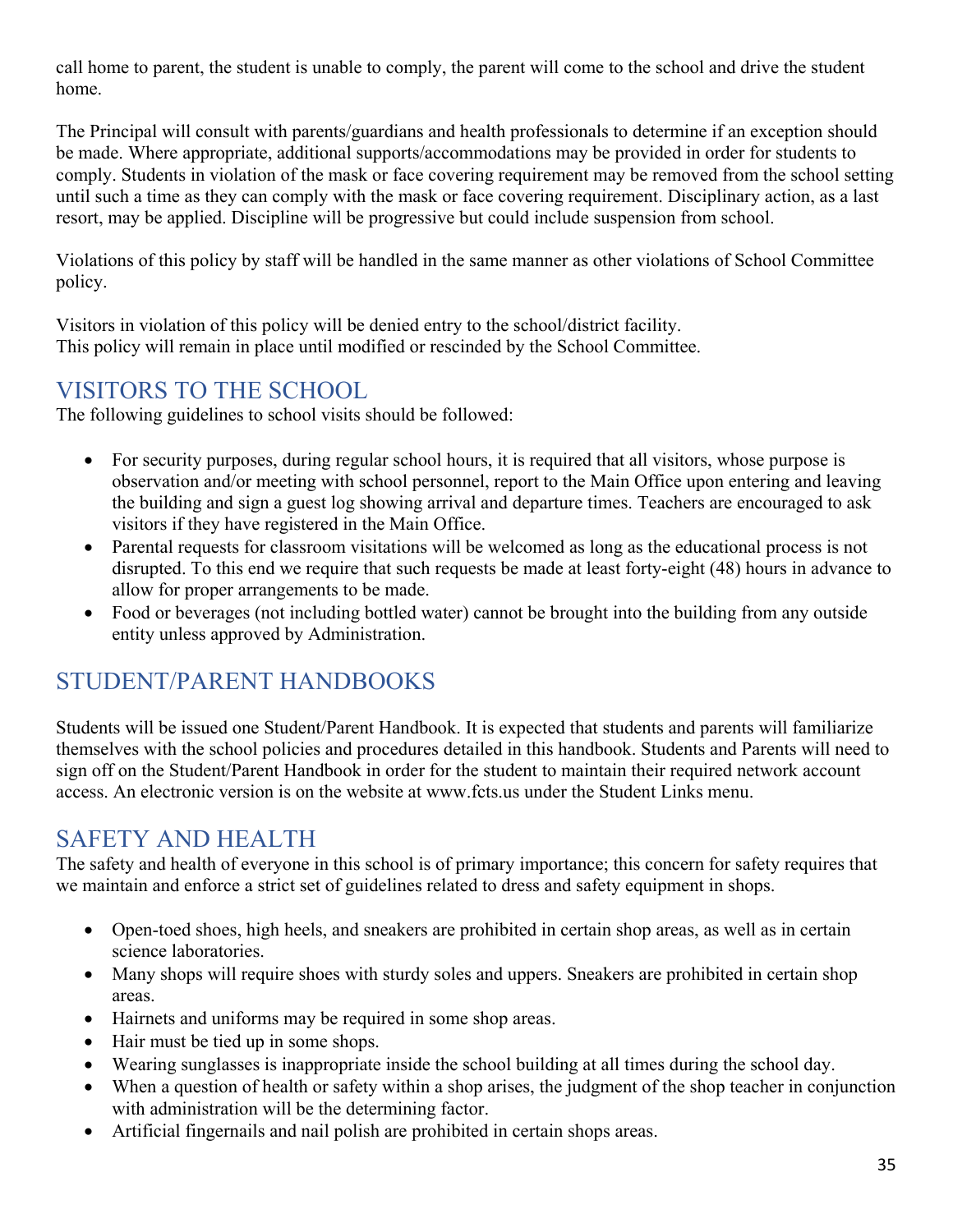call home to parent, the student is unable to comply, the parent will come to the school and drive the student home.

The Principal will consult with parents/guardians and health professionals to determine if an exception should be made. Where appropriate, additional supports/accommodations may be provided in order for students to comply. Students in violation of the mask or face covering requirement may be removed from the school setting until such a time as they can comply with the mask or face covering requirement. Disciplinary action, as a last resort, may be applied. Discipline will be progressive but could include suspension from school.

Violations of this policy by staff will be handled in the same manner as other violations of School Committee policy.

Visitors in violation of this policy will be denied entry to the school/district facility.
This policy will remain in place until modified or rescinded by the School Committee.

## VISITORS TO THE SCHOOL

The following guidelines to school visits should be followed:

- For security purposes, during regular school hours, it is required that all visitors, whose purpose is observation and/or meeting with school personnel, report to the Main Office upon entering and leaving the building and sign a guest log showing arrival and departure times. Teachers are encouraged to ask visitors if they have registered in the Main Office.
- Parental requests for classroom visitations will be welcomed as long as the educational process is not disrupted. To this end we require that such requests be made at least forty-eight (48) hours in advance to allow for proper arrangements to be made.
- Food or beverages (not including bottled water) cannot be brought into the building from any outside entity unless approved by Administration.

## STUDENT/PARENT HANDBOOKS

Students will be issued one Student/Parent Handbook. It is expected that students and parents will familiarize themselves with the school policies and procedures detailed in this handbook. Students and Parents will need to sign off on the Student/Parent Handbook in order for the student to maintain their required network account access. An electronic version is on the website at www.fcts.us under the Student Links menu.

## SAFETY AND HEALTH

The safety and health of everyone in this school is of primary importance; this concern for safety requires that we maintain and enforce a strict set of guidelines related to dress and safety equipment in shops.

- Open-toed shoes, high heels, and sneakers are prohibited in certain shop areas, as well as in certain science laboratories.
- Many shops will require shoes with sturdy soles and uppers. Sneakers are prohibited in certain shop areas.
- Hairnets and uniforms may be required in some shop areas.
- Hair must be tied up in some shops.
- Wearing sunglasses is inappropriate inside the school building at all times during the school day.
- When a question of health or safety within a shop arises, the judgment of the shop teacher in conjunction with administration will be the determining factor.
- Artificial fingernails and nail polish are prohibited in certain shops areas.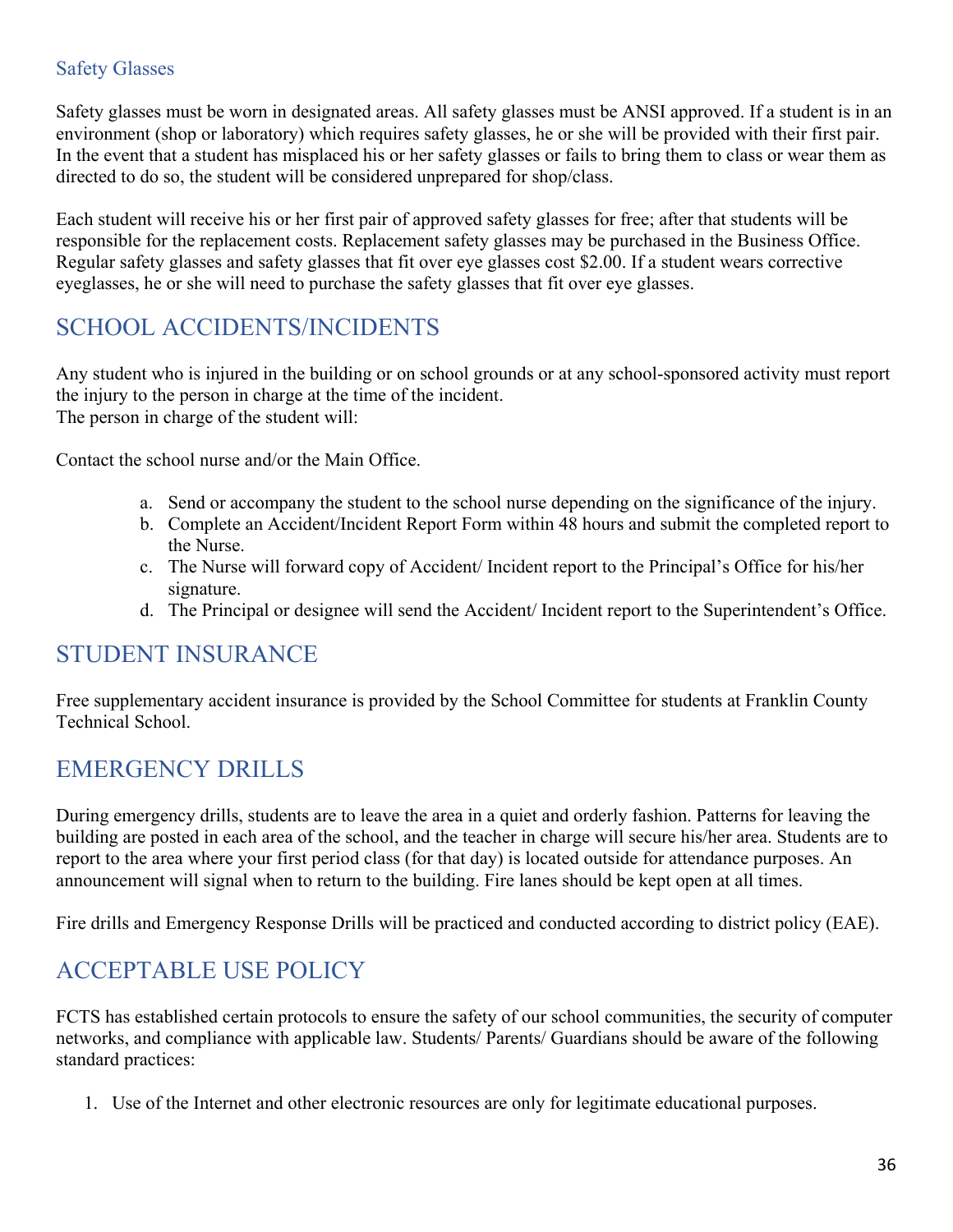### Safety Glasses

Safety glasses must be worn in designated areas. All safety glasses must be ANSI approved. If a student is in an environment (shop or laboratory) which requires safety glasses, he or she will be provided with their first pair. In the event that a student has misplaced his or her safety glasses or fails to bring them to class or wear them as directed to do so, the student will be considered unprepared for shop/class.

Each student will receive his or her first pair of approved safety glasses for free; after that students will be responsible for the replacement costs. Replacement safety glasses may be purchased in the Business Office. Regular safety glasses and safety glasses that fit over eye glasses cost $2.00. If a student wears corrective eyeglasses, he or she will need to purchase the safety glasses that fit over eye glasses.

## SCHOOL ACCIDENTS/INCIDENTS

Any student who is injured in the building or on school grounds or at any school-sponsored activity must report the injury to the person in charge at the time of the incident.
The person in charge of the student will:

Contact the school nurse and/or the Main Office.

a. Send or accompany the student to the school nurse depending on the significance of the injury.
b. Complete an Accident/Incident Report Form within 48 hours and submit the completed report to the Nurse.
c. The Nurse will forward copy of Accident/ Incident report to the Principal's Office for his/her signature.
d. The Principal or designee will send the Accident/ Incident report to the Superintendent's Office.

## STUDENT INSURANCE

Free supplementary accident insurance is provided by the School Committee for students at Franklin County Technical School.

## EMERGENCY DRILLS

During emergency drills, students are to leave the area in a quiet and orderly fashion. Patterns for leaving the building are posted in each area of the school, and the teacher in charge will secure his/her area. Students are to report to the area where your first period class (for that day) is located outside for attendance purposes. An announcement will signal when to return to the building. Fire lanes should be kept open at all times.

Fire drills and Emergency Response Drills will be practiced and conducted according to district policy (EAE).

## ACCEPTABLE USE POLICY

FCTS has established certain protocols to ensure the safety of our school communities, the security of computer networks, and compliance with applicable law. Students/ Parents/ Guardians should be aware of the following standard practices:

1. Use of the Internet and other electronic resources are only for legitimate educational purposes.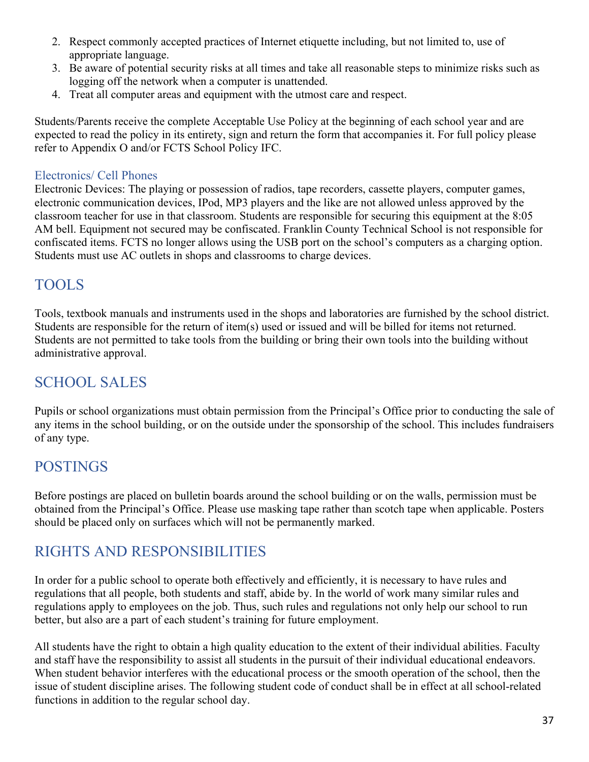2. Respect commonly accepted practices of Internet etiquette including, but not limited to, use of appropriate language.
3. Be aware of potential security risks at all times and take all reasonable steps to minimize risks such as logging off the network when a computer is unattended.
4. Treat all computer areas and equipment with the utmost care and respect.

Students/Parents receive the complete Acceptable Use Policy at the beginning of each school year and are expected to read the policy in its entirety, sign and return the form that accompanies it. For full policy please refer to Appendix O and/or FCTS School Policy IFC.

### Electronics/ Cell Phones

Electronic Devices: The playing or possession of radios, tape recorders, cassette players, computer games, electronic communication devices, IPod, MP3 players and the like are not allowed unless approved by the classroom teacher for use in that classroom. Students are responsible for securing this equipment at the 8:05 AM bell. Equipment not secured may be confiscated. Franklin County Technical School is not responsible for confiscated items. FCTS no longer allows using the USB port on the school's computers as a charging option. Students must use AC outlets in shops and classrooms to charge devices.

## TOOLS

Tools, textbook manuals and instruments used in the shops and laboratories are furnished by the school district. Students are responsible for the return of item(s) used or issued and will be billed for items not returned. Students are not permitted to take tools from the building or bring their own tools into the building without administrative approval.

## SCHOOL SALES

Pupils or school organizations must obtain permission from the Principal's Office prior to conducting the sale of any items in the school building, or on the outside under the sponsorship of the school. This includes fundraisers of any type.

## POSTINGS

Before postings are placed on bulletin boards around the school building or on the walls, permission must be obtained from the Principal's Office. Please use masking tape rather than scotch tape when applicable. Posters should be placed only on surfaces which will not be permanently marked.

## RIGHTS AND RESPONSIBILITIES

In order for a public school to operate both effectively and efficiently, it is necessary to have rules and regulations that all people, both students and staff, abide by. In the world of work many similar rules and regulations apply to employees on the job. Thus, such rules and regulations not only help our school to run better, but also are a part of each student's training for future employment.

All students have the right to obtain a high quality education to the extent of their individual abilities. Faculty and staff have the responsibility to assist all students in the pursuit of their individual educational endeavors. When student behavior interferes with the educational process or the smooth operation of the school, then the issue of student discipline arises. The following student code of conduct shall be in effect at all school-related functions in addition to the regular school day.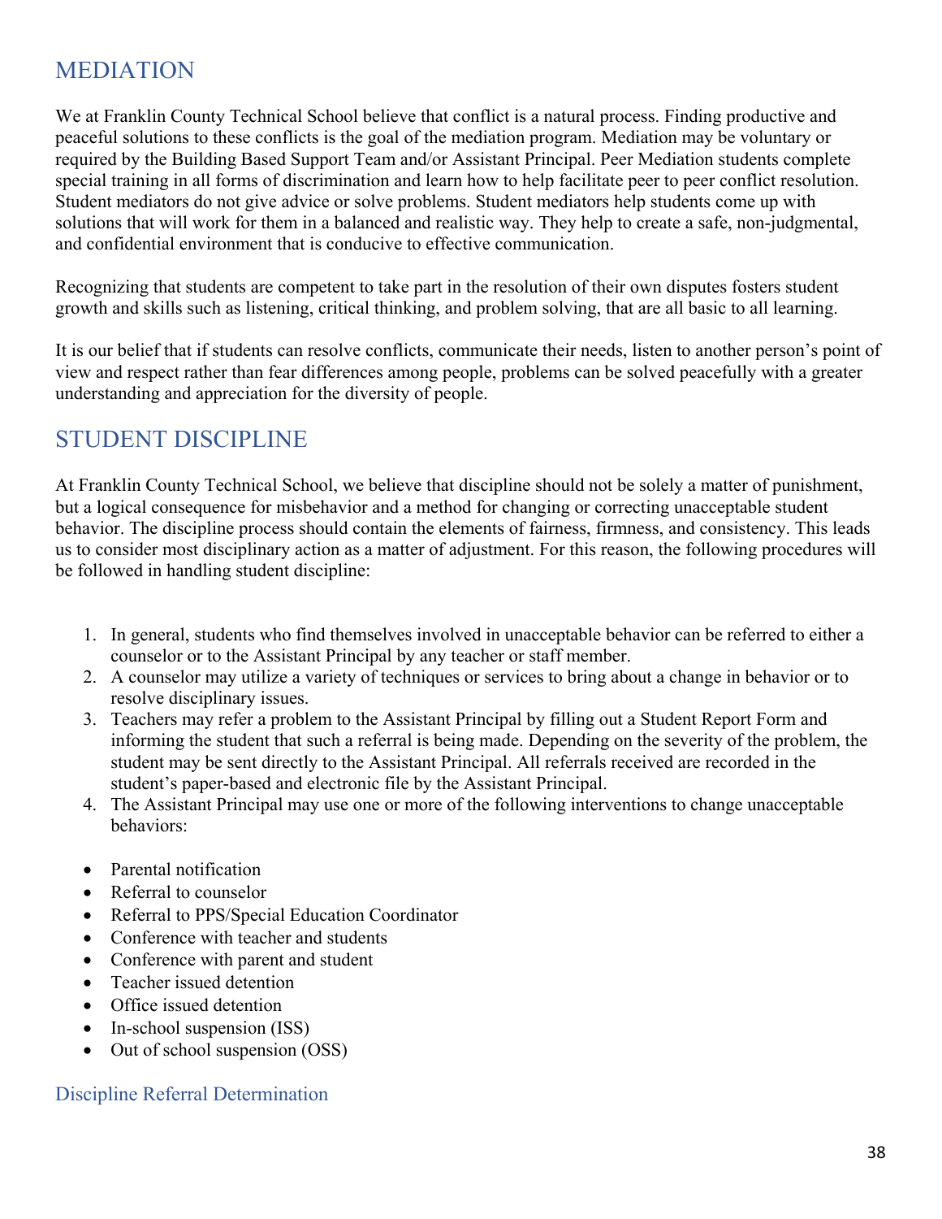## MEDIATION

We at Franklin County Technical School believe that conflict is a natural process. Finding productive and peaceful solutions to these conflicts is the goal of the mediation program. Mediation may be voluntary or required by the Building Based Support Team and/or Assistant Principal. Peer Mediation students complete special training in all forms of discrimination and learn how to help facilitate peer to peer conflict resolution. Student mediators do not give advice or solve problems. Student mediators help students come up with solutions that will work for them in a balanced and realistic way. They help to create a safe, non-judgmental, and confidential environment that is conducive to effective communication.

Recognizing that students are competent to take part in the resolution of their own disputes fosters student growth and skills such as listening, critical thinking, and problem solving, that are all basic to all learning.

It is our belief that if students can resolve conflicts, communicate their needs, listen to another person's point of view and respect rather than fear differences among people, problems can be solved peacefully with a greater understanding and appreciation for the diversity of people.

## STUDENT DISCIPLINE

At Franklin County Technical School, we believe that discipline should not be solely a matter of punishment, but a logical consequence for misbehavior and a method for changing or correcting unacceptable student behavior. The discipline process should contain the elements of fairness, firmness, and consistency. This leads us to consider most disciplinary action as a matter of adjustment. For this reason, the following procedures will be followed in handling student discipline:

1. In general, students who find themselves involved in unacceptable behavior can be referred to either a counselor or to the Assistant Principal by any teacher or staff member.
2. A counselor may utilize a variety of techniques or services to bring about a change in behavior or to resolve disciplinary issues.
3. Teachers may refer a problem to the Assistant Principal by filling out a Student Report Form and informing the student that such a referral is being made. Depending on the severity of the problem, the student may be sent directly to the Assistant Principal. All referrals received are recorded in the student's paper-based and electronic file by the Assistant Principal.
4. The Assistant Principal may use one or more of the following interventions to change unacceptable behaviors:

- Parental notification
- Referral to counselor
- Referral to PPS/Special Education Coordinator
- Conference with teacher and students
- Conference with parent and student
- Teacher issued detention
- Office issued detention
- In-school suspension (ISS)
- Out of school suspension (OSS)

### Discipline Referral Determination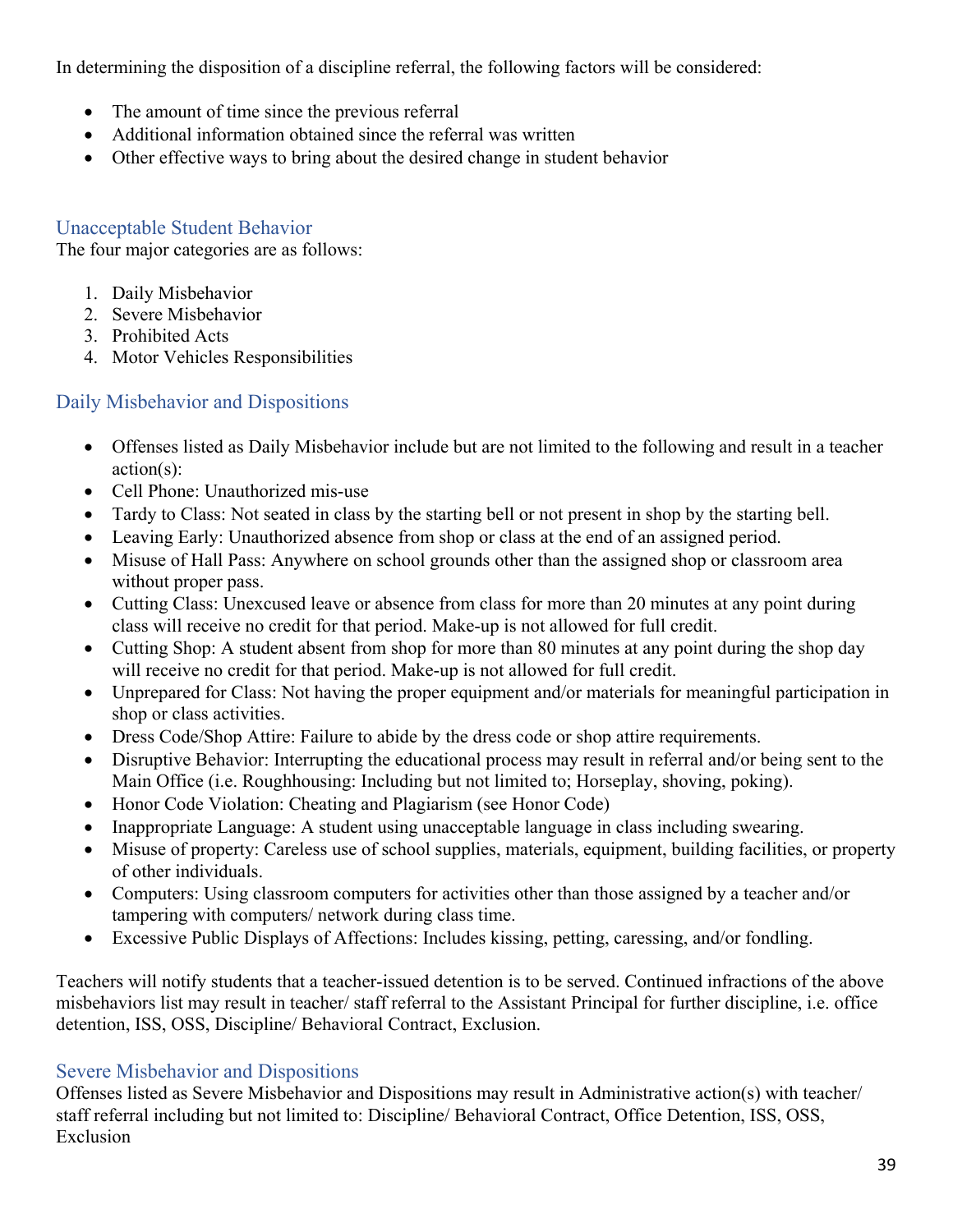In determining the disposition of a discipline referral, the following factors will be considered:

- The amount of time since the previous referral
- Additional information obtained since the referral was written
- Other effective ways to bring about the desired change in student behavior

## Unacceptable Student Behavior

The four major categories are as follows:

1. Daily Misbehavior
2. Severe Misbehavior
3. Prohibited Acts
4. Motor Vehicles Responsibilities

## Daily Misbehavior and Dispositions

- Offenses listed as Daily Misbehavior include but are not limited to the following and result in a teacher action(s):
- Cell Phone: Unauthorized mis-use
- Tardy to Class: Not seated in class by the starting bell or not present in shop by the starting bell.
- Leaving Early: Unauthorized absence from shop or class at the end of an assigned period.
- Misuse of Hall Pass: Anywhere on school grounds other than the assigned shop or classroom area without proper pass.
- Cutting Class: Unexcused leave or absence from class for more than 20 minutes at any point during class will receive no credit for that period. Make-up is not allowed for full credit.
- Cutting Shop: A student absent from shop for more than 80 minutes at any point during the shop day will receive no credit for that period. Make-up is not allowed for full credit.
- Unprepared for Class: Not having the proper equipment and/or materials for meaningful participation in shop or class activities.
- Dress Code/Shop Attire: Failure to abide by the dress code or shop attire requirements.
- Disruptive Behavior: Interrupting the educational process may result in referral and/or being sent to the Main Office (i.e. Roughhousing: Including but not limited to; Horseplay, shoving, poking).
- Honor Code Violation: Cheating and Plagiarism (see Honor Code)
- Inappropriate Language: A student using unacceptable language in class including swearing.
- Misuse of property: Careless use of school supplies, materials, equipment, building facilities, or property of other individuals.
- Computers: Using classroom computers for activities other than those assigned by a teacher and/or tampering with computers/ network during class time.
- Excessive Public Displays of Affections: Includes kissing, petting, caressing, and/or fondling.

Teachers will notify students that a teacher-issued detention is to be served. Continued infractions of the above misbehaviors list may result in teacher/ staff referral to the Assistant Principal for further discipline, i.e. office detention, ISS, OSS, Discipline/ Behavioral Contract, Exclusion.

## Severe Misbehavior and Dispositions

Offenses listed as Severe Misbehavior and Dispositions may result in Administrative action(s) with teacher/ staff referral including but not limited to: Discipline/ Behavioral Contract, Office Detention, ISS, OSS, Exclusion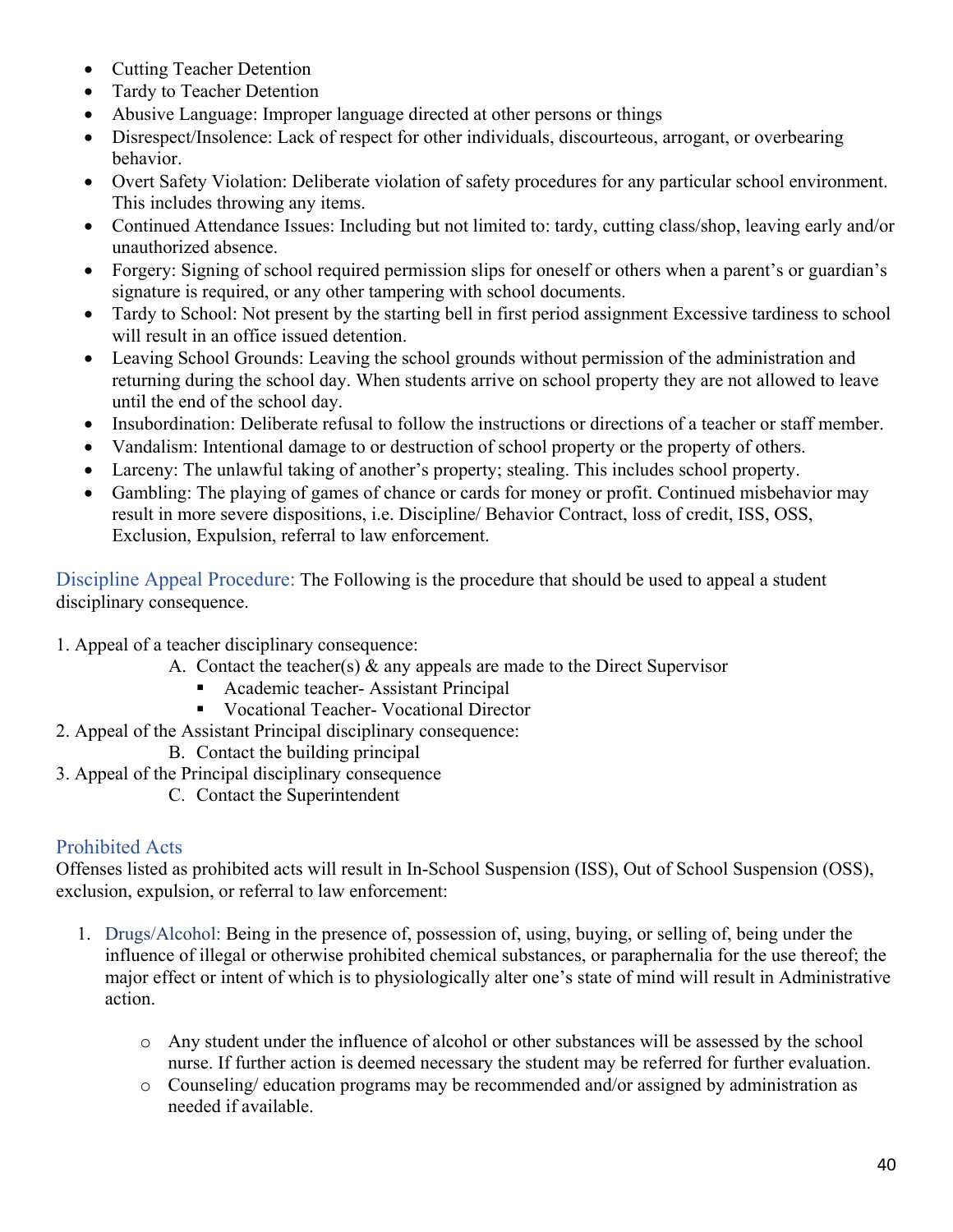- Cutting Teacher Detention
- Tardy to Teacher Detention
- Abusive Language: Improper language directed at other persons or things
- Disrespect/Insolence: Lack of respect for other individuals, discourteous, arrogant, or overbearing behavior.
- Overt Safety Violation: Deliberate violation of safety procedures for any particular school environment. This includes throwing any items.
- Continued Attendance Issues: Including but not limited to: tardy, cutting class/shop, leaving early and/or unauthorized absence.
- Forgery: Signing of school required permission slips for oneself or others when a parent's or guardian's signature is required, or any other tampering with school documents.
- Tardy to School: Not present by the starting bell in first period assignment Excessive tardiness to school will result in an office issued detention.
- Leaving School Grounds: Leaving the school grounds without permission of the administration and returning during the school day. When students arrive on school property they are not allowed to leave until the end of the school day.
- Insubordination: Deliberate refusal to follow the instructions or directions of a teacher or staff member.
- Vandalism: Intentional damage to or destruction of school property or the property of others.
- Larceny: The unlawful taking of another's property; stealing. This includes school property.
- Gambling: The playing of games of chance or cards for money or profit. Continued misbehavior may result in more severe dispositions, i.e. Discipline/ Behavior Contract, loss of credit, ISS, OSS, Exclusion, Expulsion, referral to law enforcement.

**Discipline Appeal Procedure:** The Following is the procedure that should be used to appeal a student disciplinary consequence.

1. Appeal of a teacher disciplinary consequence:
   - A. Contact the teacher(s) & any appeals are made to the Direct Supervisor
     - Academic teacher- Assistant Principal
     - Vocational Teacher- Vocational Director
2. Appeal of the Assistant Principal disciplinary consequence:
   - B. Contact the building principal
3. Appeal of the Principal disciplinary consequence
   - C. Contact the Superintendent

## Prohibited Acts

Offenses listed as prohibited acts will result in In-School Suspension (ISS), Out of School Suspension (OSS), exclusion, expulsion, or referral to law enforcement:

1. Drugs/Alcohol: Being in the presence of, possession of, using, buying, or selling of, being under the influence of illegal or otherwise prohibited chemical substances, or paraphernalia for the use thereof; the major effect or intent of which is to physiologically alter one's state of mind will result in Administrative action.

   - Any student under the influence of alcohol or other substances will be assessed by the school nurse. If further action is deemed necessary the student may be referred for further evaluation.
   - Counseling/ education programs may be recommended and/or assigned by administration as needed if available.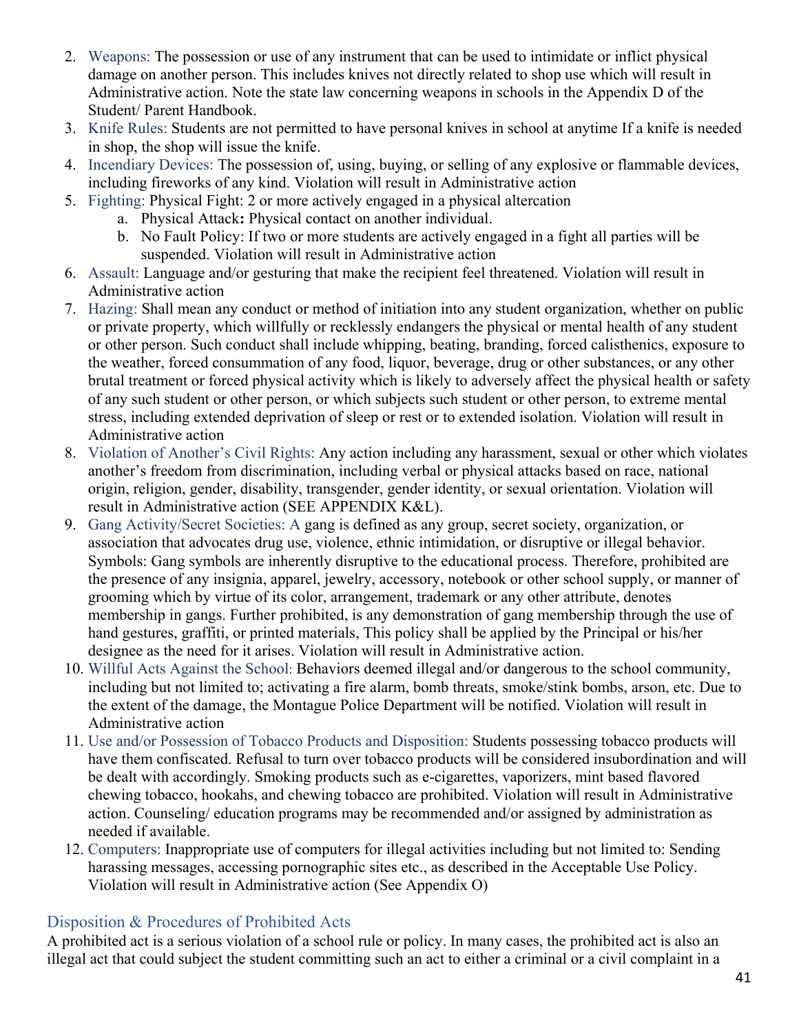2. Weapons: The possession or use of any instrument that can be used to intimidate or inflict physical damage on another person. This includes knives not directly related to shop use which will result in Administrative action. Note the state law concerning weapons in schools in the Appendix D of the Student/ Parent Handbook.
3. Knife Rules: Students are not permitted to have personal knives in school at anytime If a knife is needed in shop, the shop will issue the knife.
4. Incendiary Devices: The possession of, using, buying, or selling of any explosive or flammable devices, including fireworks of any kind. Violation will result in Administrative action
5. Fighting: Physical Fight: 2 or more actively engaged in a physical altercation
    a. Physical Attack**:** Physical contact on another individual.
    b. No Fault Policy: If two or more students are actively engaged in a fight all parties will be suspended. Violation will result in Administrative action
6. Assault: Language and/or gesturing that make the recipient feel threatened. Violation will result in Administrative action
7. Hazing: Shall mean any conduct or method of initiation into any student organization, whether on public or private property, which willfully or recklessly endangers the physical or mental health of any student or other person. Such conduct shall include whipping, beating, branding, forced calisthenics, exposure to the weather, forced consummation of any food, liquor, beverage, drug or other substances, or any other brutal treatment or forced physical activity which is likely to adversely affect the physical health or safety of any such student or other person, or which subjects such student or other person, to extreme mental stress, including extended deprivation of sleep or rest or to extended isolation. Violation will result in Administrative action
8. Violation of Another's Civil Rights: Any action including any harassment, sexual or other which violates another's freedom from discrimination, including verbal or physical attacks based on race, national origin, religion, gender, disability, transgender, gender identity, or sexual orientation. Violation will result in Administrative action (SEE APPENDIX K&L).
9. Gang Activity/Secret Societies: A gang is defined as any group, secret society, organization, or association that advocates drug use, violence, ethnic intimidation, or disruptive or illegal behavior. Symbols: Gang symbols are inherently disruptive to the educational process. Therefore, prohibited are the presence of any insignia, apparel, jewelry, accessory, notebook or other school supply, or manner of grooming which by virtue of its color, arrangement, trademark or any other attribute, denotes membership in gangs. Further prohibited, is any demonstration of gang membership through the use of hand gestures, graffiti, or printed materials, This policy shall be applied by the Principal or his/her designee as the need for it arises. Violation will result in Administrative action.
10. Willful Acts Against the School: Behaviors deemed illegal and/or dangerous to the school community, including but not limited to; activating a fire alarm, bomb threats, smoke/stink bombs, arson, etc. Due to the extent of the damage, the Montague Police Department will be notified. Violation will result in Administrative action
11. Use and/or Possession of Tobacco Products and Disposition: Students possessing tobacco products will have them confiscated. Refusal to turn over tobacco products will be considered insubordination and will be dealt with accordingly. Smoking products such as e-cigarettes, vaporizers, mint based flavored chewing tobacco, hookahs, and chewing tobacco are prohibited. Violation will result in Administrative action. Counseling/ education programs may be recommended and/or assigned by administration as needed if available.
12. Computers: Inappropriate use of computers for illegal activities including but not limited to: Sending harassing messages, accessing pornographic sites etc., as described in the Acceptable Use Policy. Violation will result in Administrative action (See Appendix O)

## Disposition & Procedures of Prohibited Acts

A prohibited act is a serious violation of a school rule or policy. In many cases, the prohibited act is also an illegal act that could subject the student committing such an act to either a criminal or a civil complaint in a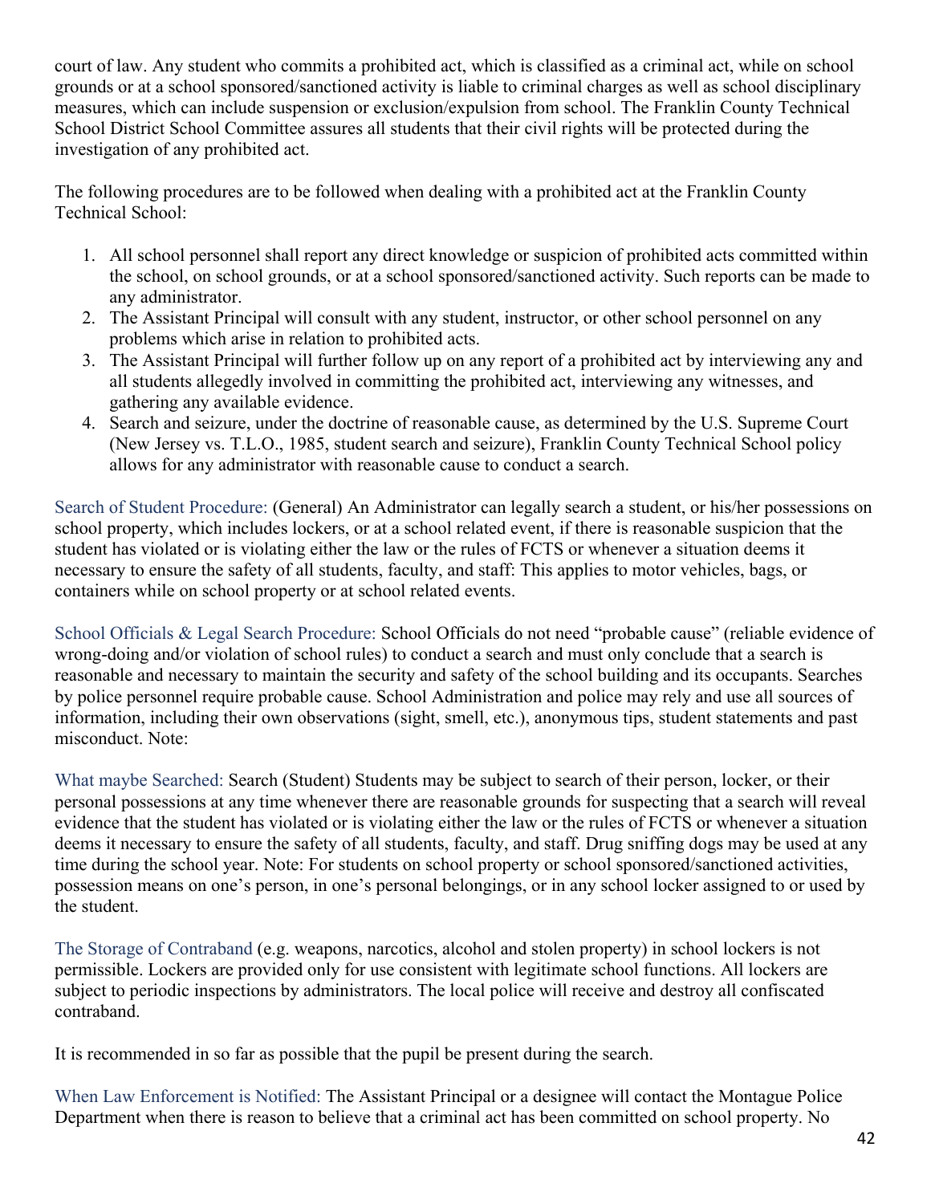court of law. Any student who commits a prohibited act, which is classified as a criminal act, while on school grounds or at a school sponsored/sanctioned activity is liable to criminal charges as well as school disciplinary measures, which can include suspension or exclusion/expulsion from school. The Franklin County Technical School District School Committee assures all students that their civil rights will be protected during the investigation of any prohibited act.

The following procedures are to be followed when dealing with a prohibited act at the Franklin County Technical School:

1. All school personnel shall report any direct knowledge or suspicion of prohibited acts committed within the school, on school grounds, or at a school sponsored/sanctioned activity. Such reports can be made to any administrator.
2. The Assistant Principal will consult with any student, instructor, or other school personnel on any problems which arise in relation to prohibited acts.
3. The Assistant Principal will further follow up on any report of a prohibited act by interviewing any and all students allegedly involved in committing the prohibited act, interviewing any witnesses, and gathering any available evidence.
4. Search and seizure, under the doctrine of reasonable cause, as determined by the U.S. Supreme Court (New Jersey vs. T.L.O., 1985, student search and seizure), Franklin County Technical School policy allows for any administrator with reasonable cause to conduct a search.

Search of Student Procedure: (General) An Administrator can legally search a student, or his/her possessions on school property, which includes lockers, or at a school related event, if there is reasonable suspicion that the student has violated or is violating either the law or the rules of FCTS or whenever a situation deems it necessary to ensure the safety of all students, faculty, and staff: This applies to motor vehicles, bags, or containers while on school property or at school related events.

School Officials & Legal Search Procedure: School Officials do not need "probable cause" (reliable evidence of wrong-doing and/or violation of school rules) to conduct a search and must only conclude that a search is reasonable and necessary to maintain the security and safety of the school building and its occupants. Searches by police personnel require probable cause. School Administration and police may rely and use all sources of information, including their own observations (sight, smell, etc.), anonymous tips, student statements and past misconduct. Note:

What maybe Searched: Search (Student) Students may be subject to search of their person, locker, or their personal possessions at any time whenever there are reasonable grounds for suspecting that a search will reveal evidence that the student has violated or is violating either the law or the rules of FCTS or whenever a situation deems it necessary to ensure the safety of all students, faculty, and staff. Drug sniffing dogs may be used at any time during the school year. Note: For students on school property or school sponsored/sanctioned activities, possession means on one's person, in one's personal belongings, or in any school locker assigned to or used by the student.

The Storage of Contraband (e.g. weapons, narcotics, alcohol and stolen property) in school lockers is not permissible. Lockers are provided only for use consistent with legitimate school functions. All lockers are subject to periodic inspections by administrators. The local police will receive and destroy all confiscated contraband.

It is recommended in so far as possible that the pupil be present during the search.

When Law Enforcement is Notified: The Assistant Principal or a designee will contact the Montague Police Department when there is reason to believe that a criminal act has been committed on school property. No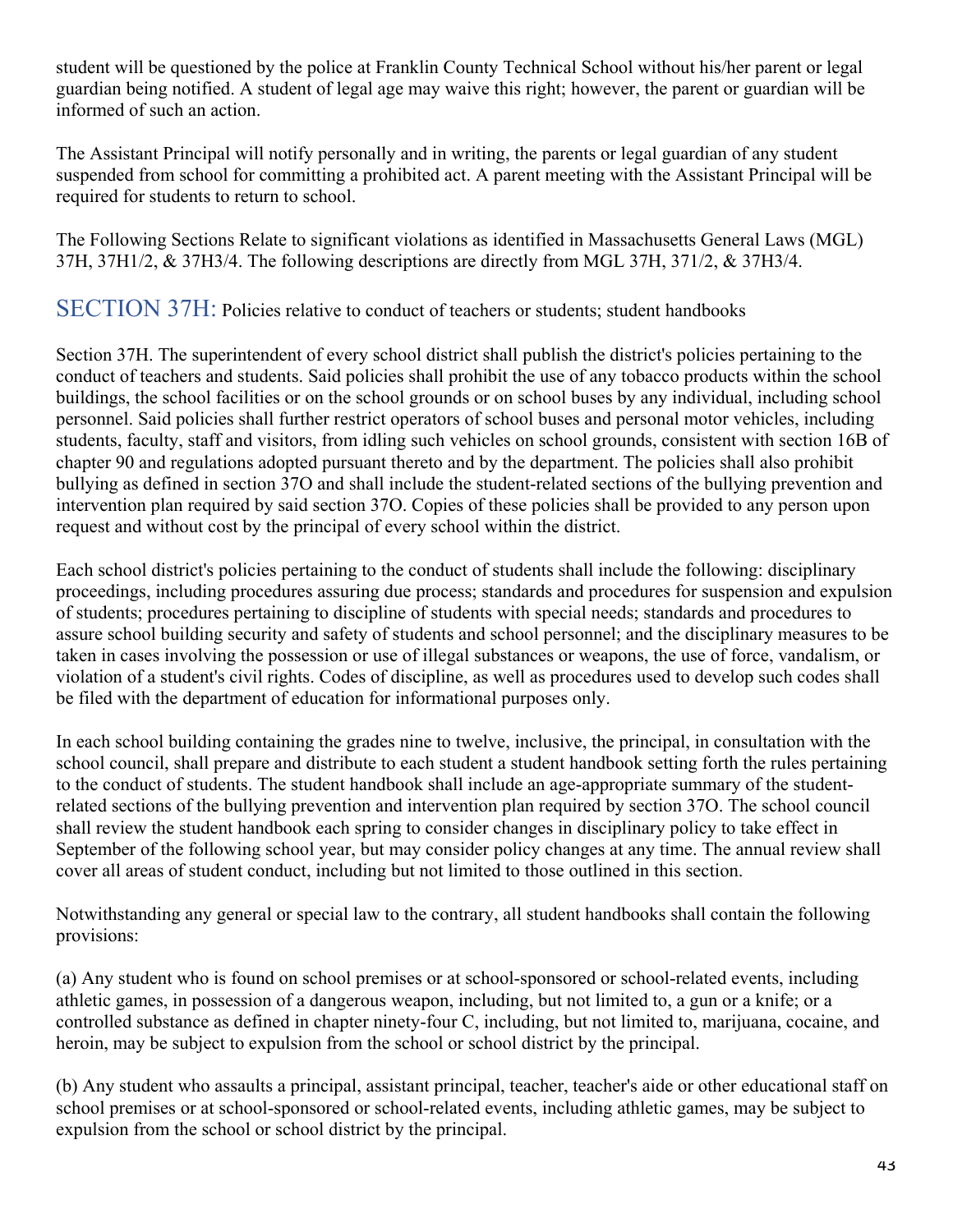student will be questioned by the police at Franklin County Technical School without his/her parent or legal guardian being notified. A student of legal age may waive this right; however, the parent or guardian will be informed of such an action.

The Assistant Principal will notify personally and in writing, the parents or legal guardian of any student suspended from school for committing a prohibited act. A parent meeting with the Assistant Principal will be required for students to return to school.

The Following Sections Relate to significant violations as identified in Massachusetts General Laws (MGL) 37H, 37H1/2, & 37H3/4. The following descriptions are directly from MGL 37H, 371/2, & 37H3/4.

## SECTION 37H: Policies relative to conduct of teachers or students; student handbooks

Section 37H. The superintendent of every school district shall publish the district's policies pertaining to the conduct of teachers and students. Said policies shall prohibit the use of any tobacco products within the school buildings, the school facilities or on the school grounds or on school buses by any individual, including school personnel. Said policies shall further restrict operators of school buses and personal motor vehicles, including students, faculty, staff and visitors, from idling such vehicles on school grounds, consistent with section 16B of chapter 90 and regulations adopted pursuant thereto and by the department. The policies shall also prohibit bullying as defined in section 37O and shall include the student-related sections of the bullying prevention and intervention plan required by said section 37O. Copies of these policies shall be provided to any person upon request and without cost by the principal of every school within the district.

Each school district's policies pertaining to the conduct of students shall include the following: disciplinary proceedings, including procedures assuring due process; standards and procedures for suspension and expulsion of students; procedures pertaining to discipline of students with special needs; standards and procedures to assure school building security and safety of students and school personnel; and the disciplinary measures to be taken in cases involving the possession or use of illegal substances or weapons, the use of force, vandalism, or violation of a student's civil rights. Codes of discipline, as well as procedures used to develop such codes shall be filed with the department of education for informational purposes only.

In each school building containing the grades nine to twelve, inclusive, the principal, in consultation with the school council, shall prepare and distribute to each student a student handbook setting forth the rules pertaining to the conduct of students. The student handbook shall include an age-appropriate summary of the student-related sections of the bullying prevention and intervention plan required by section 37O. The school council shall review the student handbook each spring to consider changes in disciplinary policy to take effect in September of the following school year, but may consider policy changes at any time. The annual review shall cover all areas of student conduct, including but not limited to those outlined in this section.

Notwithstanding any general or special law to the contrary, all student handbooks shall contain the following provisions:

(a) Any student who is found on school premises or at school-sponsored or school-related events, including athletic games, in possession of a dangerous weapon, including, but not limited to, a gun or a knife; or a controlled substance as defined in chapter ninety-four C, including, but not limited to, marijuana, cocaine, and heroin, may be subject to expulsion from the school or school district by the principal.

(b) Any student who assaults a principal, assistant principal, teacher, teacher's aide or other educational staff on school premises or at school-sponsored or school-related events, including athletic games, may be subject to expulsion from the school or school district by the principal.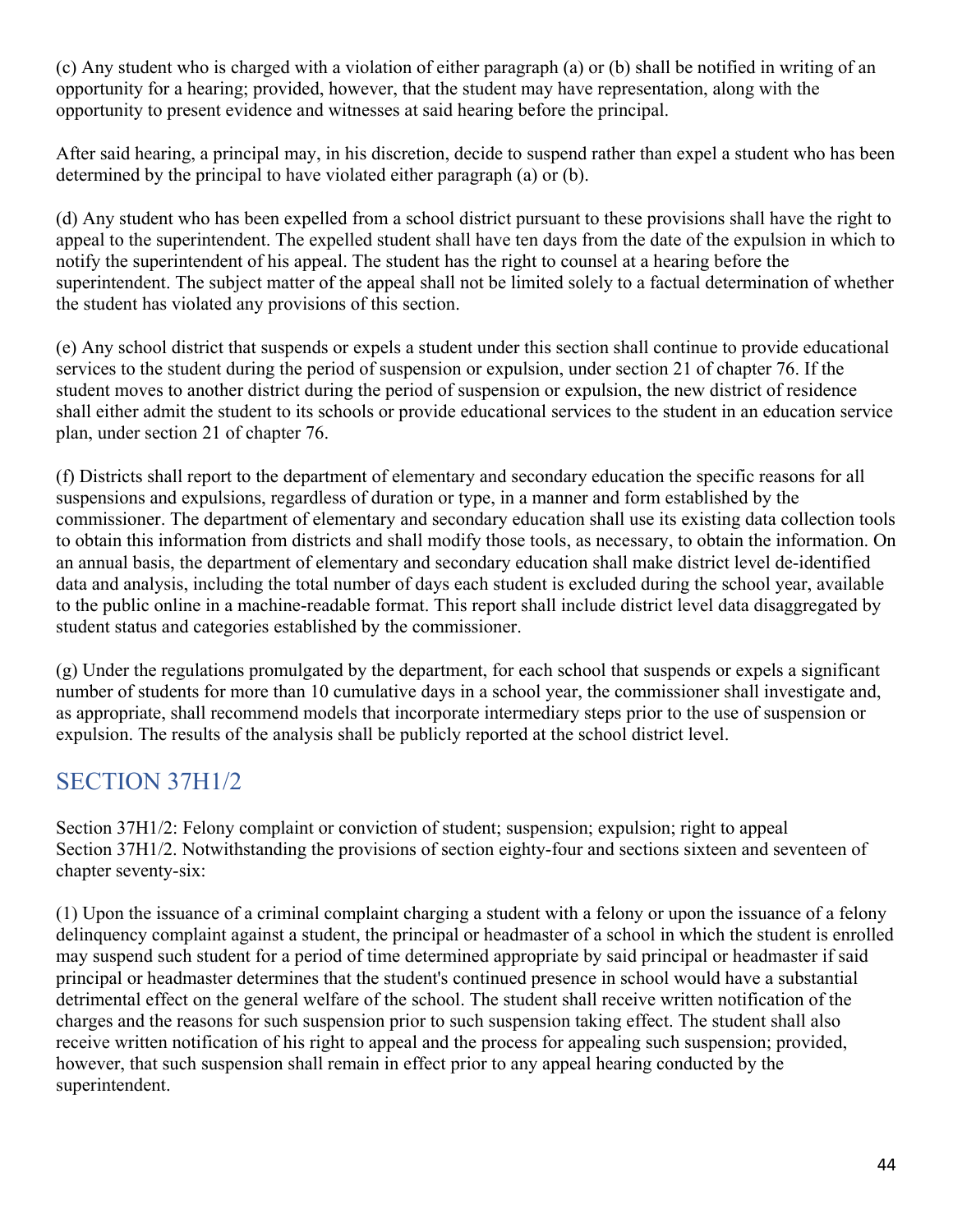(c) Any student who is charged with a violation of either paragraph (a) or (b) shall be notified in writing of an opportunity for a hearing; provided, however, that the student may have representation, along with the opportunity to present evidence and witnesses at said hearing before the principal.

After said hearing, a principal may, in his discretion, decide to suspend rather than expel a student who has been determined by the principal to have violated either paragraph (a) or (b).

(d) Any student who has been expelled from a school district pursuant to these provisions shall have the right to appeal to the superintendent. The expelled student shall have ten days from the date of the expulsion in which to notify the superintendent of his appeal. The student has the right to counsel at a hearing before the superintendent. The subject matter of the appeal shall not be limited solely to a factual determination of whether the student has violated any provisions of this section.

(e) Any school district that suspends or expels a student under this section shall continue to provide educational services to the student during the period of suspension or expulsion, under section 21 of chapter 76. If the student moves to another district during the period of suspension or expulsion, the new district of residence shall either admit the student to its schools or provide educational services to the student in an education service plan, under section 21 of chapter 76.

(f) Districts shall report to the department of elementary and secondary education the specific reasons for all suspensions and expulsions, regardless of duration or type, in a manner and form established by the commissioner. The department of elementary and secondary education shall use its existing data collection tools to obtain this information from districts and shall modify those tools, as necessary, to obtain the information. On an annual basis, the department of elementary and secondary education shall make district level de-identified data and analysis, including the total number of days each student is excluded during the school year, available to the public online in a machine-readable format. This report shall include district level data disaggregated by student status and categories established by the commissioner.

(g) Under the regulations promulgated by the department, for each school that suspends or expels a significant number of students for more than 10 cumulative days in a school year, the commissioner shall investigate and, as appropriate, shall recommend models that incorporate intermediary steps prior to the use of suspension or expulsion. The results of the analysis shall be publicly reported at the school district level.

## SECTION 37H1/2

Section 37H1/2: Felony complaint or conviction of student; suspension; expulsion; right to appeal
Section 37H1/2. Notwithstanding the provisions of section eighty-four and sections sixteen and seventeen of chapter seventy-six:

(1) Upon the issuance of a criminal complaint charging a student with a felony or upon the issuance of a felony delinquency complaint against a student, the principal or headmaster of a school in which the student is enrolled may suspend such student for a period of time determined appropriate by said principal or headmaster if said principal or headmaster determines that the student's continued presence in school would have a substantial detrimental effect on the general welfare of the school. The student shall receive written notification of the charges and the reasons for such suspension prior to such suspension taking effect. The student shall also receive written notification of his right to appeal and the process for appealing such suspension; provided, however, that such suspension shall remain in effect prior to any appeal hearing conducted by the superintendent.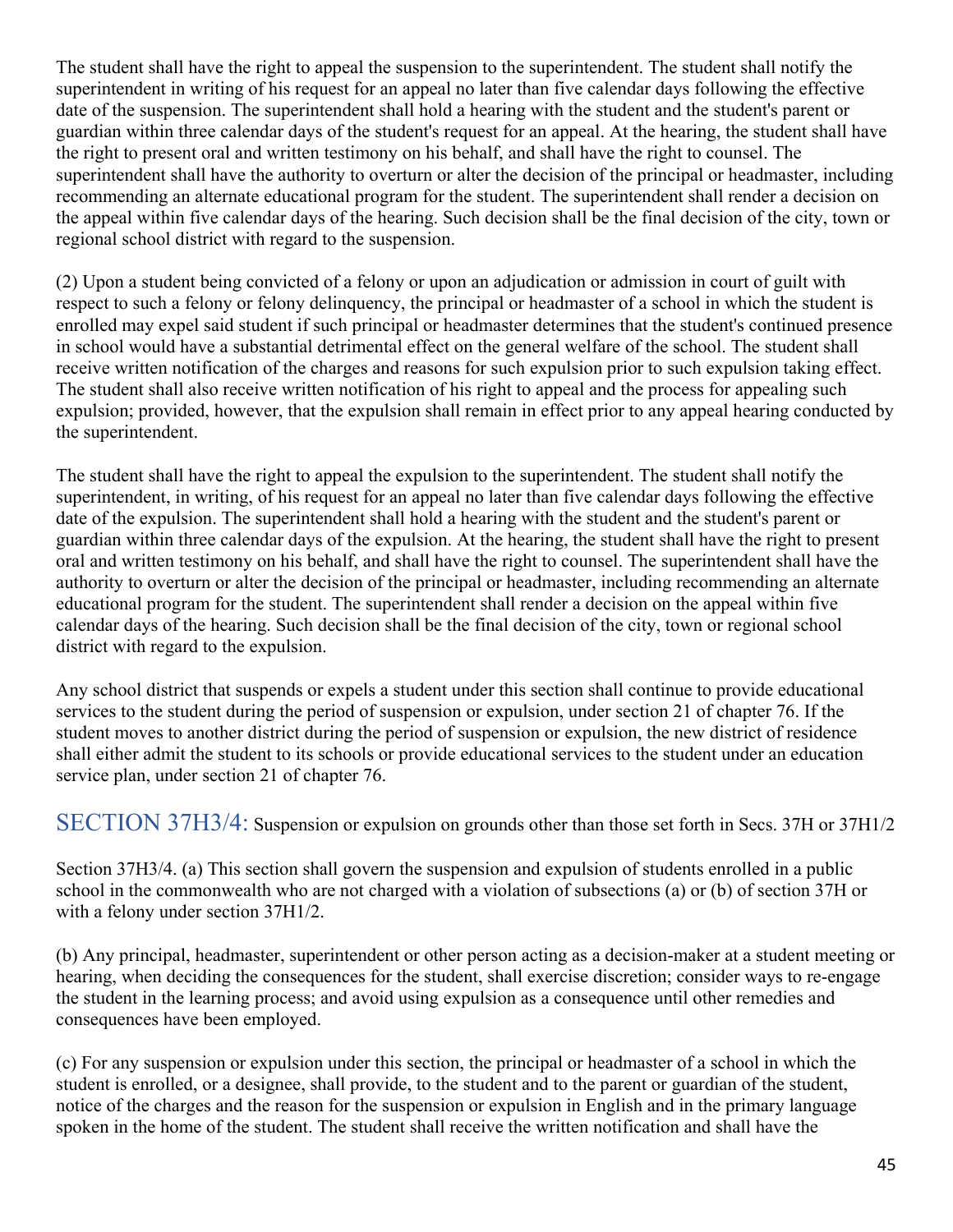The student shall have the right to appeal the suspension to the superintendent. The student shall notify the superintendent in writing of his request for an appeal no later than five calendar days following the effective date of the suspension. The superintendent shall hold a hearing with the student and the student's parent or guardian within three calendar days of the student's request for an appeal. At the hearing, the student shall have the right to present oral and written testimony on his behalf, and shall have the right to counsel. The superintendent shall have the authority to overturn or alter the decision of the principal or headmaster, including recommending an alternate educational program for the student. The superintendent shall render a decision on the appeal within five calendar days of the hearing. Such decision shall be the final decision of the city, town or regional school district with regard to the suspension.

(2) Upon a student being convicted of a felony or upon an adjudication or admission in court of guilt with respect to such a felony or felony delinquency, the principal or headmaster of a school in which the student is enrolled may expel said student if such principal or headmaster determines that the student's continued presence in school would have a substantial detrimental effect on the general welfare of the school. The student shall receive written notification of the charges and reasons for such expulsion prior to such expulsion taking effect. The student shall also receive written notification of his right to appeal and the process for appealing such expulsion; provided, however, that the expulsion shall remain in effect prior to any appeal hearing conducted by the superintendent.

The student shall have the right to appeal the expulsion to the superintendent. The student shall notify the superintendent, in writing, of his request for an appeal no later than five calendar days following the effective date of the expulsion. The superintendent shall hold a hearing with the student and the student's parent or guardian within three calendar days of the expulsion. At the hearing, the student shall have the right to present oral and written testimony on his behalf, and shall have the right to counsel. The superintendent shall have the authority to overturn or alter the decision of the principal or headmaster, including recommending an alternate educational program for the student. The superintendent shall render a decision on the appeal within five calendar days of the hearing. Such decision shall be the final decision of the city, town or regional school district with regard to the expulsion.

Any school district that suspends or expels a student under this section shall continue to provide educational services to the student during the period of suspension or expulsion, under section 21 of chapter 76. If the student moves to another district during the period of suspension or expulsion, the new district of residence shall either admit the student to its schools or provide educational services to the student under an education service plan, under section 21 of chapter 76.

## SECTION 37H3/4: Suspension or expulsion on grounds other than those set forth in Secs. 37H or 37H1/2

Section 37H3/4. (a) This section shall govern the suspension and expulsion of students enrolled in a public school in the commonwealth who are not charged with a violation of subsections (a) or (b) of section 37H or with a felony under section 37H1/2.

(b) Any principal, headmaster, superintendent or other person acting as a decision-maker at a student meeting or hearing, when deciding the consequences for the student, shall exercise discretion; consider ways to re-engage the student in the learning process; and avoid using expulsion as a consequence until other remedies and consequences have been employed.

(c) For any suspension or expulsion under this section, the principal or headmaster of a school in which the student is enrolled, or a designee, shall provide, to the student and to the parent or guardian of the student, notice of the charges and the reason for the suspension or expulsion in English and in the primary language spoken in the home of the student. The student shall receive the written notification and shall have the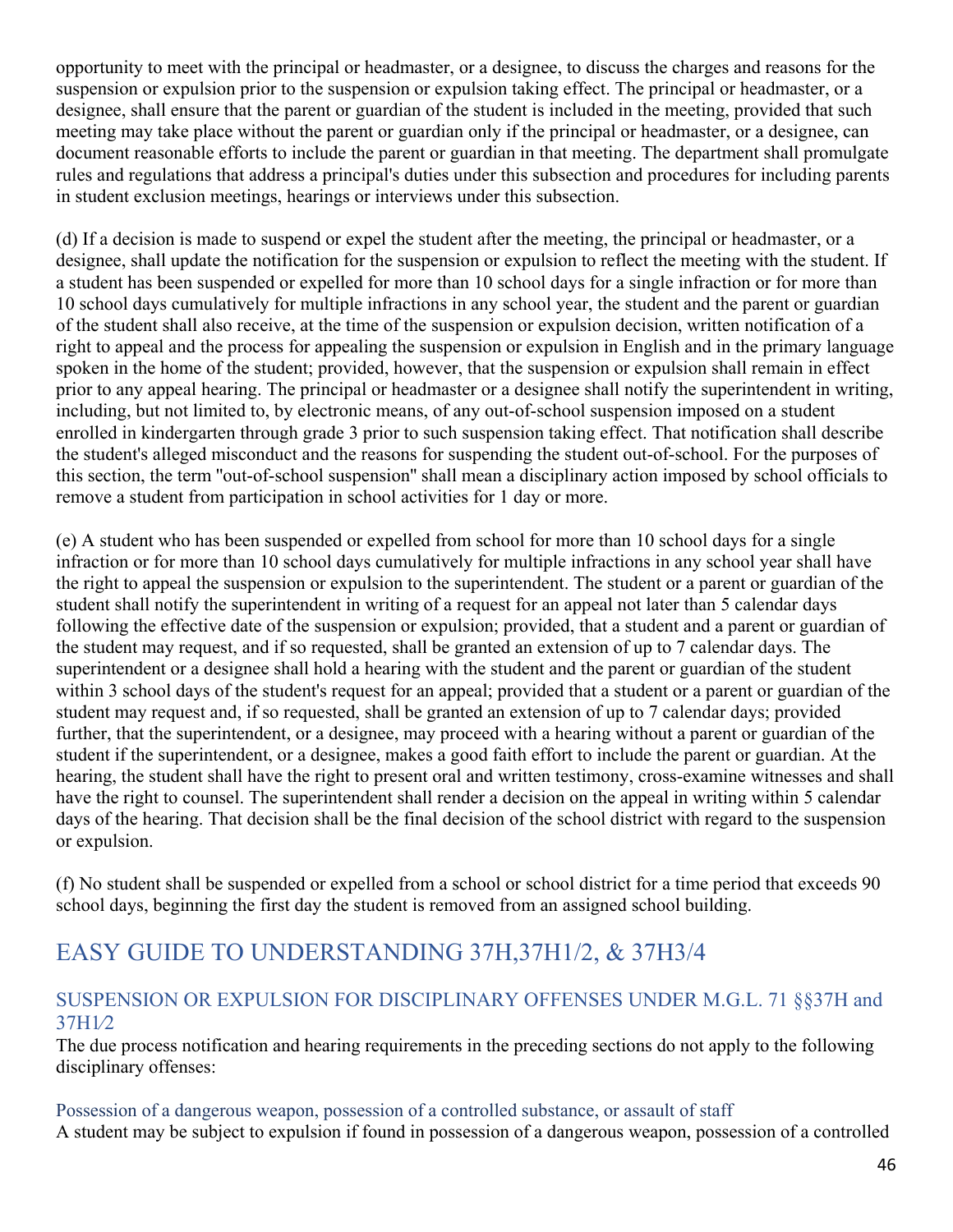opportunity to meet with the principal or headmaster, or a designee, to discuss the charges and reasons for the suspension or expulsion prior to the suspension or expulsion taking effect. The principal or headmaster, or a designee, shall ensure that the parent or guardian of the student is included in the meeting, provided that such meeting may take place without the parent or guardian only if the principal or headmaster, or a designee, can document reasonable efforts to include the parent or guardian in that meeting. The department shall promulgate rules and regulations that address a principal's duties under this subsection and procedures for including parents in student exclusion meetings, hearings or interviews under this subsection.

(d) If a decision is made to suspend or expel the student after the meeting, the principal or headmaster, or a designee, shall update the notification for the suspension or expulsion to reflect the meeting with the student. If a student has been suspended or expelled for more than 10 school days for a single infraction or for more than 10 school days cumulatively for multiple infractions in any school year, the student and the parent or guardian of the student shall also receive, at the time of the suspension or expulsion decision, written notification of a right to appeal and the process for appealing the suspension or expulsion in English and in the primary language spoken in the home of the student; provided, however, that the suspension or expulsion shall remain in effect prior to any appeal hearing. The principal or headmaster or a designee shall notify the superintendent in writing, including, but not limited to, by electronic means, of any out-of-school suspension imposed on a student enrolled in kindergarten through grade 3 prior to such suspension taking effect. That notification shall describe the student's alleged misconduct and the reasons for suspending the student out-of-school. For the purposes of this section, the term "out-of-school suspension" shall mean a disciplinary action imposed by school officials to remove a student from participation in school activities for 1 day or more.

(e) A student who has been suspended or expelled from school for more than 10 school days for a single infraction or for more than 10 school days cumulatively for multiple infractions in any school year shall have the right to appeal the suspension or expulsion to the superintendent. The student or a parent or guardian of the student shall notify the superintendent in writing of a request for an appeal not later than 5 calendar days following the effective date of the suspension or expulsion; provided, that a student and a parent or guardian of the student may request, and if so requested, shall be granted an extension of up to 7 calendar days. The superintendent or a designee shall hold a hearing with the student and the parent or guardian of the student within 3 school days of the student's request for an appeal; provided that a student or a parent or guardian of the student may request and, if so requested, shall be granted an extension of up to 7 calendar days; provided further, that the superintendent, or a designee, may proceed with a hearing without a parent or guardian of the student if the superintendent, or a designee, makes a good faith effort to include the parent or guardian. At the hearing, the student shall have the right to present oral and written testimony, cross-examine witnesses and shall have the right to counsel. The superintendent shall render a decision on the appeal in writing within 5 calendar days of the hearing. That decision shall be the final decision of the school district with regard to the suspension or expulsion.

(f) No student shall be suspended or expelled from a school or school district for a time period that exceeds 90 school days, beginning the first day the student is removed from an assigned school building.

## EASY GUIDE TO UNDERSTANDING 37H,37H1/2, & 37H3/4

### SUSPENSION OR EXPULSION FOR DISCIPLINARY OFFENSES UNDER M.G.L. 71 §§37H and 37H1⁄2

The due process notification and hearing requirements in the preceding sections do not apply to the following disciplinary offenses:

#### Possession of a dangerous weapon, possession of a controlled substance, or assault of staff

A student may be subject to expulsion if found in possession of a dangerous weapon, possession of a controlled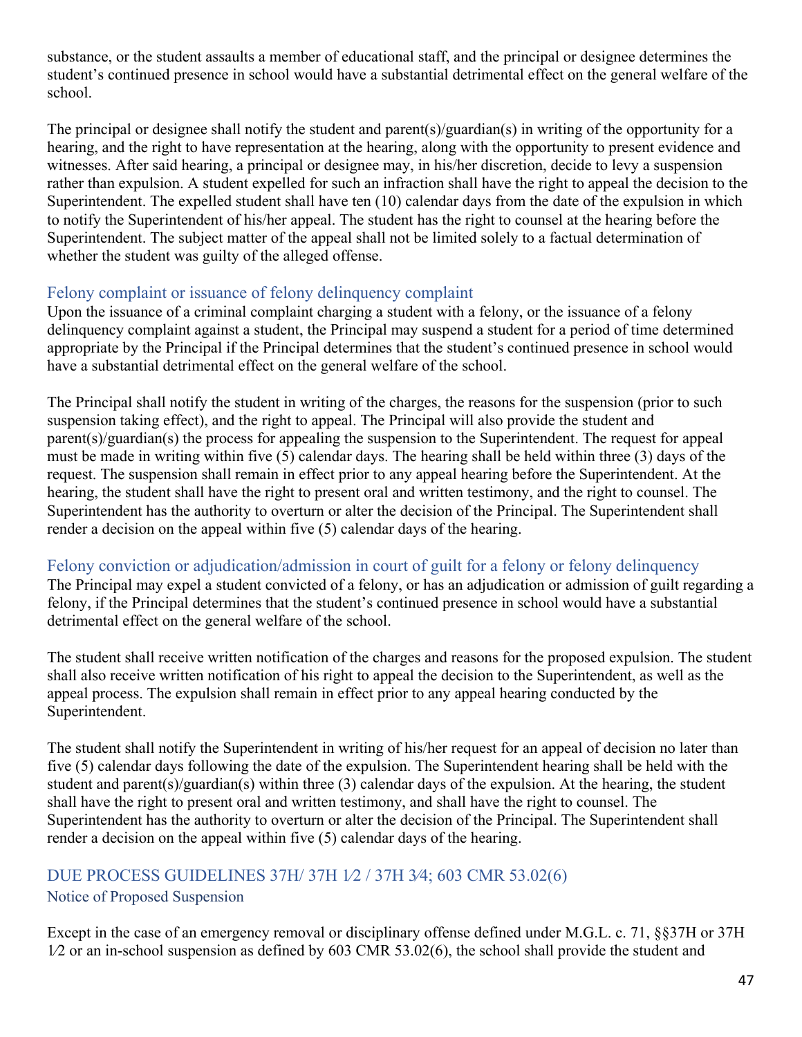substance, or the student assaults a member of educational staff, and the principal or designee determines the student's continued presence in school would have a substantial detrimental effect on the general welfare of the school.

The principal or designee shall notify the student and parent(s)/guardian(s) in writing of the opportunity for a hearing, and the right to have representation at the hearing, along with the opportunity to present evidence and witnesses. After said hearing, a principal or designee may, in his/her discretion, decide to levy a suspension rather than expulsion. A student expelled for such an infraction shall have the right to appeal the decision to the Superintendent. The expelled student shall have ten (10) calendar days from the date of the expulsion in which to notify the Superintendent of his/her appeal. The student has the right to counsel at the hearing before the Superintendent. The subject matter of the appeal shall not be limited solely to a factual determination of whether the student was guilty of the alleged offense.

### Felony complaint or issuance of felony delinquency complaint

Upon the issuance of a criminal complaint charging a student with a felony, or the issuance of a felony delinquency complaint against a student, the Principal may suspend a student for a period of time determined appropriate by the Principal if the Principal determines that the student's continued presence in school would have a substantial detrimental effect on the general welfare of the school.

The Principal shall notify the student in writing of the charges, the reasons for the suspension (prior to such suspension taking effect), and the right to appeal. The Principal will also provide the student and parent(s)/guardian(s) the process for appealing the suspension to the Superintendent. The request for appeal must be made in writing within five (5) calendar days. The hearing shall be held within three (3) days of the request. The suspension shall remain in effect prior to any appeal hearing before the Superintendent. At the hearing, the student shall have the right to present oral and written testimony, and the right to counsel. The Superintendent has the authority to overturn or alter the decision of the Principal. The Superintendent shall render a decision on the appeal within five (5) calendar days of the hearing.

### Felony conviction or adjudication/admission in court of guilt for a felony or felony delinquency

The Principal may expel a student convicted of a felony, or has an adjudication or admission of guilt regarding a felony, if the Principal determines that the student's continued presence in school would have a substantial detrimental effect on the general welfare of the school.

The student shall receive written notification of the charges and reasons for the proposed expulsion. The student shall also receive written notification of his right to appeal the decision to the Superintendent, as well as the appeal process. The expulsion shall remain in effect prior to any appeal hearing conducted by the Superintendent.

The student shall notify the Superintendent in writing of his/her request for an appeal of decision no later than five (5) calendar days following the date of the expulsion. The Superintendent hearing shall be held with the student and parent(s)/guardian(s) within three (3) calendar days of the expulsion. At the hearing, the student shall have the right to present oral and written testimony, and shall have the right to counsel. The Superintendent has the authority to overturn or alter the decision of the Principal. The Superintendent shall render a decision on the appeal within five (5) calendar days of the hearing.

## DUE PROCESS GUIDELINES 37H/ 37H 1⁄2 / 37H 3⁄4; 603 CMR 53.02(6)

### Notice of Proposed Suspension

Except in the case of an emergency removal or disciplinary offense defined under M.G.L. c. 71, §§37H or 37H 1⁄2 or an in-school suspension as defined by 603 CMR 53.02(6), the school shall provide the student and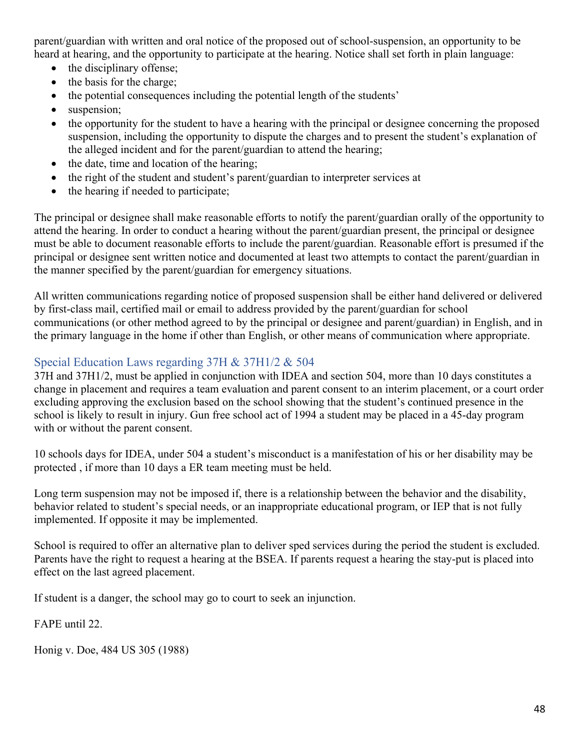parent/guardian with written and oral notice of the proposed out of school-suspension, an opportunity to be heard at hearing, and the opportunity to participate at the hearing. Notice shall set forth in plain language:

- the disciplinary offense;
- the basis for the charge;
- the potential consequences including the potential length of the students'
- suspension;
- the opportunity for the student to have a hearing with the principal or designee concerning the proposed suspension, including the opportunity to dispute the charges and to present the student's explanation of the alleged incident and for the parent/guardian to attend the hearing;
- the date, time and location of the hearing;
- the right of the student and student's parent/guardian to interpreter services at
- the hearing if needed to participate;

The principal or designee shall make reasonable efforts to notify the parent/guardian orally of the opportunity to attend the hearing. In order to conduct a hearing without the parent/guardian present, the principal or designee must be able to document reasonable efforts to include the parent/guardian. Reasonable effort is presumed if the principal or designee sent written notice and documented at least two attempts to contact the parent/guardian in the manner specified by the parent/guardian for emergency situations.

All written communications regarding notice of proposed suspension shall be either hand delivered or delivered by first-class mail, certified mail or email to address provided by the parent/guardian for school communications (or other method agreed to by the principal or designee and parent/guardian) in English, and in the primary language in the home if other than English, or other means of communication where appropriate.

## Special Education Laws regarding 37H & 37H1/2 & 504

37H and 37H1/2, must be applied in conjunction with IDEA and section 504, more than 10 days constitutes a change in placement and requires a team evaluation and parent consent to an interim placement, or a court order excluding approving the exclusion based on the school showing that the student's continued presence in the school is likely to result in injury. Gun free school act of 1994 a student may be placed in a 45-day program with or without the parent consent.

10 schools days for IDEA, under 504 a student's misconduct is a manifestation of his or her disability may be protected , if more than 10 days a ER team meeting must be held.

Long term suspension may not be imposed if, there is a relationship between the behavior and the disability, behavior related to student's special needs, or an inappropriate educational program, or IEP that is not fully implemented. If opposite it may be implemented.

School is required to offer an alternative plan to deliver sped services during the period the student is excluded. Parents have the right to request a hearing at the BSEA. If parents request a hearing the stay-put is placed into effect on the last agreed placement.

If student is a danger, the school may go to court to seek an injunction.

FAPE until 22.

Honig v. Doe, 484 US 305 (1988)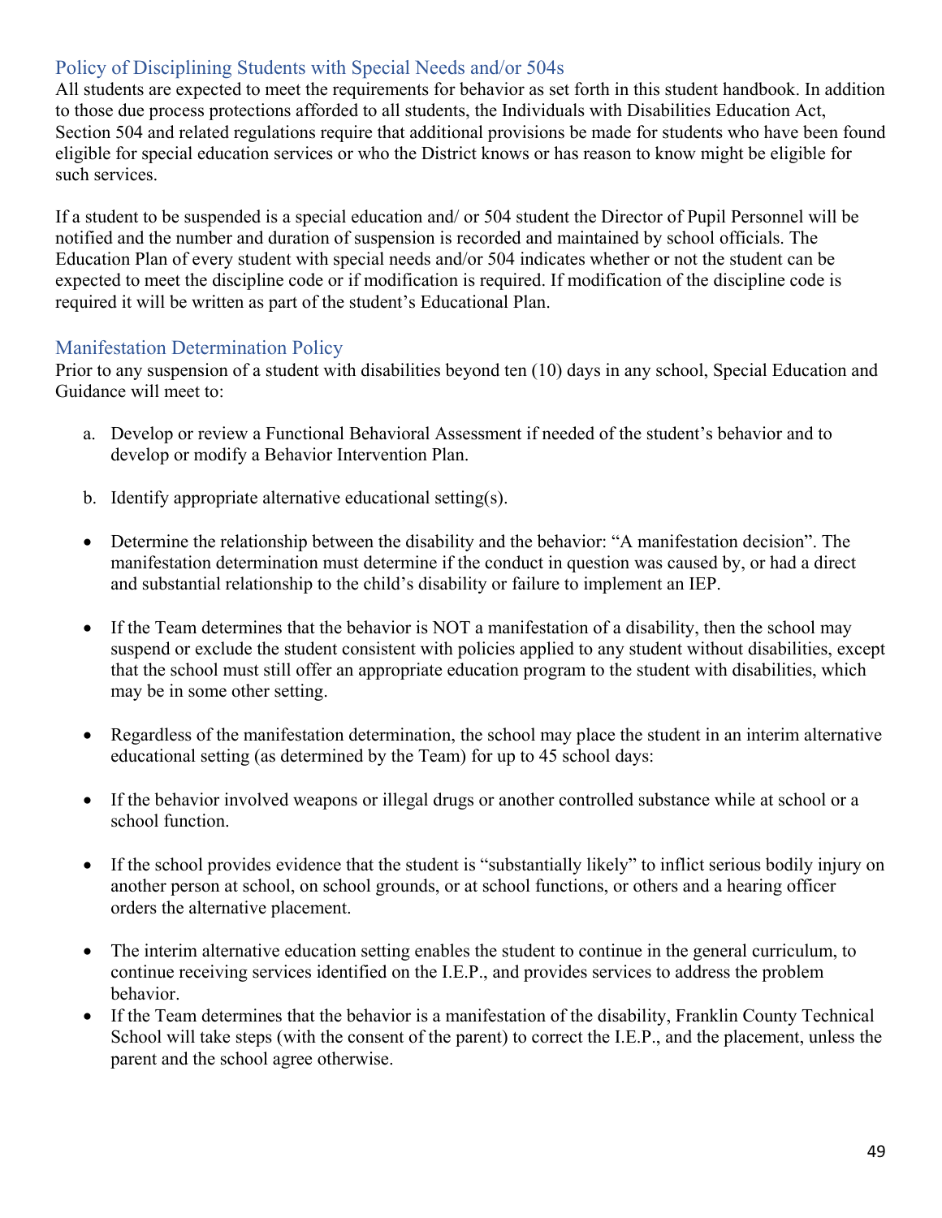## Policy of Disciplining Students with Special Needs and/or 504s

All students are expected to meet the requirements for behavior as set forth in this student handbook. In addition to those due process protections afforded to all students, the Individuals with Disabilities Education Act, Section 504 and related regulations require that additional provisions be made for students who have been found eligible for special education services or who the District knows or has reason to know might be eligible for such services.

If a student to be suspended is a special education and/ or 504 student the Director of Pupil Personnel will be notified and the number and duration of suspension is recorded and maintained by school officials. The Education Plan of every student with special needs and/or 504 indicates whether or not the student can be expected to meet the discipline code or if modification is required. If modification of the discipline code is required it will be written as part of the student's Educational Plan.

## Manifestation Determination Policy

Prior to any suspension of a student with disabilities beyond ten (10) days in any school, Special Education and Guidance will meet to:

a. Develop or review a Functional Behavioral Assessment if needed of the student's behavior and to develop or modify a Behavior Intervention Plan.

b. Identify appropriate alternative educational setting(s).

- Determine the relationship between the disability and the behavior: "A manifestation decision". The manifestation determination must determine if the conduct in question was caused by, or had a direct and substantial relationship to the child's disability or failure to implement an IEP.

- If the Team determines that the behavior is NOT a manifestation of a disability, then the school may suspend or exclude the student consistent with policies applied to any student without disabilities, except that the school must still offer an appropriate education program to the student with disabilities, which may be in some other setting.

- Regardless of the manifestation determination, the school may place the student in an interim alternative educational setting (as determined by the Team) for up to 45 school days:

- If the behavior involved weapons or illegal drugs or another controlled substance while at school or a school function.

- If the school provides evidence that the student is "substantially likely" to inflict serious bodily injury on another person at school, on school grounds, or at school functions, or others and a hearing officer orders the alternative placement.

- The interim alternative education setting enables the student to continue in the general curriculum, to continue receiving services identified on the I.E.P., and provides services to address the problem behavior.
- If the Team determines that the behavior is a manifestation of the disability, Franklin County Technical School will take steps (with the consent of the parent) to correct the I.E.P., and the placement, unless the parent and the school agree otherwise.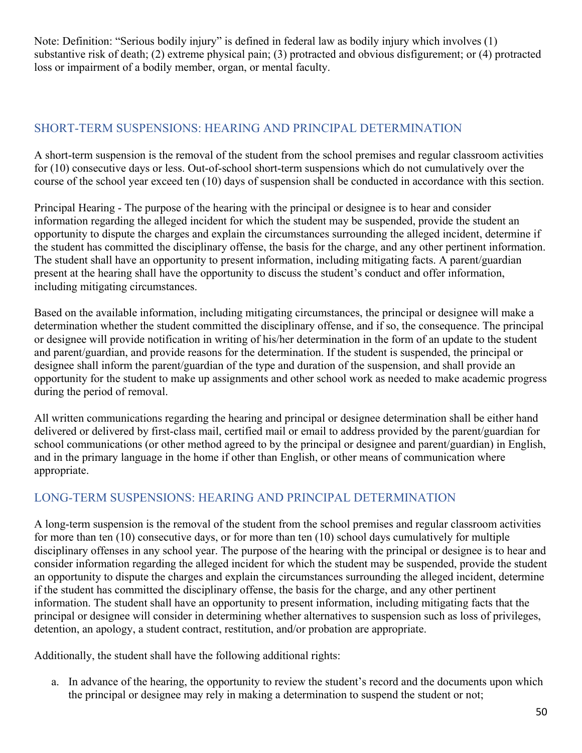Note: Definition: "Serious bodily injury" is defined in federal law as bodily injury which involves (1) substantive risk of death; (2) extreme physical pain; (3) protracted and obvious disfigurement; or (4) protracted loss or impairment of a bodily member, organ, or mental faculty.

## SHORT-TERM SUSPENSIONS: HEARING AND PRINCIPAL DETERMINATION

A short-term suspension is the removal of the student from the school premises and regular classroom activities for (10) consecutive days or less. Out-of-school short-term suspensions which do not cumulatively over the course of the school year exceed ten (10) days of suspension shall be conducted in accordance with this section.

Principal Hearing - The purpose of the hearing with the principal or designee is to hear and consider information regarding the alleged incident for which the student may be suspended, provide the student an opportunity to dispute the charges and explain the circumstances surrounding the alleged incident, determine if the student has committed the disciplinary offense, the basis for the charge, and any other pertinent information. The student shall have an opportunity to present information, including mitigating facts. A parent/guardian present at the hearing shall have the opportunity to discuss the student's conduct and offer information, including mitigating circumstances.

Based on the available information, including mitigating circumstances, the principal or designee will make a determination whether the student committed the disciplinary offense, and if so, the consequence. The principal or designee will provide notification in writing of his/her determination in the form of an update to the student and parent/guardian, and provide reasons for the determination. If the student is suspended, the principal or designee shall inform the parent/guardian of the type and duration of the suspension, and shall provide an opportunity for the student to make up assignments and other school work as needed to make academic progress during the period of removal.

All written communications regarding the hearing and principal or designee determination shall be either hand delivered or delivered by first-class mail, certified mail or email to address provided by the parent/guardian for school communications (or other method agreed to by the principal or designee and parent/guardian) in English, and in the primary language in the home if other than English, or other means of communication where appropriate.

## LONG-TERM SUSPENSIONS: HEARING AND PRINCIPAL DETERMINATION

A long-term suspension is the removal of the student from the school premises and regular classroom activities for more than ten (10) consecutive days, or for more than ten (10) school days cumulatively for multiple disciplinary offenses in any school year. The purpose of the hearing with the principal or designee is to hear and consider information regarding the alleged incident for which the student may be suspended, provide the student an opportunity to dispute the charges and explain the circumstances surrounding the alleged incident, determine if the student has committed the disciplinary offense, the basis for the charge, and any other pertinent information. The student shall have an opportunity to present information, including mitigating facts that the principal or designee will consider in determining whether alternatives to suspension such as loss of privileges, detention, an apology, a student contract, restitution, and/or probation are appropriate.

Additionally, the student shall have the following additional rights:

a. In advance of the hearing, the opportunity to review the student's record and the documents upon which the principal or designee may rely in making a determination to suspend the student or not;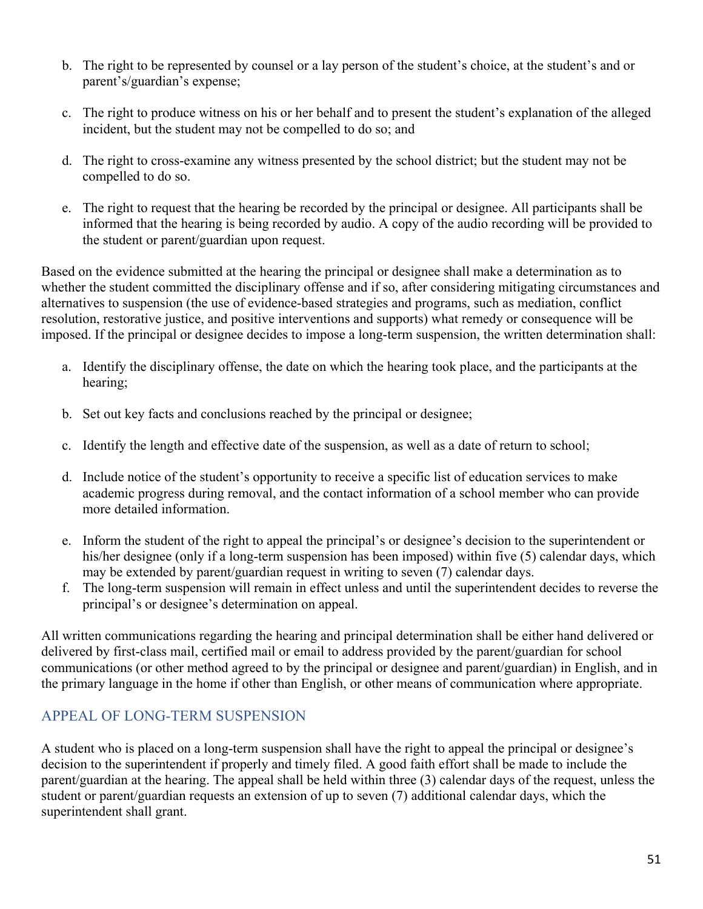b. The right to be represented by counsel or a lay person of the student's choice, at the student's and or parent's/guardian's expense;

c. The right to produce witness on his or her behalf and to present the student's explanation of the alleged incident, but the student may not be compelled to do so; and

d. The right to cross-examine any witness presented by the school district; but the student may not be compelled to do so.

e. The right to request that the hearing be recorded by the principal or designee. All participants shall be informed that the hearing is being recorded by audio. A copy of the audio recording will be provided to the student or parent/guardian upon request.

Based on the evidence submitted at the hearing the principal or designee shall make a determination as to whether the student committed the disciplinary offense and if so, after considering mitigating circumstances and alternatives to suspension (the use of evidence-based strategies and programs, such as mediation, conflict resolution, restorative justice, and positive interventions and supports) what remedy or consequence will be imposed. If the principal or designee decides to impose a long-term suspension, the written determination shall:

a. Identify the disciplinary offense, the date on which the hearing took place, and the participants at the hearing;

b. Set out key facts and conclusions reached by the principal or designee;

c. Identify the length and effective date of the suspension, as well as a date of return to school;

d. Include notice of the student's opportunity to receive a specific list of education services to make academic progress during removal, and the contact information of a school member who can provide more detailed information.

e. Inform the student of the right to appeal the principal's or designee's decision to the superintendent or his/her designee (only if a long-term suspension has been imposed) within five (5) calendar days, which may be extended by parent/guardian request in writing to seven (7) calendar days.

f. The long-term suspension will remain in effect unless and until the superintendent decides to reverse the principal's or designee's determination on appeal.

All written communications regarding the hearing and principal determination shall be either hand delivered or delivered by first-class mail, certified mail or email to address provided by the parent/guardian for school communications (or other method agreed to by the principal or designee and parent/guardian) in English, and in the primary language in the home if other than English, or other means of communication where appropriate.

## APPEAL OF LONG-TERM SUSPENSION

A student who is placed on a long-term suspension shall have the right to appeal the principal or designee's decision to the superintendent if properly and timely filed. A good faith effort shall be made to include the parent/guardian at the hearing. The appeal shall be held within three (3) calendar days of the request, unless the student or parent/guardian requests an extension of up to seven (7) additional calendar days, which the superintendent shall grant.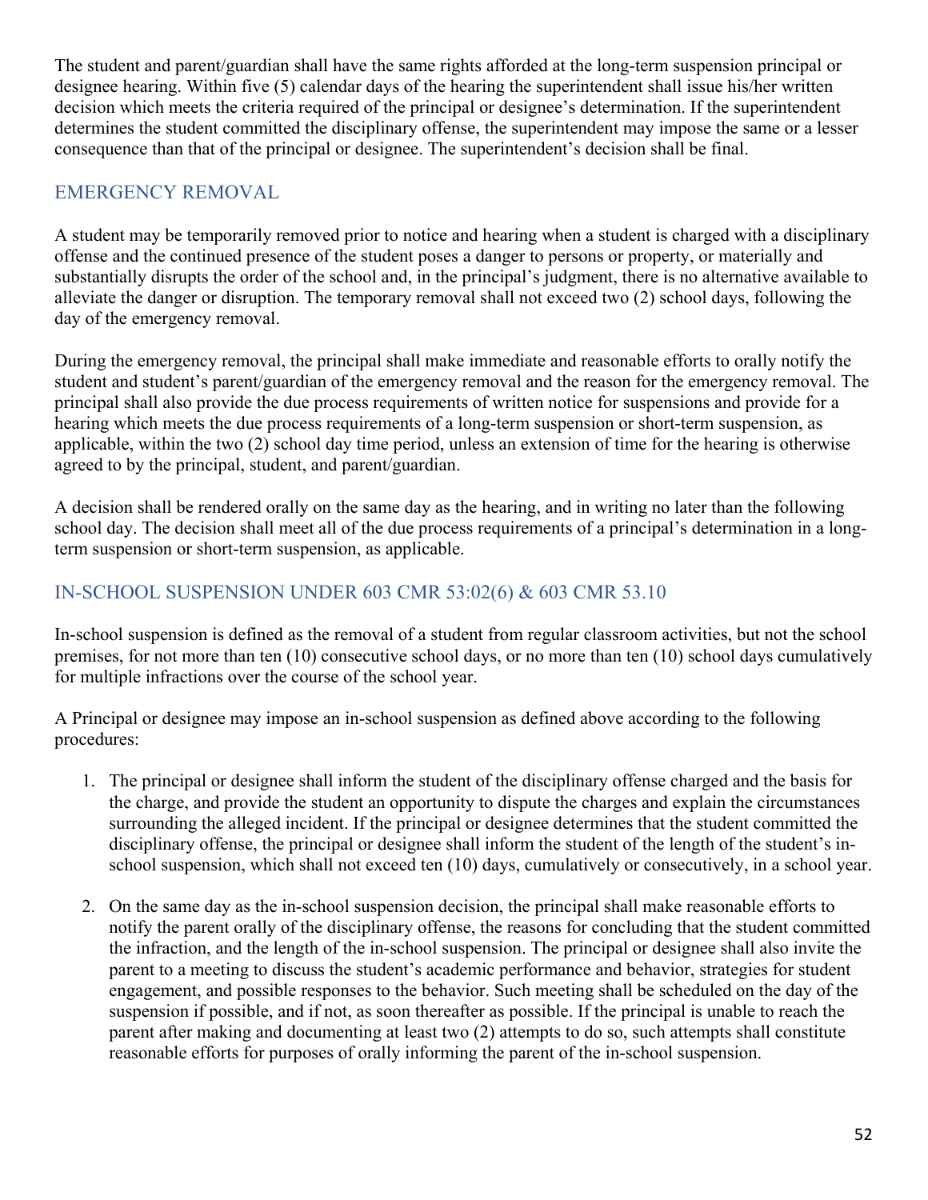The student and parent/guardian shall have the same rights afforded at the long-term suspension principal or designee hearing. Within five (5) calendar days of the hearing the superintendent shall issue his/her written decision which meets the criteria required of the principal or designee's determination. If the superintendent determines the student committed the disciplinary offense, the superintendent may impose the same or a lesser consequence than that of the principal or designee. The superintendent's decision shall be final.

## EMERGENCY REMOVAL

A student may be temporarily removed prior to notice and hearing when a student is charged with a disciplinary offense and the continued presence of the student poses a danger to persons or property, or materially and substantially disrupts the order of the school and, in the principal's judgment, there is no alternative available to alleviate the danger or disruption. The temporary removal shall not exceed two (2) school days, following the day of the emergency removal.

During the emergency removal, the principal shall make immediate and reasonable efforts to orally notify the student and student's parent/guardian of the emergency removal and the reason for the emergency removal. The principal shall also provide the due process requirements of written notice for suspensions and provide for a hearing which meets the due process requirements of a long-term suspension or short-term suspension, as applicable, within the two (2) school day time period, unless an extension of time for the hearing is otherwise agreed to by the principal, student, and parent/guardian.

A decision shall be rendered orally on the same day as the hearing, and in writing no later than the following school day. The decision shall meet all of the due process requirements of a principal's determination in a long-term suspension or short-term suspension, as applicable.

## IN-SCHOOL SUSPENSION UNDER 603 CMR 53:02(6) & 603 CMR 53.10

In-school suspension is defined as the removal of a student from regular classroom activities, but not the school premises, for not more than ten (10) consecutive school days, or no more than ten (10) school days cumulatively for multiple infractions over the course of the school year.

A Principal or designee may impose an in-school suspension as defined above according to the following procedures:

1. The principal or designee shall inform the student of the disciplinary offense charged and the basis for the charge, and provide the student an opportunity to dispute the charges and explain the circumstances surrounding the alleged incident. If the principal or designee determines that the student committed the disciplinary offense, the principal or designee shall inform the student of the length of the student's in-school suspension, which shall not exceed ten (10) days, cumulatively or consecutively, in a school year.
2. On the same day as the in-school suspension decision, the principal shall make reasonable efforts to notify the parent orally of the disciplinary offense, the reasons for concluding that the student committed the infraction, and the length of the in-school suspension. The principal or designee shall also invite the parent to a meeting to discuss the student's academic performance and behavior, strategies for student engagement, and possible responses to the behavior. Such meeting shall be scheduled on the day of the suspension if possible, and if not, as soon thereafter as possible. If the principal is unable to reach the parent after making and documenting at least two (2) attempts to do so, such attempts shall constitute reasonable efforts for purposes of orally informing the parent of the in-school suspension.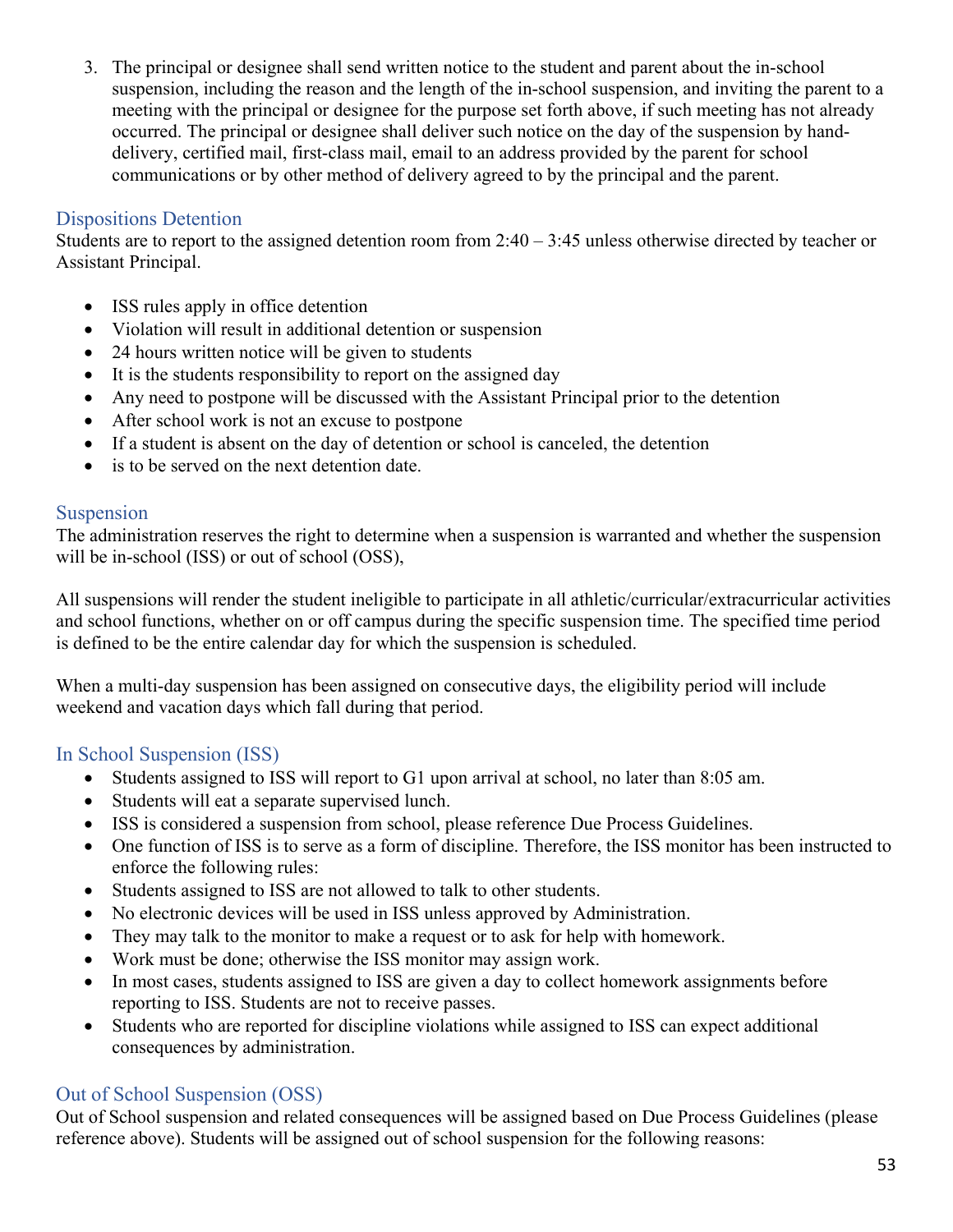3. The principal or designee shall send written notice to the student and parent about the in-school suspension, including the reason and the length of the in-school suspension, and inviting the parent to a meeting with the principal or designee for the purpose set forth above, if such meeting has not already occurred. The principal or designee shall deliver such notice on the day of the suspension by hand-delivery, certified mail, first-class mail, email to an address provided by the parent for school communications or by other method of delivery agreed to by the principal and the parent.

## Dispositions Detention

Students are to report to the assigned detention room from 2:40 – 3:45 unless otherwise directed by teacher or Assistant Principal.

- ISS rules apply in office detention
- Violation will result in additional detention or suspension
- 24 hours written notice will be given to students
- It is the students responsibility to report on the assigned day
- Any need to postpone will be discussed with the Assistant Principal prior to the detention
- After school work is not an excuse to postpone
- If a student is absent on the day of detention or school is canceled, the detention
- is to be served on the next detention date.

## Suspension

The administration reserves the right to determine when a suspension is warranted and whether the suspension will be in-school (ISS) or out of school (OSS),

All suspensions will render the student ineligible to participate in all athletic/curricular/extracurricular activities and school functions, whether on or off campus during the specific suspension time. The specified time period is defined to be the entire calendar day for which the suspension is scheduled.

When a multi-day suspension has been assigned on consecutive days, the eligibility period will include weekend and vacation days which fall during that period.

## In School Suspension (ISS)

- Students assigned to ISS will report to G1 upon arrival at school, no later than 8:05 am.
- Students will eat a separate supervised lunch.
- ISS is considered a suspension from school, please reference Due Process Guidelines.
- One function of ISS is to serve as a form of discipline. Therefore, the ISS monitor has been instructed to enforce the following rules:
- Students assigned to ISS are not allowed to talk to other students.
- No electronic devices will be used in ISS unless approved by Administration.
- They may talk to the monitor to make a request or to ask for help with homework.
- Work must be done; otherwise the ISS monitor may assign work.
- In most cases, students assigned to ISS are given a day to collect homework assignments before reporting to ISS. Students are not to receive passes.
- Students who are reported for discipline violations while assigned to ISS can expect additional consequences by administration.

## Out of School Suspension (OSS)

Out of School suspension and related consequences will be assigned based on Due Process Guidelines (please reference above). Students will be assigned out of school suspension for the following reasons: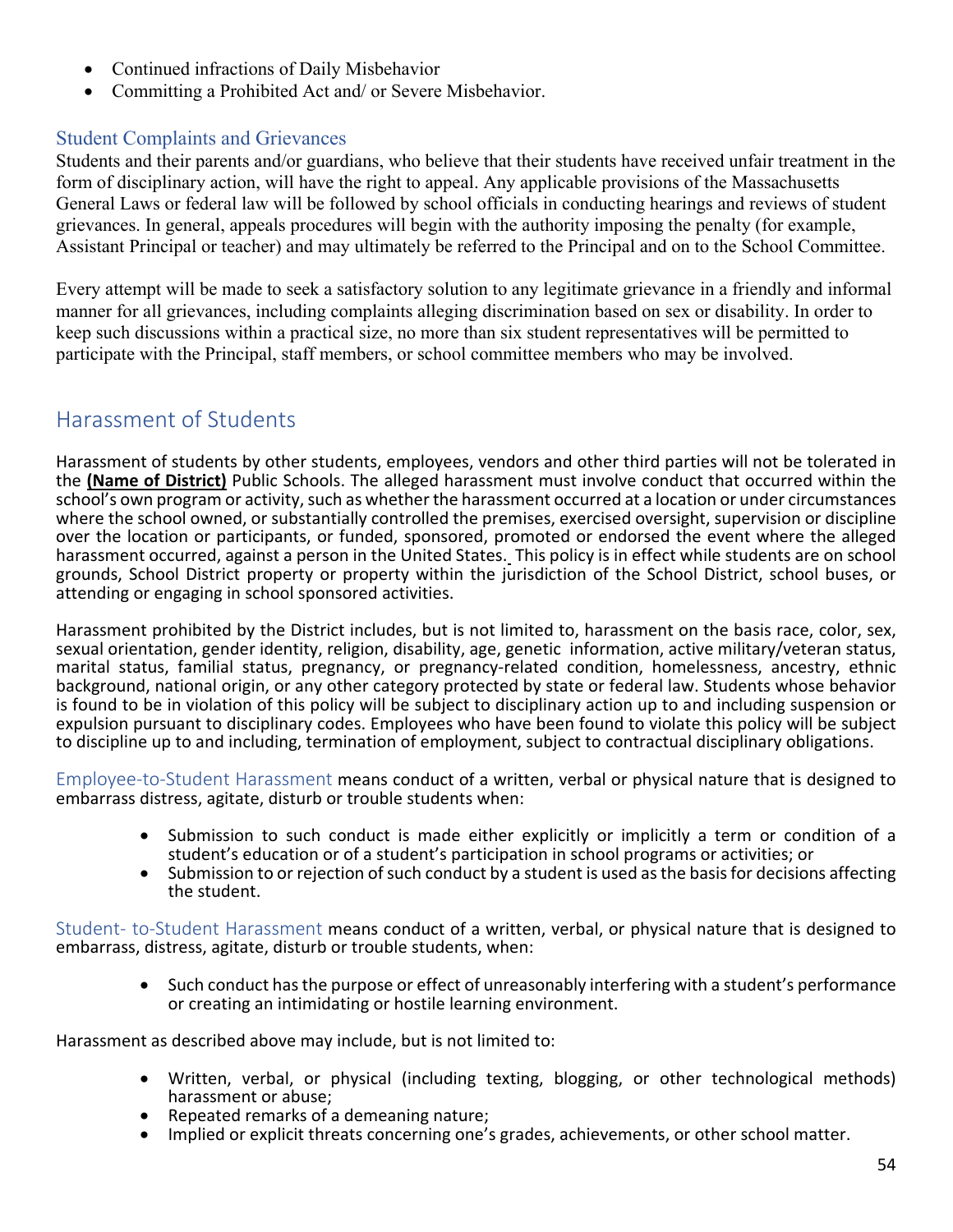- Continued infractions of Daily Misbehavior
- Committing a Prohibited Act and/ or Severe Misbehavior.

### Student Complaints and Grievances

Students and their parents and/or guardians, who believe that their students have received unfair treatment in the form of disciplinary action, will have the right to appeal. Any applicable provisions of the Massachusetts General Laws or federal law will be followed by school officials in conducting hearings and reviews of student grievances. In general, appeals procedures will begin with the authority imposing the penalty (for example, Assistant Principal or teacher) and may ultimately be referred to the Principal and on to the School Committee.

Every attempt will be made to seek a satisfactory solution to any legitimate grievance in a friendly and informal manner for all grievances, including complaints alleging discrimination based on sex or disability. In order to keep such discussions within a practical size, no more than six student representatives will be permitted to participate with the Principal, staff members, or school committee members who may be involved.

## Harassment of Students

Harassment of students by other students, employees, vendors and other third parties will not be tolerated in the **(Name of District)** Public Schools. The alleged harassment must involve conduct that occurred within the school's own program or activity, such as whether the harassment occurred at a location or under circumstances where the school owned, or substantially controlled the premises, exercised oversight, supervision or discipline over the location or participants, or funded, sponsored, promoted or endorsed the event where the alleged harassment occurred, against a person in the United States. This policy is in effect while students are on school grounds, School District property or property within the jurisdiction of the School District, school buses, or attending or engaging in school sponsored activities.

Harassment prohibited by the District includes, but is not limited to, harassment on the basis race, color, sex, sexual orientation, gender identity, religion, disability, age, genetic information, active military/veteran status, marital status, familial status, pregnancy, or pregnancy-related condition, homelessness, ancestry, ethnic background, national origin, or any other category protected by state or federal law. Students whose behavior is found to be in violation of this policy will be subject to disciplinary action up to and including suspension or expulsion pursuant to disciplinary codes. Employees who have been found to violate this policy will be subject to discipline up to and including, termination of employment, subject to contractual disciplinary obligations.

Employee-to-Student Harassment means conduct of a written, verbal or physical nature that is designed to embarrass distress, agitate, disturb or trouble students when:

- Submission to such conduct is made either explicitly or implicitly a term or condition of a student's education or of a student's participation in school programs or activities; or
- Submission to or rejection of such conduct by a student is used as the basis for decisions affecting the student.

Student- to-Student Harassment means conduct of a written, verbal, or physical nature that is designed to embarrass, distress, agitate, disturb or trouble students, when:

- Such conduct has the purpose or effect of unreasonably interfering with a student's performance or creating an intimidating or hostile learning environment.

Harassment as described above may include, but is not limited to:

- Written, verbal, or physical (including texting, blogging, or other technological methods) harassment or abuse;
- Repeated remarks of a demeaning nature;
- Implied or explicit threats concerning one's grades, achievements, or other school matter.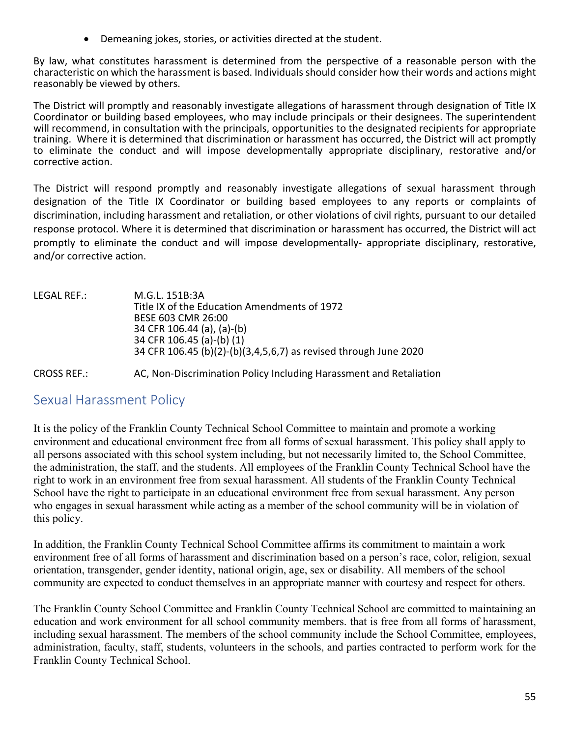- Demeaning jokes, stories, or activities directed at the student.

By law, what constitutes harassment is determined from the perspective of a reasonable person with the characteristic on which the harassment is based. Individuals should consider how their words and actions might reasonably be viewed by others.

The District will promptly and reasonably investigate allegations of harassment through designation of Title IX Coordinator or building based employees, who may include principals or their designees. The superintendent will recommend, in consultation with the principals, opportunities to the designated recipients for appropriate training. Where it is determined that discrimination or harassment has occurred, the District will act promptly to eliminate the conduct and will impose developmentally appropriate disciplinary, restorative and/or corrective action.

The District will respond promptly and reasonably investigate allegations of sexual harassment through designation of the Title IX Coordinator or building based employees to any reports or complaints of discrimination, including harassment and retaliation, or other violations of civil rights, pursuant to our detailed response protocol. Where it is determined that discrimination or harassment has occurred, the District will act promptly to eliminate the conduct and will impose developmentally- appropriate disciplinary, restorative, and/or corrective action.

LEGAL REF.:
M.G.L. 151B:3A
Title IX of the Education Amendments of 1972
BESE 603 CMR 26:00
34 CFR 106.44 (a), (a)-(b)
34 CFR 106.45 (a)-(b) (1)
34 CFR 106.45 (b)(2)-(b)(3,4,5,6,7) as revised through June 2020

CROSS REF.: AC, Non-Discrimination Policy Including Harassment and Retaliation

## Sexual Harassment Policy

It is the policy of the Franklin County Technical School Committee to maintain and promote a working environment and educational environment free from all forms of sexual harassment. This policy shall apply to all persons associated with this school system including, but not necessarily limited to, the School Committee, the administration, the staff, and the students. All employees of the Franklin County Technical School have the right to work in an environment free from sexual harassment. All students of the Franklin County Technical School have the right to participate in an educational environment free from sexual harassment. Any person who engages in sexual harassment while acting as a member of the school community will be in violation of this policy.

In addition, the Franklin County Technical School Committee affirms its commitment to maintain a work environment free of all forms of harassment and discrimination based on a person's race, color, religion, sexual orientation, transgender, gender identity, national origin, age, sex or disability. All members of the school community are expected to conduct themselves in an appropriate manner with courtesy and respect for others.

The Franklin County School Committee and Franklin County Technical School are committed to maintaining an education and work environment for all school community members. that is free from all forms of harassment, including sexual harassment. The members of the school community include the School Committee, employees, administration, faculty, staff, students, volunteers in the schools, and parties contracted to perform work for the Franklin County Technical School.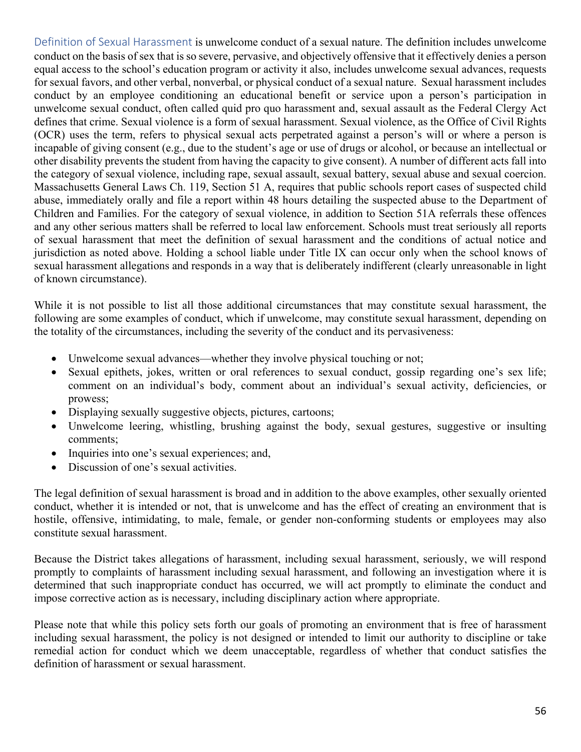Definition of Sexual Harassment is unwelcome conduct of a sexual nature. The definition includes unwelcome conduct on the basis of sex that is so severe, pervasive, and objectively offensive that it effectively denies a person equal access to the school's education program or activity it also, includes unwelcome sexual advances, requests for sexual favors, and other verbal, nonverbal, or physical conduct of a sexual nature. Sexual harassment includes conduct by an employee conditioning an educational benefit or service upon a person's participation in unwelcome sexual conduct, often called quid pro quo harassment and, sexual assault as the Federal Clergy Act defines that crime. Sexual violence is a form of sexual harassment. Sexual violence, as the Office of Civil Rights (OCR) uses the term, refers to physical sexual acts perpetrated against a person's will or where a person is incapable of giving consent (e.g., due to the student's age or use of drugs or alcohol, or because an intellectual or other disability prevents the student from having the capacity to give consent). A number of different acts fall into the category of sexual violence, including rape, sexual assault, sexual battery, sexual abuse and sexual coercion. Massachusetts General Laws Ch. 119, Section 51 A, requires that public schools report cases of suspected child abuse, immediately orally and file a report within 48 hours detailing the suspected abuse to the Department of Children and Families. For the category of sexual violence, in addition to Section 51A referrals these offences and any other serious matters shall be referred to local law enforcement. Schools must treat seriously all reports of sexual harassment that meet the definition of sexual harassment and the conditions of actual notice and jurisdiction as noted above. Holding a school liable under Title IX can occur only when the school knows of sexual harassment allegations and responds in a way that is deliberately indifferent (clearly unreasonable in light of known circumstance).

While it is not possible to list all those additional circumstances that may constitute sexual harassment, the following are some examples of conduct, which if unwelcome, may constitute sexual harassment, depending on the totality of the circumstances, including the severity of the conduct and its pervasiveness:

- Unwelcome sexual advances—whether they involve physical touching or not;
- Sexual epithets, jokes, written or oral references to sexual conduct, gossip regarding one's sex life; comment on an individual's body, comment about an individual's sexual activity, deficiencies, or prowess;
- Displaying sexually suggestive objects, pictures, cartoons;
- Unwelcome leering, whistling, brushing against the body, sexual gestures, suggestive or insulting comments;
- Inquiries into one's sexual experiences; and,
- Discussion of one's sexual activities.

The legal definition of sexual harassment is broad and in addition to the above examples, other sexually oriented conduct, whether it is intended or not, that is unwelcome and has the effect of creating an environment that is hostile, offensive, intimidating, to male, female, or gender non-conforming students or employees may also constitute sexual harassment.

Because the District takes allegations of harassment, including sexual harassment, seriously, we will respond promptly to complaints of harassment including sexual harassment, and following an investigation where it is determined that such inappropriate conduct has occurred, we will act promptly to eliminate the conduct and impose corrective action as is necessary, including disciplinary action where appropriate.

Please note that while this policy sets forth our goals of promoting an environment that is free of harassment including sexual harassment, the policy is not designed or intended to limit our authority to discipline or take remedial action for conduct which we deem unacceptable, regardless of whether that conduct satisfies the definition of harassment or sexual harassment.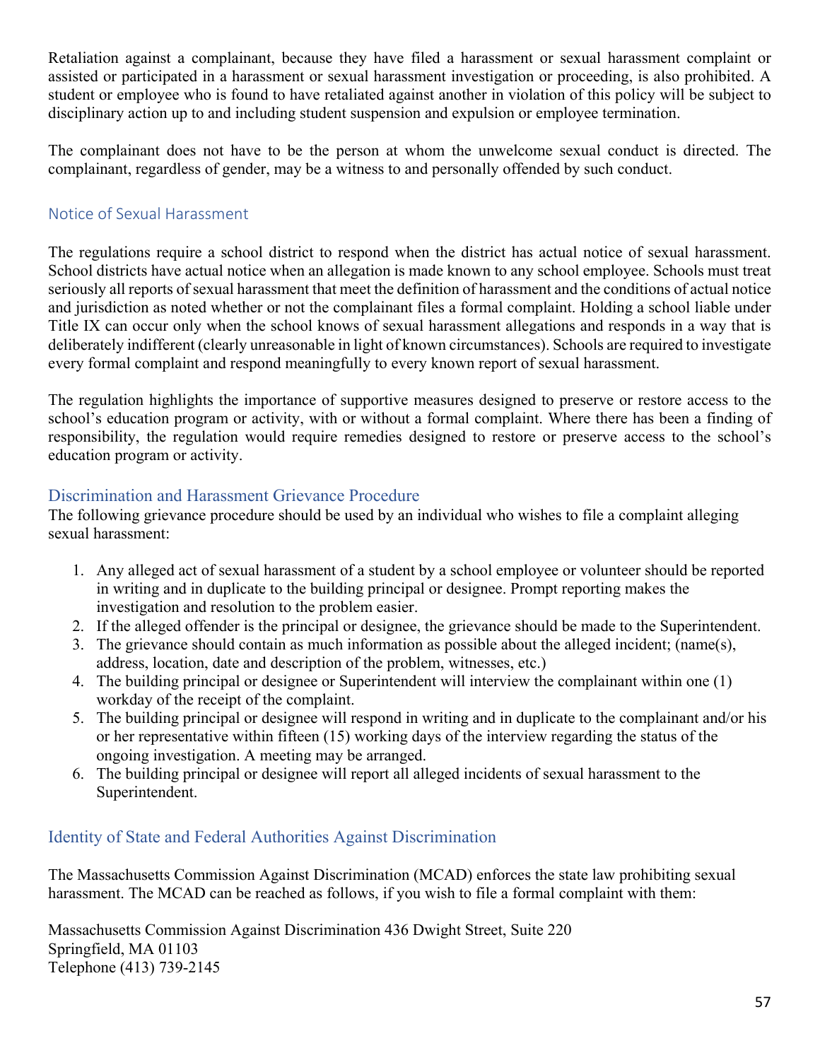Retaliation against a complainant, because they have filed a harassment or sexual harassment complaint or assisted or participated in a harassment or sexual harassment investigation or proceeding, is also prohibited. A student or employee who is found to have retaliated against another in violation of this policy will be subject to disciplinary action up to and including student suspension and expulsion or employee termination.

The complainant does not have to be the person at whom the unwelcome sexual conduct is directed. The complainant, regardless of gender, may be a witness to and personally offended by such conduct.

## Notice of Sexual Harassment

The regulations require a school district to respond when the district has actual notice of sexual harassment. School districts have actual notice when an allegation is made known to any school employee. Schools must treat seriously all reports of sexual harassment that meet the definition of harassment and the conditions of actual notice and jurisdiction as noted whether or not the complainant files a formal complaint. Holding a school liable under Title IX can occur only when the school knows of sexual harassment allegations and responds in a way that is deliberately indifferent (clearly unreasonable in light of known circumstances). Schools are required to investigate every formal complaint and respond meaningfully to every known report of sexual harassment.

The regulation highlights the importance of supportive measures designed to preserve or restore access to the school's education program or activity, with or without a formal complaint. Where there has been a finding of responsibility, the regulation would require remedies designed to restore or preserve access to the school's education program or activity.

## Discrimination and Harassment Grievance Procedure

The following grievance procedure should be used by an individual who wishes to file a complaint alleging sexual harassment:

1. Any alleged act of sexual harassment of a student by a school employee or volunteer should be reported in writing and in duplicate to the building principal or designee. Prompt reporting makes the investigation and resolution to the problem easier.
2. If the alleged offender is the principal or designee, the grievance should be made to the Superintendent.
3. The grievance should contain as much information as possible about the alleged incident; (name(s), address, location, date and description of the problem, witnesses, etc.)
4. The building principal or designee or Superintendent will interview the complainant within one (1) workday of the receipt of the complaint.
5. The building principal or designee will respond in writing and in duplicate to the complainant and/or his or her representative within fifteen (15) working days of the interview regarding the status of the ongoing investigation. A meeting may be arranged.
6. The building principal or designee will report all alleged incidents of sexual harassment to the Superintendent.

## Identity of State and Federal Authorities Against Discrimination

The Massachusetts Commission Against Discrimination (MCAD) enforces the state law prohibiting sexual harassment. The MCAD can be reached as follows, if you wish to file a formal complaint with them:

Massachusetts Commission Against Discrimination 436 Dwight Street, Suite 220
Springfield, MA 01103
Telephone (413) 739-2145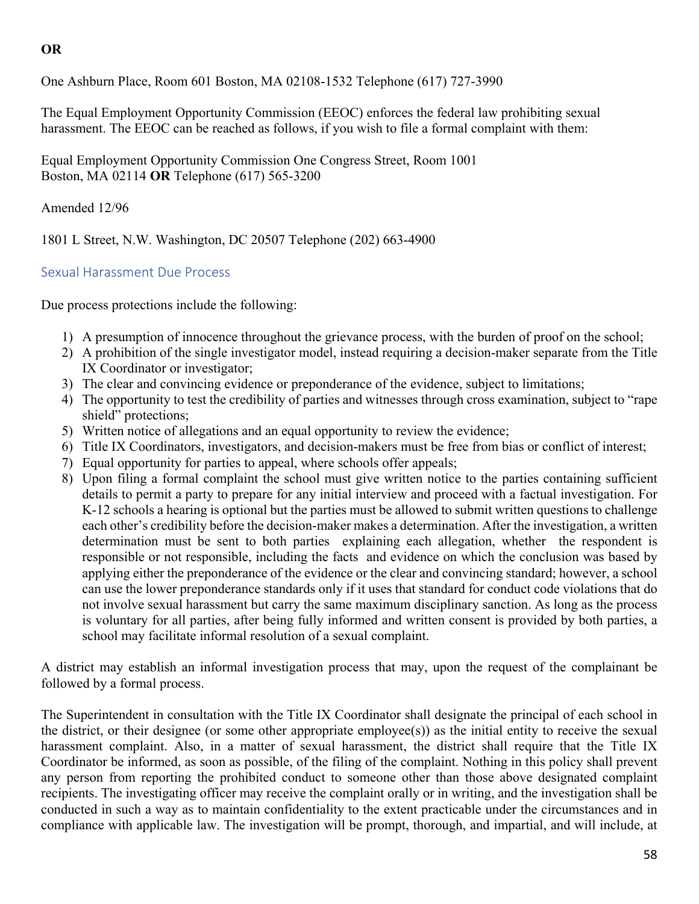**OR**

One Ashburn Place, Room 601 Boston, MA 02108-1532 Telephone (617) 727-3990

The Equal Employment Opportunity Commission (EEOC) enforces the federal law prohibiting sexual harassment. The EEOC can be reached as follows, if you wish to file a formal complaint with them:

Equal Employment Opportunity Commission One Congress Street, Room 1001
Boston, MA 02114 **OR** Telephone (617) 565-3200

Amended 12/96

1801 L Street, N.W. Washington, DC 20507 Telephone (202) 663-4900

## Sexual Harassment Due Process

Due process protections include the following:

1) A presumption of innocence throughout the grievance process, with the burden of proof on the school;
2) A prohibition of the single investigator model, instead requiring a decision-maker separate from the Title IX Coordinator or investigator;
3) The clear and convincing evidence or preponderance of the evidence, subject to limitations;
4) The opportunity to test the credibility of parties and witnesses through cross examination, subject to "rape shield" protections;
5) Written notice of allegations and an equal opportunity to review the evidence;
6) Title IX Coordinators, investigators, and decision-makers must be free from bias or conflict of interest;
7) Equal opportunity for parties to appeal, where schools offer appeals;
8) Upon filing a formal complaint the school must give written notice to the parties containing sufficient details to permit a party to prepare for any initial interview and proceed with a factual investigation. For K-12 schools a hearing is optional but the parties must be allowed to submit written questions to challenge each other's credibility before the decision-maker makes a determination. After the investigation, a written determination must be sent to both parties explaining each allegation, whether the respondent is responsible or not responsible, including the facts and evidence on which the conclusion was based by applying either the preponderance of the evidence or the clear and convincing standard; however, a school can use the lower preponderance standards only if it uses that standard for conduct code violations that do not involve sexual harassment but carry the same maximum disciplinary sanction. As long as the process is voluntary for all parties, after being fully informed and written consent is provided by both parties, a school may facilitate informal resolution of a sexual complaint.

A district may establish an informal investigation process that may, upon the request of the complainant be followed by a formal process.

The Superintendent in consultation with the Title IX Coordinator shall designate the principal of each school in the district, or their designee (or some other appropriate employee(s)) as the initial entity to receive the sexual harassment complaint. Also, in a matter of sexual harassment, the district shall require that the Title IX Coordinator be informed, as soon as possible, of the filing of the complaint. Nothing in this policy shall prevent any person from reporting the prohibited conduct to someone other than those above designated complaint recipients. The investigating officer may receive the complaint orally or in writing, and the investigation shall be conducted in such a way as to maintain confidentiality to the extent practicable under the circumstances and in compliance with applicable law. The investigation will be prompt, thorough, and impartial, and will include, at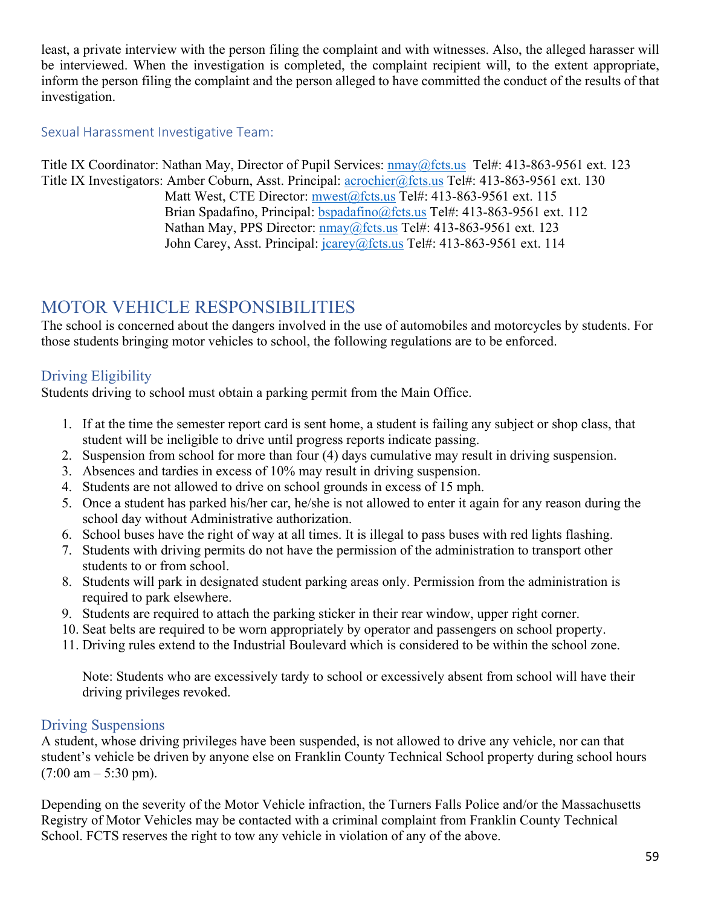least, a private interview with the person filing the complaint and with witnesses. Also, the alleged harasser will be interviewed. When the investigation is completed, the complaint recipient will, to the extent appropriate, inform the person filing the complaint and the person alleged to have committed the conduct of the results of that investigation.

### Sexual Harassment Investigative Team:

Title IX Coordinator: Nathan May, Director of Pupil Services: nmay@fcts.us Tel#: 413-863-9561 ext. 123
Title IX Investigators: Amber Coburn, Asst. Principal: acrochier@fcts.us Tel#: 413-863-9561 ext. 130
Matt West, CTE Director: mwest@fcts.us Tel#: 413-863-9561 ext. 115
Brian Spadafino, Principal: bspadafino@fcts.us Tel#: 413-863-9561 ext. 112
Nathan May, PPS Director: nmay@fcts.us Tel#: 413-863-9561 ext. 123
John Carey, Asst. Principal: jcarey@fcts.us Tel#: 413-863-9561 ext. 114

## MOTOR VEHICLE RESPONSIBILITIES

The school is concerned about the dangers involved in the use of automobiles and motorcycles by students. For those students bringing motor vehicles to school, the following regulations are to be enforced.

### Driving Eligibility

Students driving to school must obtain a parking permit from the Main Office.

1. If at the time the semester report card is sent home, a student is failing any subject or shop class, that student will be ineligible to drive until progress reports indicate passing.
2. Suspension from school for more than four (4) days cumulative may result in driving suspension.
3. Absences and tardies in excess of 10% may result in driving suspension.
4. Students are not allowed to drive on school grounds in excess of 15 mph.
5. Once a student has parked his/her car, he/she is not allowed to enter it again for any reason during the school day without Administrative authorization.
6. School buses have the right of way at all times. It is illegal to pass buses with red lights flashing.
7. Students with driving permits do not have the permission of the administration to transport other students to or from school.
8. Students will park in designated student parking areas only. Permission from the administration is required to park elsewhere.
9. Students are required to attach the parking sticker in their rear window, upper right corner.
10. Seat belts are required to be worn appropriately by operator and passengers on school property.
11. Driving rules extend to the Industrial Boulevard which is considered to be within the school zone.

Note: Students who are excessively tardy to school or excessively absent from school will have their driving privileges revoked.

### Driving Suspensions

A student, whose driving privileges have been suspended, is not allowed to drive any vehicle, nor can that student's vehicle be driven by anyone else on Franklin County Technical School property during school hours (7:00 am – 5:30 pm).

Depending on the severity of the Motor Vehicle infraction, the Turners Falls Police and/or the Massachusetts Registry of Motor Vehicles may be contacted with a criminal complaint from Franklin County Technical School. FCTS reserves the right to tow any vehicle in violation of any of the above.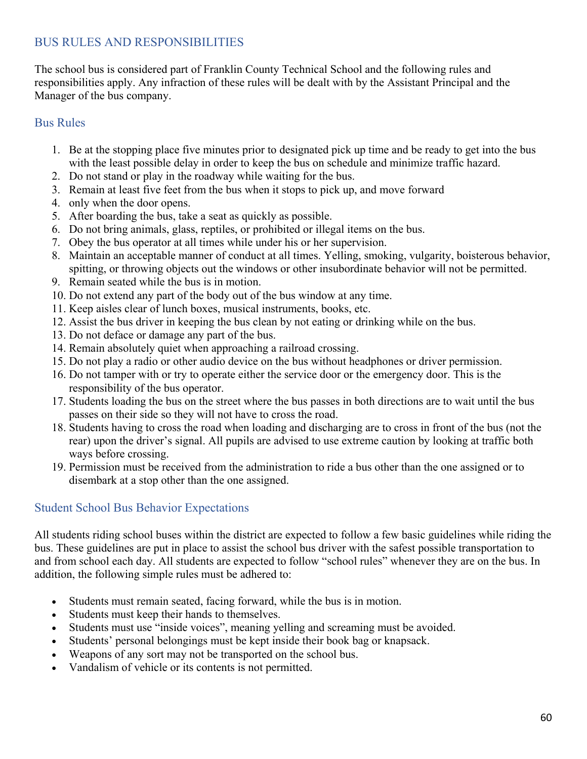## BUS RULES AND RESPONSIBILITIES

The school bus is considered part of Franklin County Technical School and the following rules and responsibilities apply. Any infraction of these rules will be dealt with by the Assistant Principal and the Manager of the bus company.

### Bus Rules

1. Be at the stopping place five minutes prior to designated pick up time and be ready to get into the bus with the least possible delay in order to keep the bus on schedule and minimize traffic hazard.
2. Do not stand or play in the roadway while waiting for the bus.
3. Remain at least five feet from the bus when it stops to pick up, and move forward
4. only when the door opens.
5. After boarding the bus, take a seat as quickly as possible.
6. Do not bring animals, glass, reptiles, or prohibited or illegal items on the bus.
7. Obey the bus operator at all times while under his or her supervision.
8. Maintain an acceptable manner of conduct at all times. Yelling, smoking, vulgarity, boisterous behavior, spitting, or throwing objects out the windows or other insubordinate behavior will not be permitted.
9. Remain seated while the bus is in motion.
10. Do not extend any part of the body out of the bus window at any time.
11. Keep aisles clear of lunch boxes, musical instruments, books, etc.
12. Assist the bus driver in keeping the bus clean by not eating or drinking while on the bus.
13. Do not deface or damage any part of the bus.
14. Remain absolutely quiet when approaching a railroad crossing.
15. Do not play a radio or other audio device on the bus without headphones or driver permission.
16. Do not tamper with or try to operate either the service door or the emergency door. This is the responsibility of the bus operator.
17. Students loading the bus on the street where the bus passes in both directions are to wait until the bus passes on their side so they will not have to cross the road.
18. Students having to cross the road when loading and discharging are to cross in front of the bus (not the rear) upon the driver's signal. All pupils are advised to use extreme caution by looking at traffic both ways before crossing.
19. Permission must be received from the administration to ride a bus other than the one assigned or to disembark at a stop other than the one assigned.

### Student School Bus Behavior Expectations

All students riding school buses within the district are expected to follow a few basic guidelines while riding the bus. These guidelines are put in place to assist the school bus driver with the safest possible transportation to and from school each day. All students are expected to follow "school rules" whenever they are on the bus. In addition, the following simple rules must be adhered to:

- Students must remain seated, facing forward, while the bus is in motion.
- Students must keep their hands to themselves.
- Students must use "inside voices", meaning yelling and screaming must be avoided.
- Students' personal belongings must be kept inside their book bag or knapsack.
- Weapons of any sort may not be transported on the school bus.
- Vandalism of vehicle or its contents is not permitted.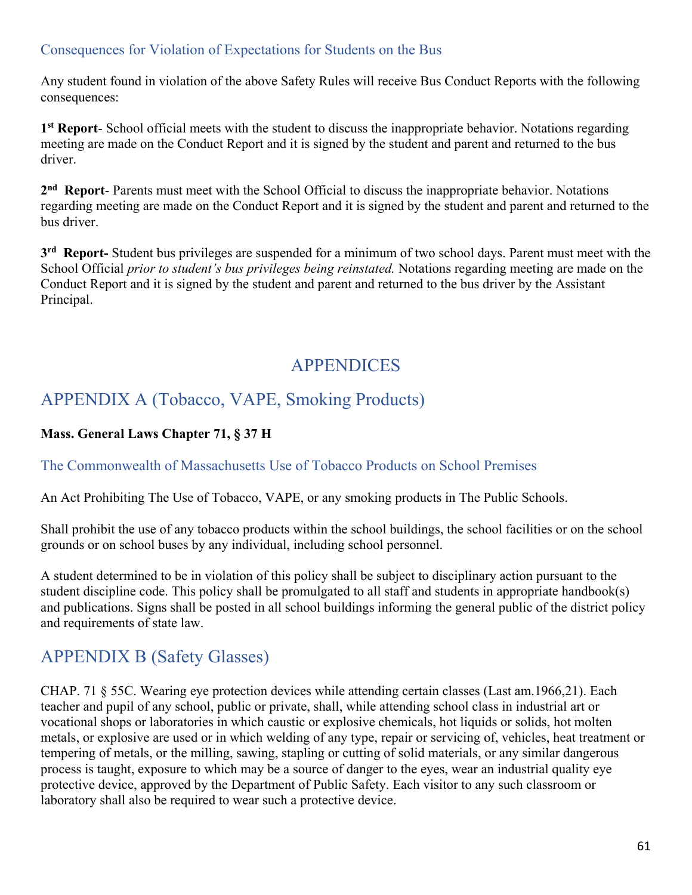### Consequences for Violation of Expectations for Students on the Bus

Any student found in violation of the above Safety Rules will receive Bus Conduct Reports with the following consequences:

**1st Report**- School official meets with the student to discuss the inappropriate behavior. Notations regarding meeting are made on the Conduct Report and it is signed by the student and parent and returned to the bus driver.

**2nd Report**- Parents must meet with the School Official to discuss the inappropriate behavior. Notations regarding meeting are made on the Conduct Report and it is signed by the student and parent and returned to the bus driver.

**3rd Report-** Student bus privileges are suspended for a minimum of two school days. Parent must meet with the School Official *prior to student's bus privileges being reinstated.* Notations regarding meeting are made on the Conduct Report and it is signed by the student and parent and returned to the bus driver by the Assistant Principal.

# APPENDICES

## APPENDIX A (Tobacco, VAPE, Smoking Products)

**Mass. General Laws Chapter 71, § 37 H**

### The Commonwealth of Massachusetts Use of Tobacco Products on School Premises

An Act Prohibiting The Use of Tobacco, VAPE, or any smoking products in The Public Schools.

Shall prohibit the use of any tobacco products within the school buildings, the school facilities or on the school grounds or on school buses by any individual, including school personnel.

A student determined to be in violation of this policy shall be subject to disciplinary action pursuant to the student discipline code. This policy shall be promulgated to all staff and students in appropriate handbook(s) and publications. Signs shall be posted in all school buildings informing the general public of the district policy and requirements of state law.

## APPENDIX B (Safety Glasses)

CHAP. 71 § 55C. Wearing eye protection devices while attending certain classes (Last am.1966,21). Each teacher and pupil of any school, public or private, shall, while attending school class in industrial art or vocational shops or laboratories in which caustic or explosive chemicals, hot liquids or solids, hot molten metals, or explosive are used or in which welding of any type, repair or servicing of, vehicles, heat treatment or tempering of metals, or the milling, sawing, stapling or cutting of solid materials, or any similar dangerous process is taught, exposure to which may be a source of danger to the eyes, wear an industrial quality eye protective device, approved by the Department of Public Safety. Each visitor to any such classroom or laboratory shall also be required to wear such a protective device.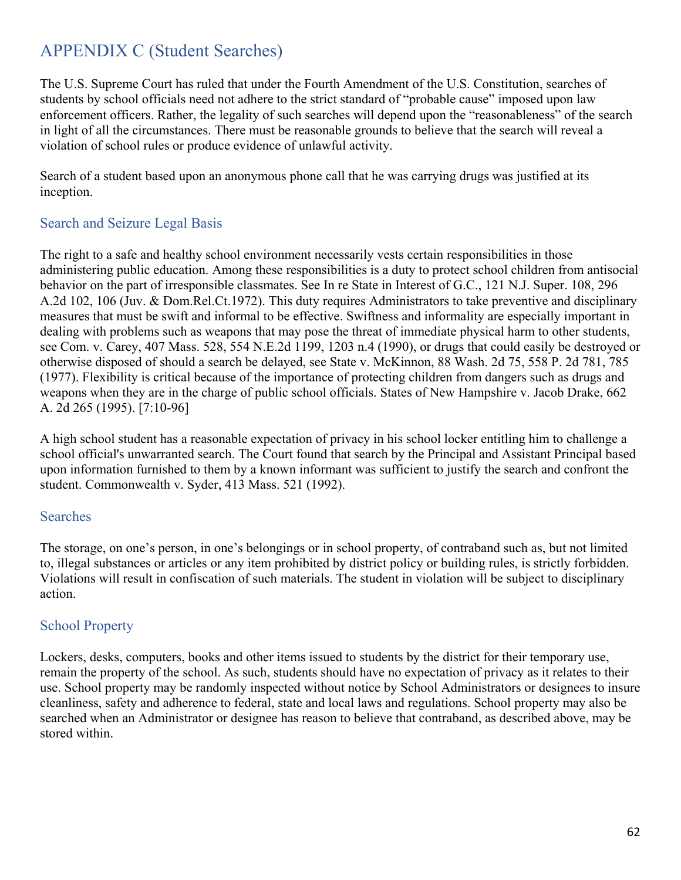# APPENDIX C (Student Searches)

The U.S. Supreme Court has ruled that under the Fourth Amendment of the U.S. Constitution, searches of students by school officials need not adhere to the strict standard of "probable cause" imposed upon law enforcement officers. Rather, the legality of such searches will depend upon the "reasonableness" of the search in light of all the circumstances. There must be reasonable grounds to believe that the search will reveal a violation of school rules or produce evidence of unlawful activity.

Search of a student based upon an anonymous phone call that he was carrying drugs was justified at its inception.

## Search and Seizure Legal Basis

The right to a safe and healthy school environment necessarily vests certain responsibilities in those administering public education. Among these responsibilities is a duty to protect school children from antisocial behavior on the part of irresponsible classmates. See In re State in Interest of G.C., 121 N.J. Super. 108, 296 A.2d 102, 106 (Juv. & Dom.Rel.Ct.1972). This duty requires Administrators to take preventive and disciplinary measures that must be swift and informal to be effective. Swiftness and informality are especially important in dealing with problems such as weapons that may pose the threat of immediate physical harm to other students, see Com. v. Carey, 407 Mass. 528, 554 N.E.2d 1199, 1203 n.4 (1990), or drugs that could easily be destroyed or otherwise disposed of should a search be delayed, see State v. McKinnon, 88 Wash. 2d 75, 558 P. 2d 781, 785 (1977). Flexibility is critical because of the importance of protecting children from dangers such as drugs and weapons when they are in the charge of public school officials. States of New Hampshire v. Jacob Drake, 662 A. 2d 265 (1995). [7:10-96]

A high school student has a reasonable expectation of privacy in his school locker entitling him to challenge a school official's unwarranted search. The Court found that search by the Principal and Assistant Principal based upon information furnished to them by a known informant was sufficient to justify the search and confront the student. Commonwealth v. Syder, 413 Mass. 521 (1992).

## Searches

The storage, on one's person, in one's belongings or in school property, of contraband such as, but not limited to, illegal substances or articles or any item prohibited by district policy or building rules, is strictly forbidden. Violations will result in confiscation of such materials. The student in violation will be subject to disciplinary action.

## School Property

Lockers, desks, computers, books and other items issued to students by the district for their temporary use, remain the property of the school. As such, students should have no expectation of privacy as it relates to their use. School property may be randomly inspected without notice by School Administrators or designees to insure cleanliness, safety and adherence to federal, state and local laws and regulations. School property may also be searched when an Administrator or designee has reason to believe that contraband, as described above, may be stored within.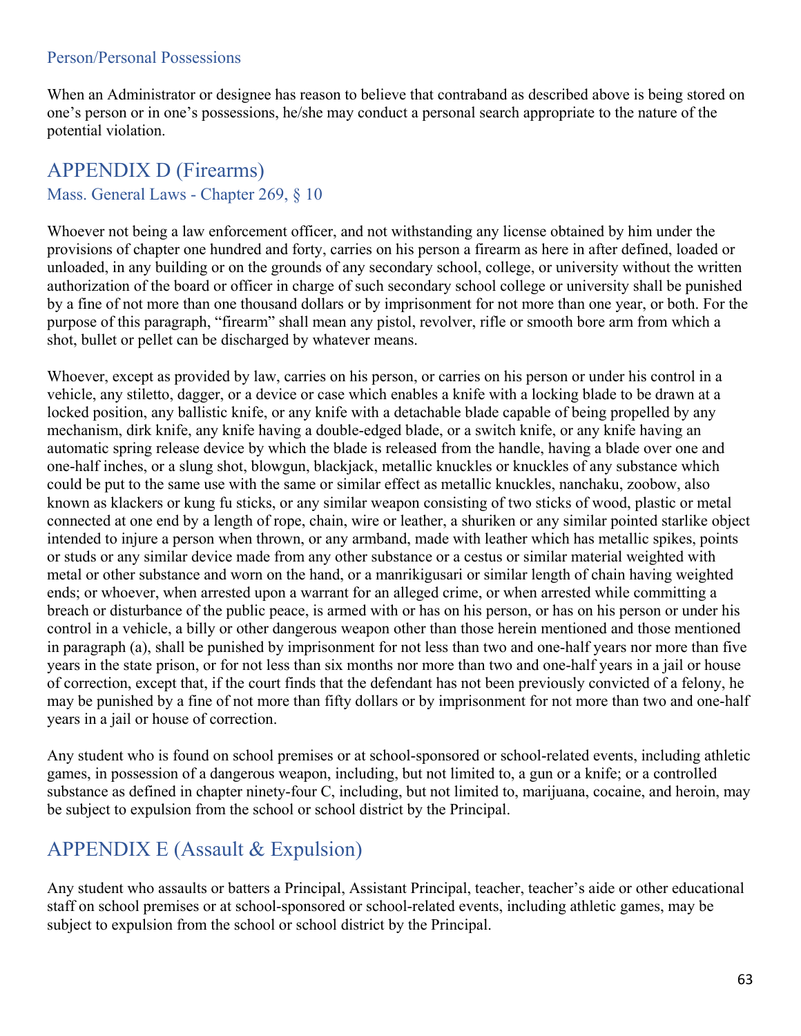### Person/Personal Possessions

When an Administrator or designee has reason to believe that contraband as described above is being stored on one's person or in one's possessions, he/she may conduct a personal search appropriate to the nature of the potential violation.

## APPENDIX D (Firearms)

### Mass. General Laws - Chapter 269, § 10

Whoever not being a law enforcement officer, and not withstanding any license obtained by him under the provisions of chapter one hundred and forty, carries on his person a firearm as here in after defined, loaded or unloaded, in any building or on the grounds of any secondary school, college, or university without the written authorization of the board or officer in charge of such secondary school college or university shall be punished by a fine of not more than one thousand dollars or by imprisonment for not more than one year, or both. For the purpose of this paragraph, "firearm" shall mean any pistol, revolver, rifle or smooth bore arm from which a shot, bullet or pellet can be discharged by whatever means.

Whoever, except as provided by law, carries on his person, or carries on his person or under his control in a vehicle, any stiletto, dagger, or a device or case which enables a knife with a locking blade to be drawn at a locked position, any ballistic knife, or any knife with a detachable blade capable of being propelled by any mechanism, dirk knife, any knife having a double-edged blade, or a switch knife, or any knife having an automatic spring release device by which the blade is released from the handle, having a blade over one and one-half inches, or a slung shot, blowgun, blackjack, metallic knuckles or knuckles of any substance which could be put to the same use with the same or similar effect as metallic knuckles, nanchaku, zoobow, also known as klackers or kung fu sticks, or any similar weapon consisting of two sticks of wood, plastic or metal connected at one end by a length of rope, chain, wire or leather, a shuriken or any similar pointed starlike object intended to injure a person when thrown, or any armband, made with leather which has metallic spikes, points or studs or any similar device made from any other substance or a cestus or similar material weighted with metal or other substance and worn on the hand, or a manrikigusari or similar length of chain having weighted ends; or whoever, when arrested upon a warrant for an alleged crime, or when arrested while committing a breach or disturbance of the public peace, is armed with or has on his person, or has on his person or under his control in a vehicle, a billy or other dangerous weapon other than those herein mentioned and those mentioned in paragraph (a), shall be punished by imprisonment for not less than two and one-half years nor more than five years in the state prison, or for not less than six months nor more than two and one-half years in a jail or house of correction, except that, if the court finds that the defendant has not been previously convicted of a felony, he may be punished by a fine of not more than fifty dollars or by imprisonment for not more than two and one-half years in a jail or house of correction.

Any student who is found on school premises or at school-sponsored or school-related events, including athletic games, in possession of a dangerous weapon, including, but not limited to, a gun or a knife; or a controlled substance as defined in chapter ninety-four C, including, but not limited to, marijuana, cocaine, and heroin, may be subject to expulsion from the school or school district by the Principal.

## APPENDIX E (Assault & Expulsion)

Any student who assaults or batters a Principal, Assistant Principal, teacher, teacher's aide or other educational staff on school premises or at school-sponsored or school-related events, including athletic games, may be subject to expulsion from the school or school district by the Principal.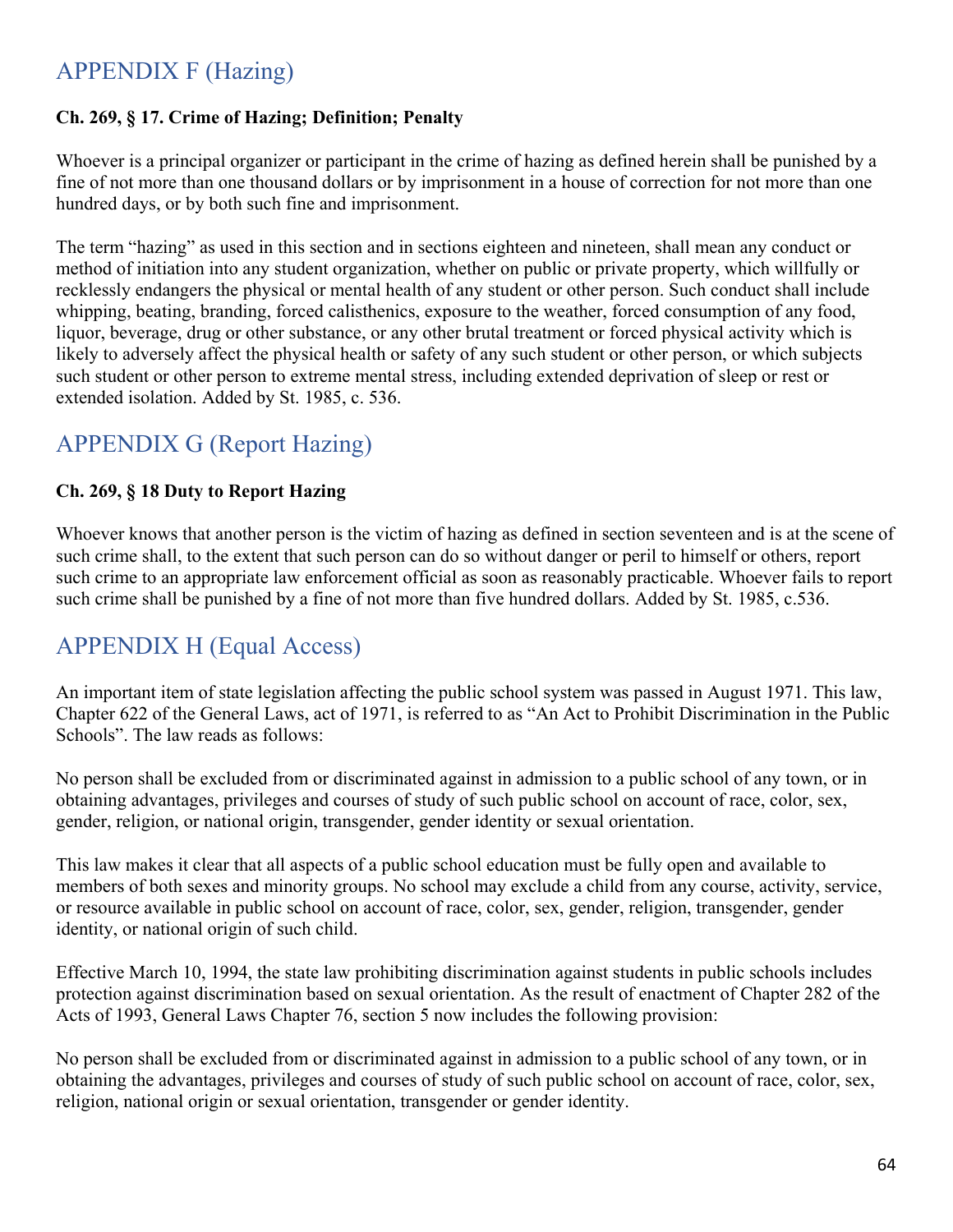## APPENDIX F (Hazing)

**Ch. 269, § 17. Crime of Hazing; Definition; Penalty**

Whoever is a principal organizer or participant in the crime of hazing as defined herein shall be punished by a fine of not more than one thousand dollars or by imprisonment in a house of correction for not more than one hundred days, or by both such fine and imprisonment.

The term "hazing" as used in this section and in sections eighteen and nineteen, shall mean any conduct or method of initiation into any student organization, whether on public or private property, which willfully or recklessly endangers the physical or mental health of any student or other person. Such conduct shall include whipping, beating, branding, forced calisthenics, exposure to the weather, forced consumption of any food, liquor, beverage, drug or other substance, or any other brutal treatment or forced physical activity which is likely to adversely affect the physical health or safety of any such student or other person, or which subjects such student or other person to extreme mental stress, including extended deprivation of sleep or rest or extended isolation. Added by St. 1985, c. 536.

## APPENDIX G (Report Hazing)

**Ch. 269, § 18 Duty to Report Hazing**

Whoever knows that another person is the victim of hazing as defined in section seventeen and is at the scene of such crime shall, to the extent that such person can do so without danger or peril to himself or others, report such crime to an appropriate law enforcement official as soon as reasonably practicable. Whoever fails to report such crime shall be punished by a fine of not more than five hundred dollars. Added by St. 1985, c.536.

## APPENDIX H (Equal Access)

An important item of state legislation affecting the public school system was passed in August 1971. This law, Chapter 622 of the General Laws, act of 1971, is referred to as "An Act to Prohibit Discrimination in the Public Schools". The law reads as follows:

No person shall be excluded from or discriminated against in admission to a public school of any town, or in obtaining advantages, privileges and courses of study of such public school on account of race, color, sex, gender, religion, or national origin, transgender, gender identity or sexual orientation.

This law makes it clear that all aspects of a public school education must be fully open and available to members of both sexes and minority groups. No school may exclude a child from any course, activity, service, or resource available in public school on account of race, color, sex, gender, religion, transgender, gender identity, or national origin of such child.

Effective March 10, 1994, the state law prohibiting discrimination against students in public schools includes protection against discrimination based on sexual orientation. As the result of enactment of Chapter 282 of the Acts of 1993, General Laws Chapter 76, section 5 now includes the following provision:

No person shall be excluded from or discriminated against in admission to a public school of any town, or in obtaining the advantages, privileges and courses of study of such public school on account of race, color, sex, religion, national origin or sexual orientation, transgender or gender identity.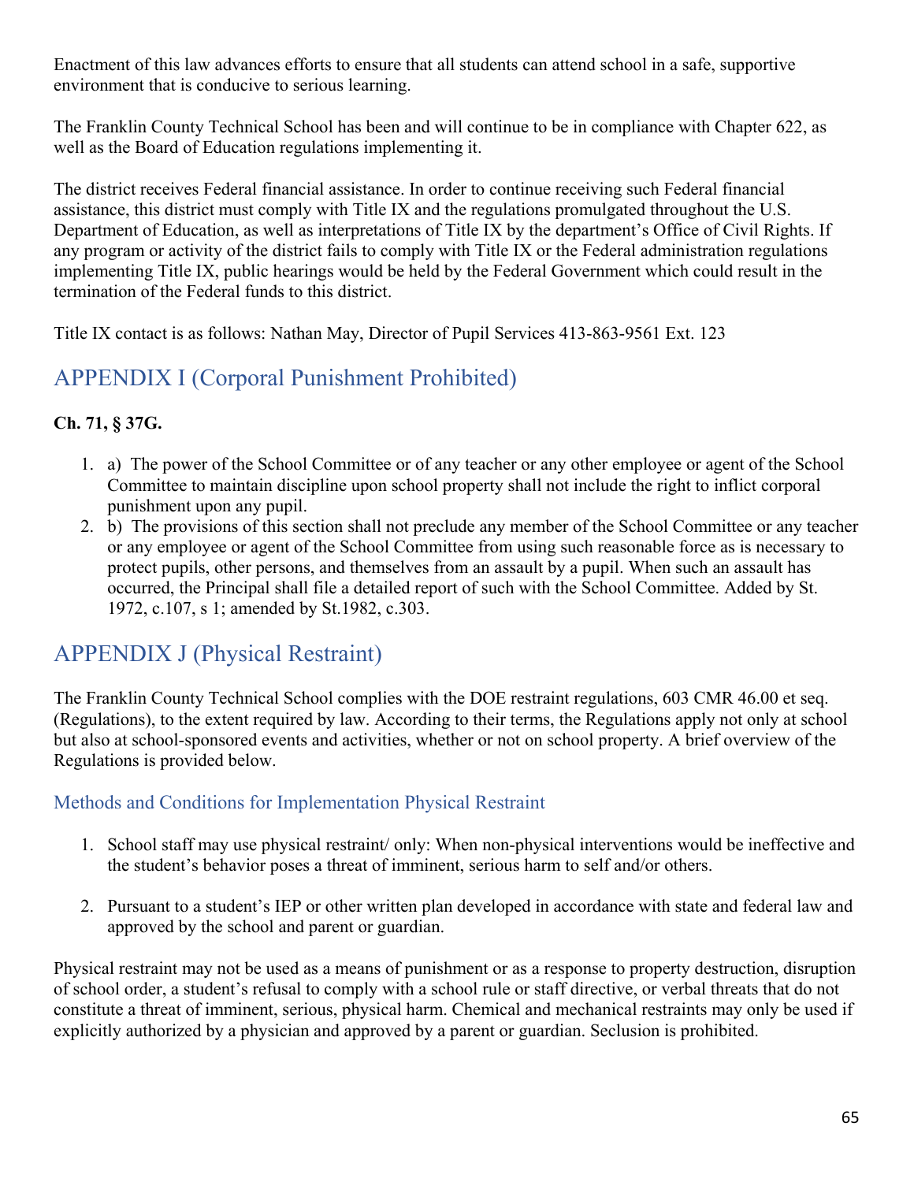Enactment of this law advances efforts to ensure that all students can attend school in a safe, supportive environment that is conducive to serious learning.

The Franklin County Technical School has been and will continue to be in compliance with Chapter 622, as well as the Board of Education regulations implementing it.

The district receives Federal financial assistance. In order to continue receiving such Federal financial assistance, this district must comply with Title IX and the regulations promulgated throughout the U.S. Department of Education, as well as interpretations of Title IX by the department's Office of Civil Rights. If any program or activity of the district fails to comply with Title IX or the Federal administration regulations implementing Title IX, public hearings would be held by the Federal Government which could result in the termination of the Federal funds to this district.

Title IX contact is as follows: Nathan May, Director of Pupil Services 413-863-9561 Ext. 123

## APPENDIX I (Corporal Punishment Prohibited)

**Ch. 71, § 37G.**

1. a) The power of the School Committee or of any teacher or any other employee or agent of the School Committee to maintain discipline upon school property shall not include the right to inflict corporal punishment upon any pupil.
2. b) The provisions of this section shall not preclude any member of the School Committee or any teacher or any employee or agent of the School Committee from using such reasonable force as is necessary to protect pupils, other persons, and themselves from an assault by a pupil. When such an assault has occurred, the Principal shall file a detailed report of such with the School Committee. Added by St. 1972, c.107, s 1; amended by St.1982, c.303.

## APPENDIX J (Physical Restraint)

The Franklin County Technical School complies with the DOE restraint regulations, 603 CMR 46.00 et seq. (Regulations), to the extent required by law. According to their terms, the Regulations apply not only at school but also at school-sponsored events and activities, whether or not on school property. A brief overview of the Regulations is provided below.

### Methods and Conditions for Implementation Physical Restraint

1. School staff may use physical restraint/ only: When non-physical interventions would be ineffective and the student's behavior poses a threat of imminent, serious harm to self and/or others.

2. Pursuant to a student's IEP or other written plan developed in accordance with state and federal law and approved by the school and parent or guardian.

Physical restraint may not be used as a means of punishment or as a response to property destruction, disruption of school order, a student's refusal to comply with a school rule or staff directive, or verbal threats that do not constitute a threat of imminent, serious, physical harm. Chemical and mechanical restraints may only be used if explicitly authorized by a physician and approved by a parent or guardian. Seclusion is prohibited.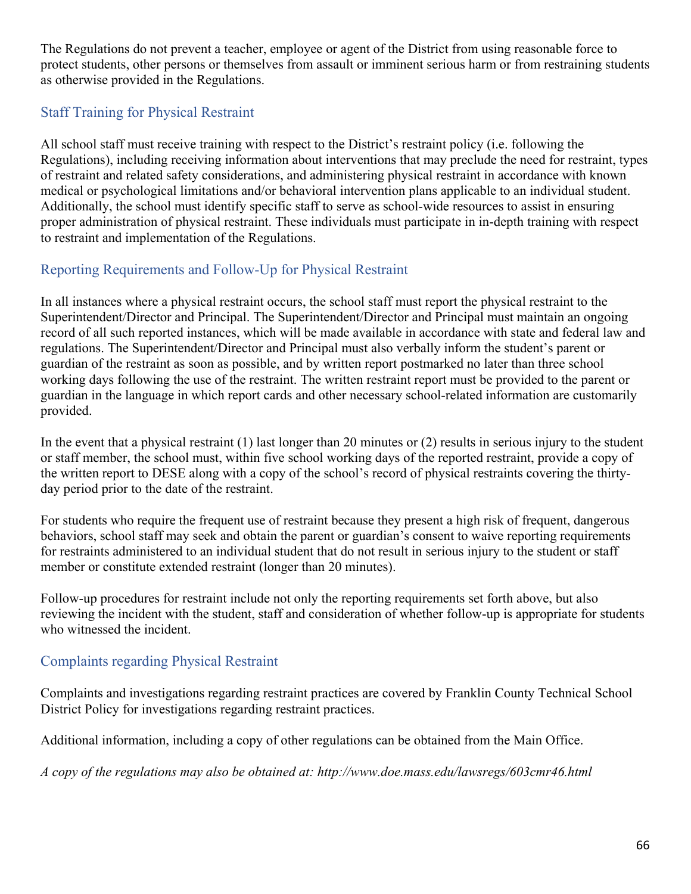The Regulations do not prevent a teacher, employee or agent of the District from using reasonable force to protect students, other persons or themselves from assault or imminent serious harm or from restraining students as otherwise provided in the Regulations.

### Staff Training for Physical Restraint

All school staff must receive training with respect to the District's restraint policy (i.e. following the Regulations), including receiving information about interventions that may preclude the need for restraint, types of restraint and related safety considerations, and administering physical restraint in accordance with known medical or psychological limitations and/or behavioral intervention plans applicable to an individual student. Additionally, the school must identify specific staff to serve as school-wide resources to assist in ensuring proper administration of physical restraint. These individuals must participate in in-depth training with respect to restraint and implementation of the Regulations.

### Reporting Requirements and Follow-Up for Physical Restraint

In all instances where a physical restraint occurs, the school staff must report the physical restraint to the Superintendent/Director and Principal. The Superintendent/Director and Principal must maintain an ongoing record of all such reported instances, which will be made available in accordance with state and federal law and regulations. The Superintendent/Director and Principal must also verbally inform the student's parent or guardian of the restraint as soon as possible, and by written report postmarked no later than three school working days following the use of the restraint. The written restraint report must be provided to the parent or guardian in the language in which report cards and other necessary school-related information are customarily provided.

In the event that a physical restraint (1) last longer than 20 minutes or (2) results in serious injury to the student or staff member, the school must, within five school working days of the reported restraint, provide a copy of the written report to DESE along with a copy of the school's record of physical restraints covering the thirty-day period prior to the date of the restraint.

For students who require the frequent use of restraint because they present a high risk of frequent, dangerous behaviors, school staff may seek and obtain the parent or guardian's consent to waive reporting requirements for restraints administered to an individual student that do not result in serious injury to the student or staff member or constitute extended restraint (longer than 20 minutes).

Follow-up procedures for restraint include not only the reporting requirements set forth above, but also reviewing the incident with the student, staff and consideration of whether follow-up is appropriate for students who witnessed the incident.

### Complaints regarding Physical Restraint

Complaints and investigations regarding restraint practices are covered by Franklin County Technical School District Policy for investigations regarding restraint practices.

Additional information, including a copy of other regulations can be obtained from the Main Office.

*A copy of the regulations may also be obtained at: http://www.doe.mass.edu/lawsregs/603cmr46.html*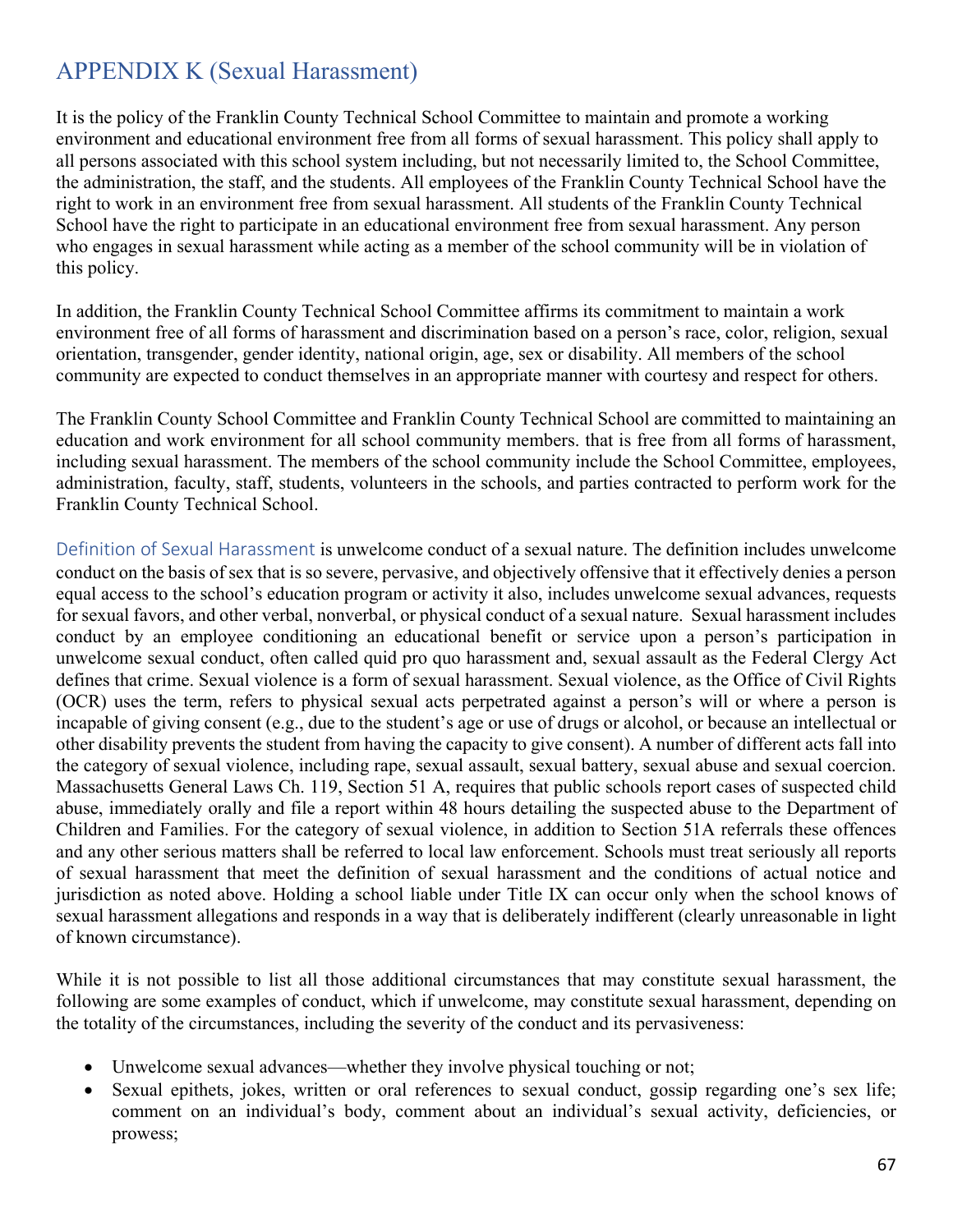# APPENDIX K (Sexual Harassment)

It is the policy of the Franklin County Technical School Committee to maintain and promote a working environment and educational environment free from all forms of sexual harassment. This policy shall apply to all persons associated with this school system including, but not necessarily limited to, the School Committee, the administration, the staff, and the students. All employees of the Franklin County Technical School have the right to work in an environment free from sexual harassment. All students of the Franklin County Technical School have the right to participate in an educational environment free from sexual harassment. Any person who engages in sexual harassment while acting as a member of the school community will be in violation of this policy.

In addition, the Franklin County Technical School Committee affirms its commitment to maintain a work environment free of all forms of harassment and discrimination based on a person's race, color, religion, sexual orientation, transgender, gender identity, national origin, age, sex or disability. All members of the school community are expected to conduct themselves in an appropriate manner with courtesy and respect for others.

The Franklin County School Committee and Franklin County Technical School are committed to maintaining an education and work environment for all school community members. that is free from all forms of harassment, including sexual harassment. The members of the school community include the School Committee, employees, administration, faculty, staff, students, volunteers in the schools, and parties contracted to perform work for the Franklin County Technical School.

Definition of Sexual Harassment is unwelcome conduct of a sexual nature. The definition includes unwelcome conduct on the basis of sex that is so severe, pervasive, and objectively offensive that it effectively denies a person equal access to the school's education program or activity it also, includes unwelcome sexual advances, requests for sexual favors, and other verbal, nonverbal, or physical conduct of a sexual nature. Sexual harassment includes conduct by an employee conditioning an educational benefit or service upon a person's participation in unwelcome sexual conduct, often called quid pro quo harassment and, sexual assault as the Federal Clergy Act defines that crime. Sexual violence is a form of sexual harassment. Sexual violence, as the Office of Civil Rights (OCR) uses the term, refers to physical sexual acts perpetrated against a person's will or where a person is incapable of giving consent (e.g., due to the student's age or use of drugs or alcohol, or because an intellectual or other disability prevents the student from having the capacity to give consent). A number of different acts fall into the category of sexual violence, including rape, sexual assault, sexual battery, sexual abuse and sexual coercion. Massachusetts General Laws Ch. 119, Section 51 A, requires that public schools report cases of suspected child abuse, immediately orally and file a report within 48 hours detailing the suspected abuse to the Department of Children and Families. For the category of sexual violence, in addition to Section 51A referrals these offences and any other serious matters shall be referred to local law enforcement. Schools must treat seriously all reports of sexual harassment that meet the definition of sexual harassment and the conditions of actual notice and jurisdiction as noted above. Holding a school liable under Title IX can occur only when the school knows of sexual harassment allegations and responds in a way that is deliberately indifferent (clearly unreasonable in light of known circumstance).

While it is not possible to list all those additional circumstances that may constitute sexual harassment, the following are some examples of conduct, which if unwelcome, may constitute sexual harassment, depending on the totality of the circumstances, including the severity of the conduct and its pervasiveness:

- Unwelcome sexual advances—whether they involve physical touching or not;
- Sexual epithets, jokes, written or oral references to sexual conduct, gossip regarding one's sex life; comment on an individual's body, comment about an individual's sexual activity, deficiencies, or prowess;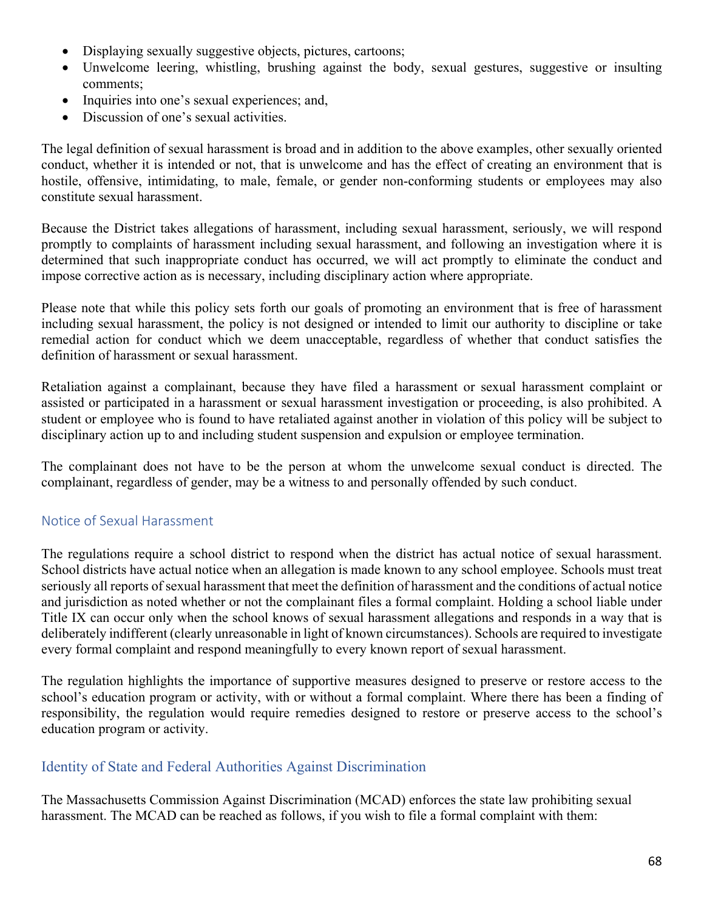- Displaying sexually suggestive objects, pictures, cartoons;
- Unwelcome leering, whistling, brushing against the body, sexual gestures, suggestive or insulting comments;
- Inquiries into one's sexual experiences; and,
- Discussion of one's sexual activities.

The legal definition of sexual harassment is broad and in addition to the above examples, other sexually oriented conduct, whether it is intended or not, that is unwelcome and has the effect of creating an environment that is hostile, offensive, intimidating, to male, female, or gender non-conforming students or employees may also constitute sexual harassment.

Because the District takes allegations of harassment, including sexual harassment, seriously, we will respond promptly to complaints of harassment including sexual harassment, and following an investigation where it is determined that such inappropriate conduct has occurred, we will act promptly to eliminate the conduct and impose corrective action as is necessary, including disciplinary action where appropriate.

Please note that while this policy sets forth our goals of promoting an environment that is free of harassment including sexual harassment, the policy is not designed or intended to limit our authority to discipline or take remedial action for conduct which we deem unacceptable, regardless of whether that conduct satisfies the definition of harassment or sexual harassment.

Retaliation against a complainant, because they have filed a harassment or sexual harassment complaint or assisted or participated in a harassment or sexual harassment investigation or proceeding, is also prohibited. A student or employee who is found to have retaliated against another in violation of this policy will be subject to disciplinary action up to and including student suspension and expulsion or employee termination.

The complainant does not have to be the person at whom the unwelcome sexual conduct is directed. The complainant, regardless of gender, may be a witness to and personally offended by such conduct.

## Notice of Sexual Harassment

The regulations require a school district to respond when the district has actual notice of sexual harassment. School districts have actual notice when an allegation is made known to any school employee. Schools must treat seriously all reports of sexual harassment that meet the definition of harassment and the conditions of actual notice and jurisdiction as noted whether or not the complainant files a formal complaint. Holding a school liable under Title IX can occur only when the school knows of sexual harassment allegations and responds in a way that is deliberately indifferent (clearly unreasonable in light of known circumstances). Schools are required to investigate every formal complaint and respond meaningfully to every known report of sexual harassment.

The regulation highlights the importance of supportive measures designed to preserve or restore access to the school's education program or activity, with or without a formal complaint. Where there has been a finding of responsibility, the regulation would require remedies designed to restore or preserve access to the school's education program or activity.

## Identity of State and Federal Authorities Against Discrimination

The Massachusetts Commission Against Discrimination (MCAD) enforces the state law prohibiting sexual harassment. The MCAD can be reached as follows, if you wish to file a formal complaint with them: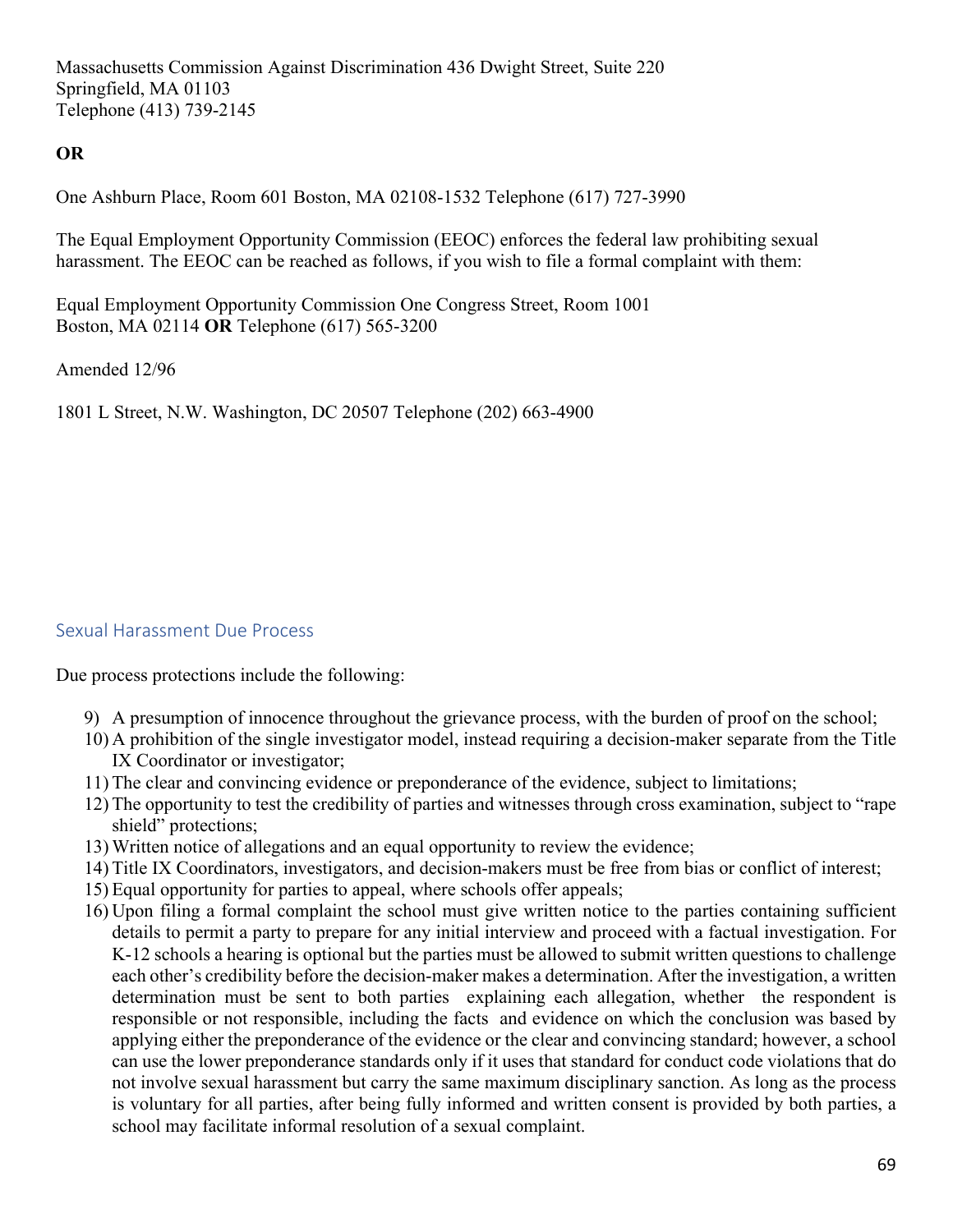Massachusetts Commission Against Discrimination 436 Dwight Street, Suite 220
Springfield, MA 01103
Telephone (413) 739-2145

**OR**

One Ashburn Place, Room 601 Boston, MA 02108-1532 Telephone (617) 727-3990

The Equal Employment Opportunity Commission (EEOC) enforces the federal law prohibiting sexual harassment. The EEOC can be reached as follows, if you wish to file a formal complaint with them:

Equal Employment Opportunity Commission One Congress Street, Room 1001
Boston, MA 02114 **OR** Telephone (617) 565-3200

Amended 12/96

1801 L Street, N.W. Washington, DC 20507 Telephone (202) 663-4900

## Sexual Harassment Due Process

Due process protections include the following:

9) A presumption of innocence throughout the grievance process, with the burden of proof on the school;
10) A prohibition of the single investigator model, instead requiring a decision-maker separate from the Title IX Coordinator or investigator;
11) The clear and convincing evidence or preponderance of the evidence, subject to limitations;
12) The opportunity to test the credibility of parties and witnesses through cross examination, subject to "rape shield" protections;
13) Written notice of allegations and an equal opportunity to review the evidence;
14) Title IX Coordinators, investigators, and decision-makers must be free from bias or conflict of interest;
15) Equal opportunity for parties to appeal, where schools offer appeals;
16) Upon filing a formal complaint the school must give written notice to the parties containing sufficient details to permit a party to prepare for any initial interview and proceed with a factual investigation. For K-12 schools a hearing is optional but the parties must be allowed to submit written questions to challenge each other's credibility before the decision-maker makes a determination. After the investigation, a written determination must be sent to both parties explaining each allegation, whether the respondent is responsible or not responsible, including the facts and evidence on which the conclusion was based by applying either the preponderance of the evidence or the clear and convincing standard; however, a school can use the lower preponderance standards only if it uses that standard for conduct code violations that do not involve sexual harassment but carry the same maximum disciplinary sanction. As long as the process is voluntary for all parties, after being fully informed and written consent is provided by both parties, a school may facilitate informal resolution of a sexual complaint.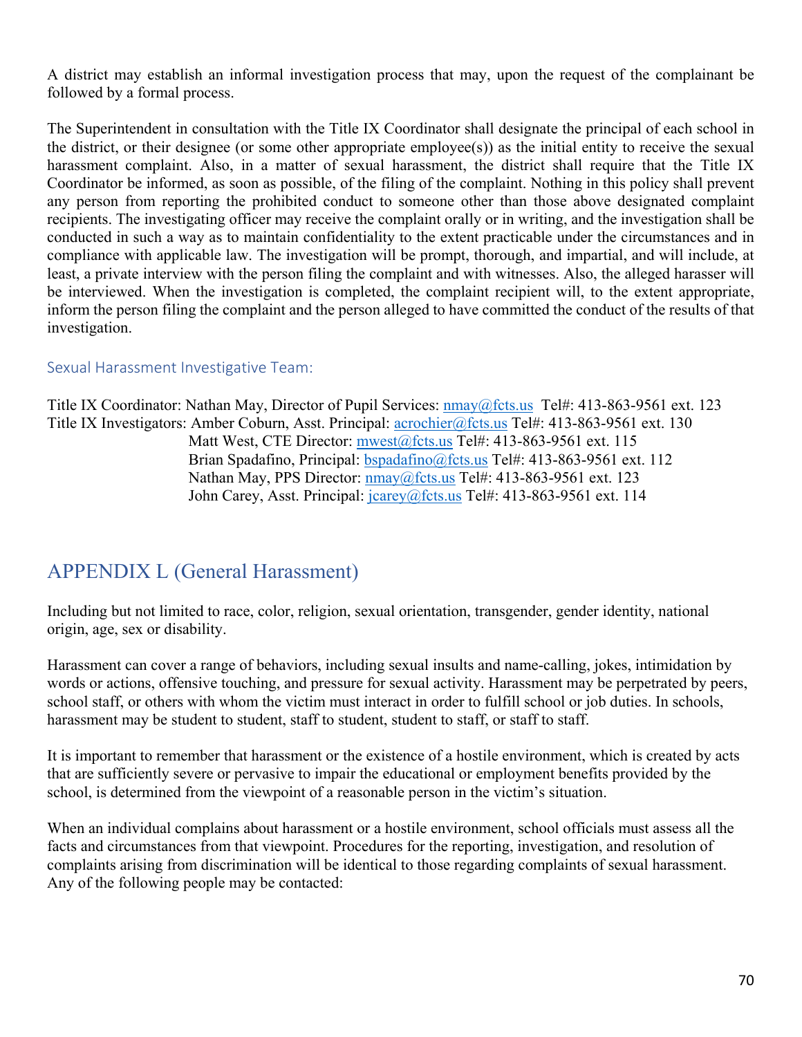A district may establish an informal investigation process that may, upon the request of the complainant be followed by a formal process.

The Superintendent in consultation with the Title IX Coordinator shall designate the principal of each school in the district, or their designee (or some other appropriate employee(s)) as the initial entity to receive the sexual harassment complaint. Also, in a matter of sexual harassment, the district shall require that the Title IX Coordinator be informed, as soon as possible, of the filing of the complaint. Nothing in this policy shall prevent any person from reporting the prohibited conduct to someone other than those above designated complaint recipients. The investigating officer may receive the complaint orally or in writing, and the investigation shall be conducted in such a way as to maintain confidentiality to the extent practicable under the circumstances and in compliance with applicable law. The investigation will be prompt, thorough, and impartial, and will include, at least, a private interview with the person filing the complaint and with witnesses. Also, the alleged harasser will be interviewed. When the investigation is completed, the complaint recipient will, to the extent appropriate, inform the person filing the complaint and the person alleged to have committed the conduct of the results of that investigation.

### Sexual Harassment Investigative Team:

Title IX Coordinator: Nathan May, Director of Pupil Services: nmay@fcts.us Tel#: 413-863-9561 ext. 123
Title IX Investigators: Amber Coburn, Asst. Principal: acrochier@fcts.us Tel#: 413-863-9561 ext. 130
Matt West, CTE Director: mwest@fcts.us Tel#: 413-863-9561 ext. 115
Brian Spadafino, Principal: bspadafino@fcts.us Tel#: 413-863-9561 ext. 112
Nathan May, PPS Director: nmay@fcts.us Tel#: 413-863-9561 ext. 123
John Carey, Asst. Principal: jcarey@fcts.us Tel#: 413-863-9561 ext. 114

## APPENDIX L (General Harassment)

Including but not limited to race, color, religion, sexual orientation, transgender, gender identity, national origin, age, sex or disability.

Harassment can cover a range of behaviors, including sexual insults and name-calling, jokes, intimidation by words or actions, offensive touching, and pressure for sexual activity. Harassment may be perpetrated by peers, school staff, or others with whom the victim must interact in order to fulfill school or job duties. In schools, harassment may be student to student, staff to student, student to staff, or staff to staff.

It is important to remember that harassment or the existence of a hostile environment, which is created by acts that are sufficiently severe or pervasive to impair the educational or employment benefits provided by the school, is determined from the viewpoint of a reasonable person in the victim's situation.

When an individual complains about harassment or a hostile environment, school officials must assess all the facts and circumstances from that viewpoint. Procedures for the reporting, investigation, and resolution of complaints arising from discrimination will be identical to those regarding complaints of sexual harassment. Any of the following people may be contacted: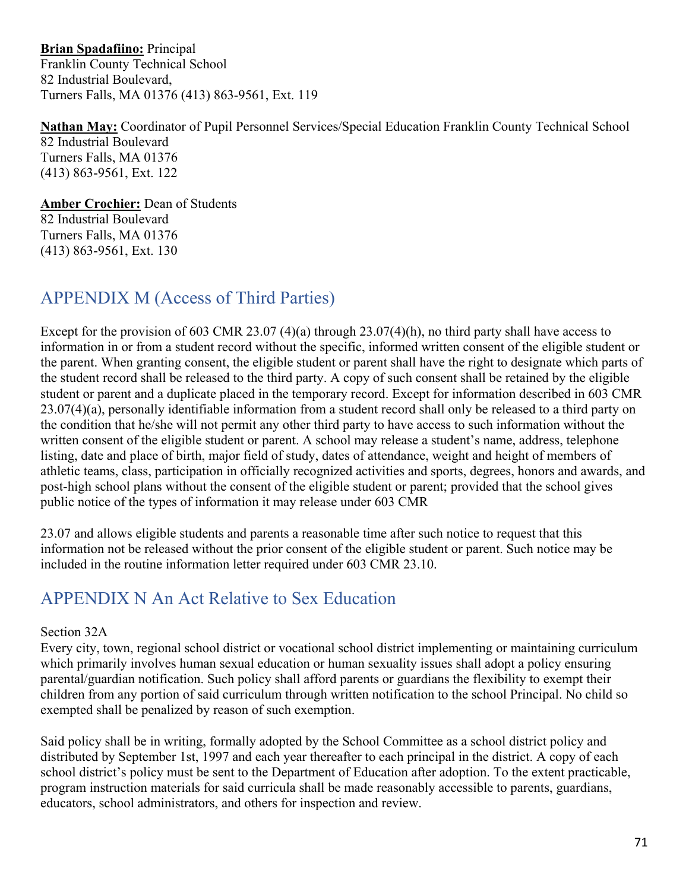**Brian Spadafiino:** Principal
Franklin County Technical School
82 Industrial Boulevard,
Turners Falls, MA 01376 (413) 863-9561, Ext. 119

**Nathan May:** Coordinator of Pupil Personnel Services/Special Education Franklin County Technical School
82 Industrial Boulevard
Turners Falls, MA 01376
(413) 863-9561, Ext. 122

**Amber Crochier:** Dean of Students
82 Industrial Boulevard
Turners Falls, MA 01376
(413) 863-9561, Ext. 130

## APPENDIX M (Access of Third Parties)

Except for the provision of 603 CMR 23.07 (4)(a) through 23.07(4)(h), no third party shall have access to information in or from a student record without the specific, informed written consent of the eligible student or the parent. When granting consent, the eligible student or parent shall have the right to designate which parts of the student record shall be released to the third party. A copy of such consent shall be retained by the eligible student or parent and a duplicate placed in the temporary record. Except for information described in 603 CMR 23.07(4)(a), personally identifiable information from a student record shall only be released to a third party on the condition that he/she will not permit any other third party to have access to such information without the written consent of the eligible student or parent. A school may release a student's name, address, telephone listing, date and place of birth, major field of study, dates of attendance, weight and height of members of athletic teams, class, participation in officially recognized activities and sports, degrees, honors and awards, and post-high school plans without the consent of the eligible student or parent; provided that the school gives public notice of the types of information it may release under 603 CMR

23.07 and allows eligible students and parents a reasonable time after such notice to request that this information not be released without the prior consent of the eligible student or parent. Such notice may be included in the routine information letter required under 603 CMR 23.10.

## APPENDIX N An Act Relative to Sex Education

Section 32A
Every city, town, regional school district or vocational school district implementing or maintaining curriculum which primarily involves human sexual education or human sexuality issues shall adopt a policy ensuring parental/guardian notification. Such policy shall afford parents or guardians the flexibility to exempt their children from any portion of said curriculum through written notification to the school Principal. No child so exempted shall be penalized by reason of such exemption.

Said policy shall be in writing, formally adopted by the School Committee as a school district policy and distributed by September 1st, 1997 and each year thereafter to each principal in the district. A copy of each school district's policy must be sent to the Department of Education after adoption. To the extent practicable, program instruction materials for said curricula shall be made reasonably accessible to parents, guardians, educators, school administrators, and others for inspection and review.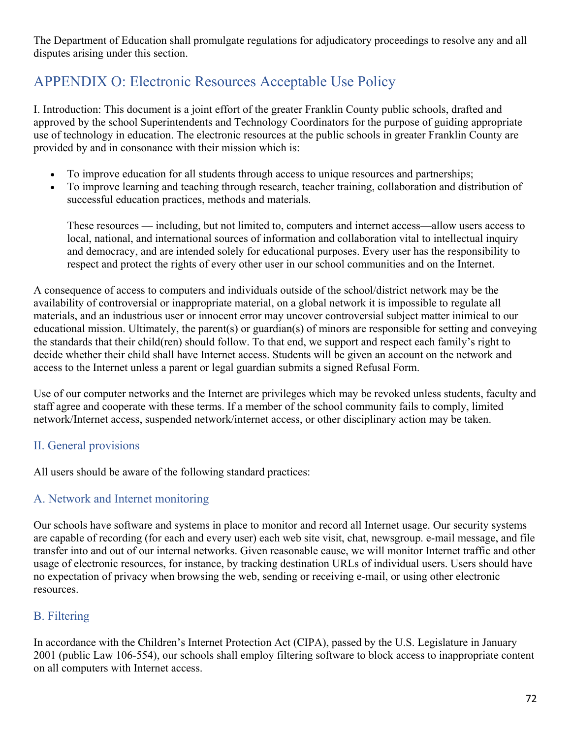The Department of Education shall promulgate regulations for adjudicatory proceedings to resolve any and all disputes arising under this section.

## APPENDIX O: Electronic Resources Acceptable Use Policy

I. Introduction: This document is a joint effort of the greater Franklin County public schools, drafted and approved by the school Superintendents and Technology Coordinators for the purpose of guiding appropriate use of technology in education. The electronic resources at the public schools in greater Franklin County are provided by and in consonance with their mission which is:

- To improve education for all students through access to unique resources and partnerships;
- To improve learning and teaching through research, teacher training, collaboration and distribution of successful education practices, methods and materials.

  These resources — including, but not limited to, computers and internet access—allow users access to local, national, and international sources of information and collaboration vital to intellectual inquiry and democracy, and are intended solely for educational purposes. Every user has the responsibility to respect and protect the rights of every other user in our school communities and on the Internet.

A consequence of access to computers and individuals outside of the school/district network may be the availability of controversial or inappropriate material, on a global network it is impossible to regulate all materials, and an industrious user or innocent error may uncover controversial subject matter inimical to our educational mission. Ultimately, the parent(s) or guardian(s) of minors are responsible for setting and conveying the standards that their child(ren) should follow. To that end, we support and respect each family's right to decide whether their child shall have Internet access. Students will be given an account on the network and access to the Internet unless a parent or legal guardian submits a signed Refusal Form.

Use of our computer networks and the Internet are privileges which may be revoked unless students, faculty and staff agree and cooperate with these terms. If a member of the school community fails to comply, limited network/Internet access, suspended network/internet access, or other disciplinary action may be taken.

### II. General provisions

All users should be aware of the following standard practices:

### A. Network and Internet monitoring

Our schools have software and systems in place to monitor and record all Internet usage. Our security systems are capable of recording (for each and every user) each web site visit, chat, newsgroup. e-mail message, and file transfer into and out of our internal networks. Given reasonable cause, we will monitor Internet traffic and other usage of electronic resources, for instance, by tracking destination URLs of individual users. Users should have no expectation of privacy when browsing the web, sending or receiving e-mail, or using other electronic resources.

### B. Filtering

In accordance with the Children's Internet Protection Act (CIPA), passed by the U.S. Legislature in January 2001 (public Law 106-554), our schools shall employ filtering software to block access to inappropriate content on all computers with Internet access.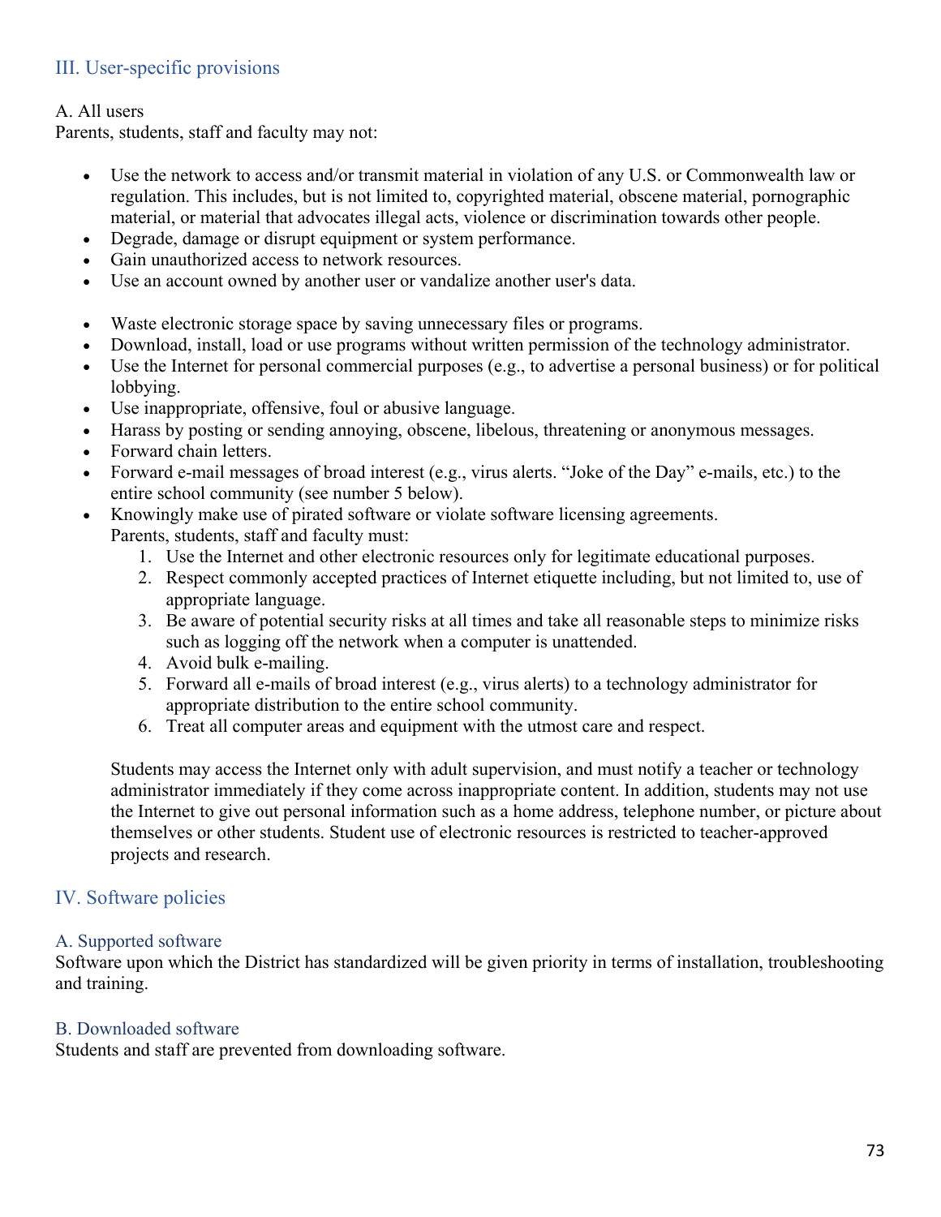## III. User-specific provisions

A. All users
Parents, students, staff and faculty may not:

- Use the network to access and/or transmit material in violation of any U.S. or Commonwealth law or regulation. This includes, but is not limited to, copyrighted material, obscene material, pornographic material, or material that advocates illegal acts, violence or discrimination towards other people.
- Degrade, damage or disrupt equipment or system performance.
- Gain unauthorized access to network resources.
- Use an account owned by another user or vandalize another user's data.

- Waste electronic storage space by saving unnecessary files or programs.
- Download, install, load or use programs without written permission of the technology administrator.
- Use the Internet for personal commercial purposes (e.g., to advertise a personal business) or for political lobbying.
- Use inappropriate, offensive, foul or abusive language.
- Harass by posting or sending annoying, obscene, libelous, threatening or anonymous messages.
- Forward chain letters.
- Forward e-mail messages of broad interest (e.g., virus alerts. "Joke of the Day" e-mails, etc.) to the entire school community (see number 5 below).
- Knowingly make use of pirated software or violate software licensing agreements.
  Parents, students, staff and faculty must:
  1. Use the Internet and other electronic resources only for legitimate educational purposes.
  2. Respect commonly accepted practices of Internet etiquette including, but not limited to, use of appropriate language.
  3. Be aware of potential security risks at all times and take all reasonable steps to minimize risks such as logging off the network when a computer is unattended.
  4. Avoid bulk e-mailing.
  5. Forward all e-mails of broad interest (e.g., virus alerts) to a technology administrator for appropriate distribution to the entire school community.
  6. Treat all computer areas and equipment with the utmost care and respect.

  Students may access the Internet only with adult supervision, and must notify a teacher or technology administrator immediately if they come across inappropriate content. In addition, students may not use the Internet to give out personal information such as a home address, telephone number, or picture about themselves or other students. Student use of electronic resources is restricted to teacher-approved projects and research.

## IV. Software policies

### A. Supported software

Software upon which the District has standardized will be given priority in terms of installation, troubleshooting and training.

### B. Downloaded software

Students and staff are prevented from downloading software.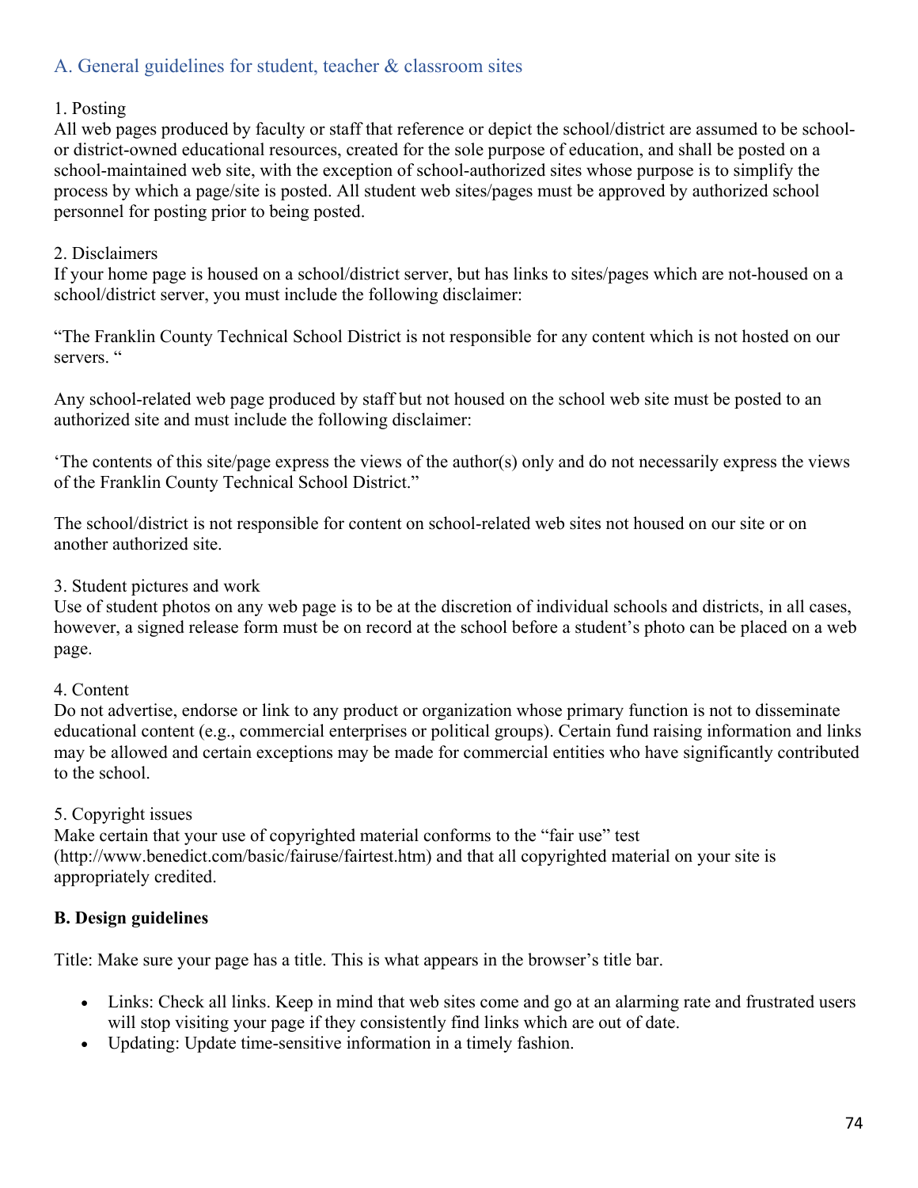## A. General guidelines for student, teacher & classroom sites

1. Posting

All web pages produced by faculty or staff that reference or depict the school/district are assumed to be school- or district-owned educational resources, created for the sole purpose of education, and shall be posted on a school-maintained web site, with the exception of school-authorized sites whose purpose is to simplify the process by which a page/site is posted. All student web sites/pages must be approved by authorized school personnel for posting prior to being posted.

2. Disclaimers

If your home page is housed on a school/district server, but has links to sites/pages which are not-housed on a school/district server, you must include the following disclaimer:

"The Franklin County Technical School District is not responsible for any content which is not hosted on our servers. "

Any school-related web page produced by staff but not housed on the school web site must be posted to an authorized site and must include the following disclaimer:

'The contents of this site/page express the views of the author(s) only and do not necessarily express the views of the Franklin County Technical School District."

The school/district is not responsible for content on school-related web sites not housed on our site or on another authorized site.

3. Student pictures and work

Use of student photos on any web page is to be at the discretion of individual schools and districts, in all cases, however, a signed release form must be on record at the school before a student's photo can be placed on a web page.

4. Content

Do not advertise, endorse or link to any product or organization whose primary function is not to disseminate educational content (e.g., commercial enterprises or political groups). Certain fund raising information and links may be allowed and certain exceptions may be made for commercial entities who have significantly contributed to the school.

5. Copyright issues

Make certain that your use of copyrighted material conforms to the "fair use" test (http://www.benedict.com/basic/fairuse/fairtest.htm) and that all copyrighted material on your site is appropriately credited.

**B. Design guidelines**

Title: Make sure your page has a title. This is what appears in the browser's title bar.

- Links: Check all links. Keep in mind that web sites come and go at an alarming rate and frustrated users will stop visiting your page if they consistently find links which are out of date.
- Updating: Update time-sensitive information in a timely fashion.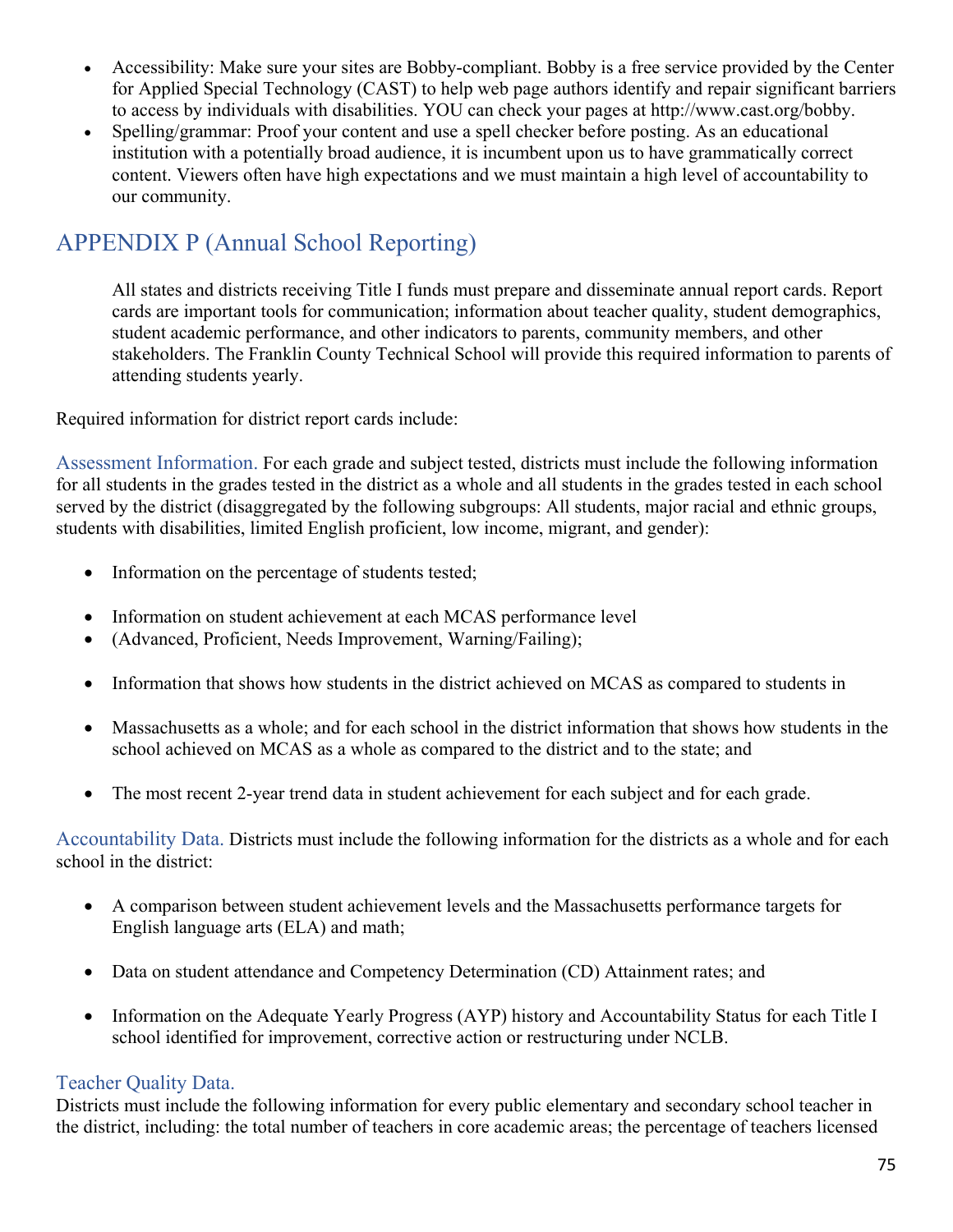- Accessibility: Make sure your sites are Bobby-compliant. Bobby is a free service provided by the Center for Applied Special Technology (CAST) to help web page authors identify and repair significant barriers to access by individuals with disabilities. YOU can check your pages at http://www.cast.org/bobby.
- Spelling/grammar: Proof your content and use a spell checker before posting. As an educational institution with a potentially broad audience, it is incumbent upon us to have grammatically correct content. Viewers often have high expectations and we must maintain a high level of accountability to our community.

# APPENDIX P (Annual School Reporting)

All states and districts receiving Title I funds must prepare and disseminate annual report cards. Report cards are important tools for communication; information about teacher quality, student demographics, student academic performance, and other indicators to parents, community members, and other stakeholders. The Franklin County Technical School will provide this required information to parents of attending students yearly.

Required information for district report cards include:

### Assessment Information.

For each grade and subject tested, districts must include the following information for all students in the grades tested in the district as a whole and all students in the grades tested in each school served by the district (disaggregated by the following subgroups: All students, major racial and ethnic groups, students with disabilities, limited English proficient, low income, migrant, and gender):

- Information on the percentage of students tested;
- Information on student achievement at each MCAS performance level
- (Advanced, Proficient, Needs Improvement, Warning/Failing);
- Information that shows how students in the district achieved on MCAS as compared to students in
- Massachusetts as a whole; and for each school in the district information that shows how students in the school achieved on MCAS as a whole as compared to the district and to the state; and
- The most recent 2-year trend data in student achievement for each subject and for each grade.

### Accountability Data.

Districts must include the following information for the districts as a whole and for each school in the district:

- A comparison between student achievement levels and the Massachusetts performance targets for English language arts (ELA) and math;
- Data on student attendance and Competency Determination (CD) Attainment rates; and
- Information on the Adequate Yearly Progress (AYP) history and Accountability Status for each Title I school identified for improvement, corrective action or restructuring under NCLB.

### Teacher Quality Data.

Districts must include the following information for every public elementary and secondary school teacher in the district, including: the total number of teachers in core academic areas; the percentage of teachers licensed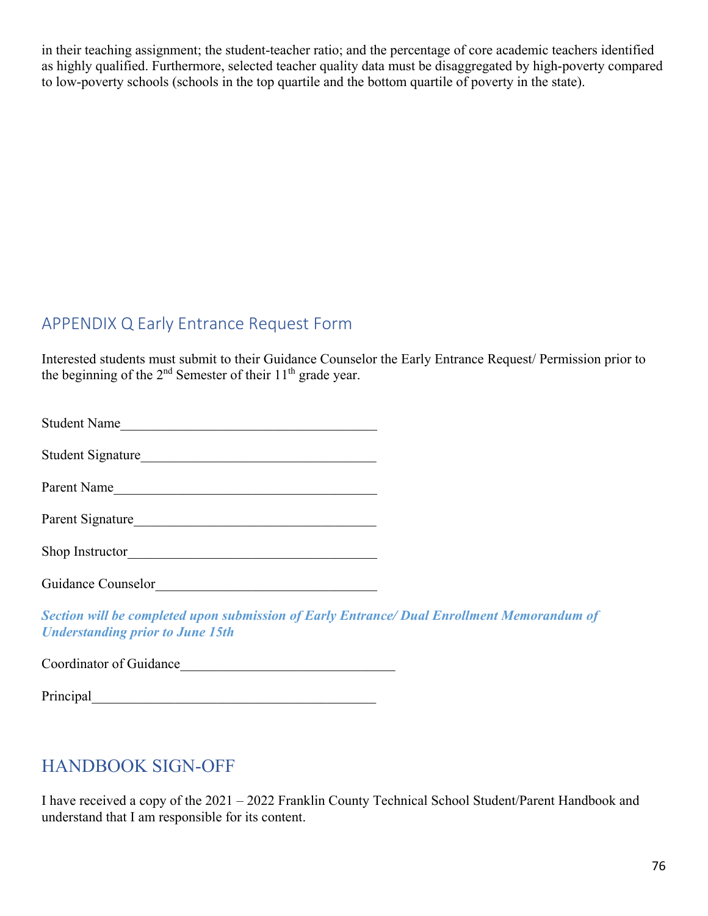in their teaching assignment; the student-teacher ratio; and the percentage of core academic teachers identified as highly qualified. Furthermore, selected teacher quality data must be disaggregated by high-poverty compared to low-poverty schools (schools in the top quartile and the bottom quartile of poverty in the state).

## APPENDIX Q Early Entrance Request Form

Interested students must submit to their Guidance Counselor the Early Entrance Request/ Permission prior to the beginning of the 2nd Semester of their 11th grade year.

Student Name_____________________________________

Student Signature_________________________________

Parent Name______________________________________

Parent Signature___________________________________

Shop Instructor____________________________________

Guidance Counselor_______________________________

***Section will be completed upon submission of Early Entrance/ Dual Enrollment Memorandum of Understanding prior to June 15th***

Coordinator of Guidance______________________________

Principal__________________________________________

## HANDBOOK SIGN-OFF

I have received a copy of the 2021 – 2022 Franklin County Technical School Student/Parent Handbook and understand that I am responsible for its content.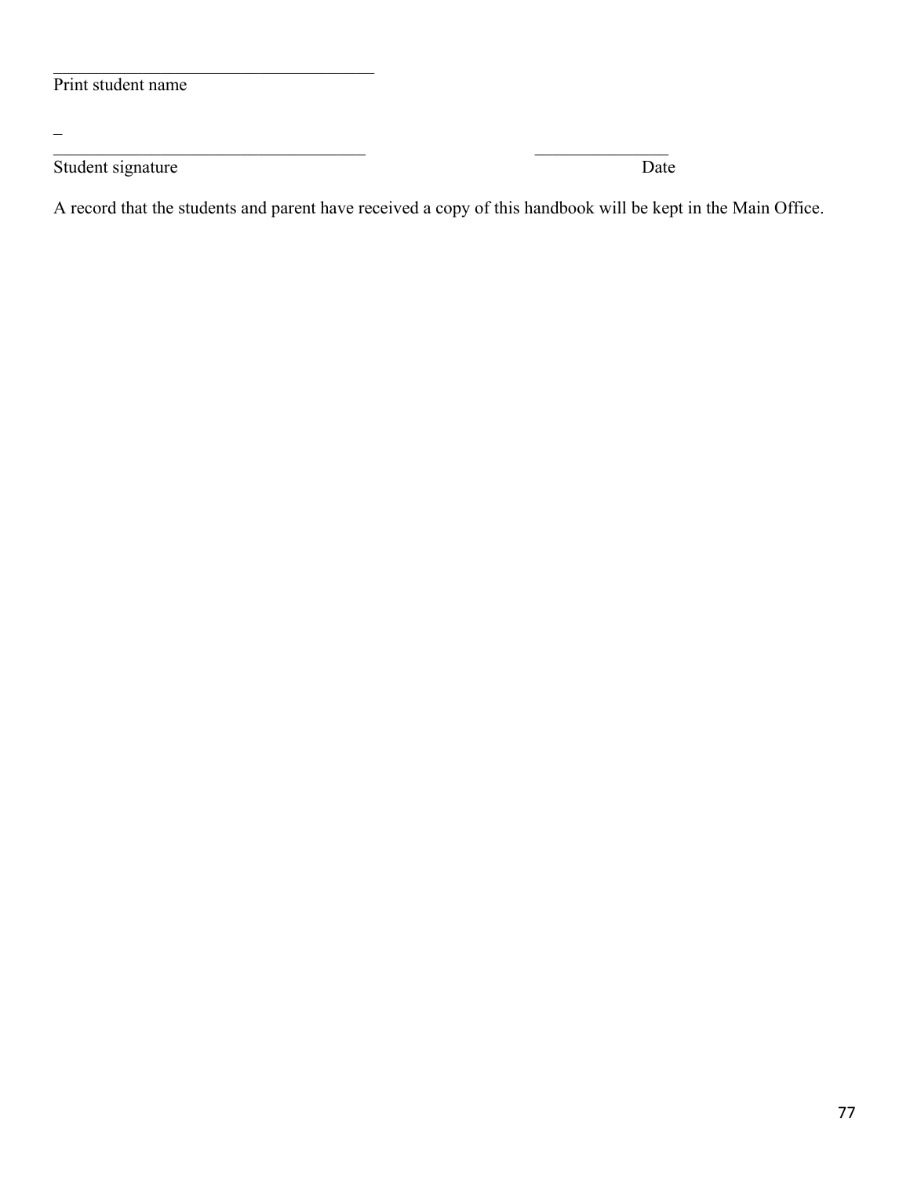\_\_\_\_\_\_\_\_\_\_\_\_\_\_\_\_\_\_\_\_\_\_\_\_\_\_\_\_\_\_\_\_\_\_\_\_\_\_
Print student name

\_

\_\_\_\_\_\_\_\_\_\_\_\_\_\_\_\_\_\_\_\_\_\_\_\_\_\_\_\_\_\_\_\_\_\_\_\_\_\_ \_\_\_\_\_\_\_\_\_\_\_\_\_\_\_\_
Student signature Date

A record that the students and parent have received a copy of this handbook will be kept in the Main Office.